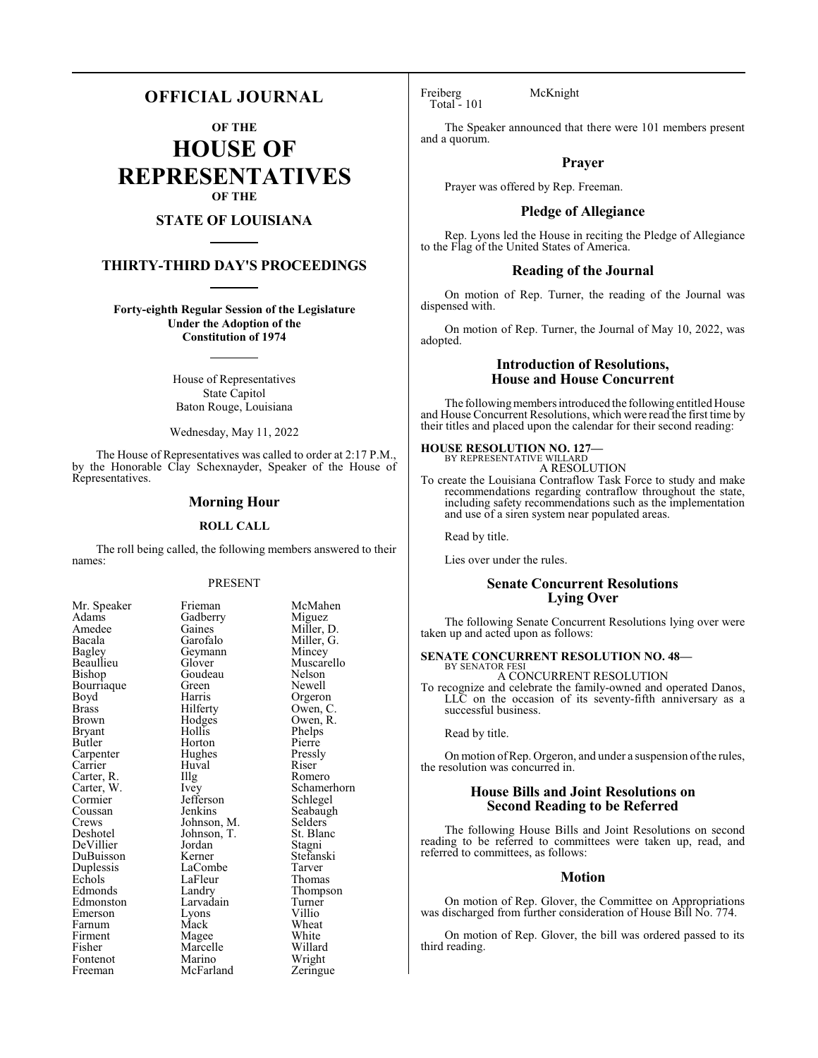# OFFICIAL JOURNAL

**OF THE**

# HOUSE OF REPRESENTATIVES

**OF THE**

## STATE OF LOUISIANA

## THIRTY-THIRD DAY'S PROCEEDINGS

**Forty-eighth Regular Session of the Legislature Under the Adoption of the Constitution of 1974**

House of Representatives
State Capitol
Baton Rouge, Louisiana

Wednesday, May 11, 2022

The House of Representatives was called to order at 2:17 P.M., by the Honorable Clay Schexnayder, Speaker of the House of Representatives.

## Morning Hour

### ROLL CALL

The roll being called, the following members answered to their names:

PRESENT

| | | |
|---|---|---|
| Mr. Speaker | Frieman | McMahen |
| Adams | Gadberry | Miguez |
| Amedee | Gaines | Miller, D. |
| Bacala | Garofalo | Miller, G. |
| Bagley | Geymann | Mincey |
| Beaullieu | Glover | Muscarello |
| Bishop | Goudeau | Nelson |
| Bourriaque | Green | Newell |
| Boyd | Harris | Orgeron |
| Brass | Hilferty | Owen, C. |
| Brown | Hodges | Owen, R. |
| Bryant | Hollis | Phelps |
| Butler | Horton | Pierre |
| Carpenter | Hughes | Pressly |
| Carrier | Huval | Riser |
| Carter, R. | Illg | Romero |
| Carter, W. | Ivey | Schamerhorn |
| Cormier | Jefferson | Schlegel |
| Coussan | Jenkins | Seabaugh |
| Crews | Johnson, M. | Selders |
| Deshotel | Johnson, T. | St. Blanc |
| DeVillier | Jordan | Stagni |
| DuBuisson | Kerner | Stefanski |
| Duplessis | LaCombe | Tarver |
| Echols | LaFleur | Thomas |
| Edmonds | Landry | Thompson |
| Edmonston | Larvadain | Turner |
| Emerson | Lyons | Villio |
| Farnum | Mack | Wheat |
| Firment | Magee | White |
| Fisher | Marcelle | Willard |
| Fontenot | Marino | Wright |
| Freeman | McFarland | Zeringue |
| Freiberg | McKnight | |

Total - 101

The Speaker announced that there were 101 members present and a quorum.

## Prayer

Prayer was offered by Rep. Freeman.

## Pledge of Allegiance

Rep. Lyons led the House in reciting the Pledge of Allegiance to the Flag of the United States of America.

## Reading of the Journal

On motion of Rep. Turner, the reading of the Journal was dispensed with.

On motion of Rep. Turner, the Journal of May 10, 2022, was adopted.

## Introduction of Resolutions, House and House Concurrent

The following members introduced the following entitled House and House Concurrent Resolutions, which were read the first time by their titles and placed upon the calendar for their second reading:

**HOUSE RESOLUTION NO. 127—**
BY REPRESENTATIVE WILLARD
A RESOLUTION

To create the Louisiana Contraflow Task Force to study and make recommendations regarding contraflow throughout the state, including safety recommendations such as the implementation and use of a siren system near populated areas.

Read by title.

Lies over under the rules.

## Senate Concurrent Resolutions Lying Over

The following Senate Concurrent Resolutions lying over were taken up and acted upon as follows:

**SENATE CONCURRENT RESOLUTION NO. 48—**
BY SENATOR FESI
A CONCURRENT RESOLUTION

To recognize and celebrate the family-owned and operated Danos, LLC on the occasion of its seventy-fifth anniversary as a successful business.

Read by title.

On motion of Rep. Orgeron, and under a suspension of the rules, the resolution was concurred in.

## House Bills and Joint Resolutions on Second Reading to be Referred

The following House Bills and Joint Resolutions on second reading to be referred to committees were taken up, read, and referred to committees, as follows:

## Motion

On motion of Rep. Glover, the Committee on Appropriations was discharged from further consideration of House Bill No. 774.

On motion of Rep. Glover, the bill was ordered passed to its third reading.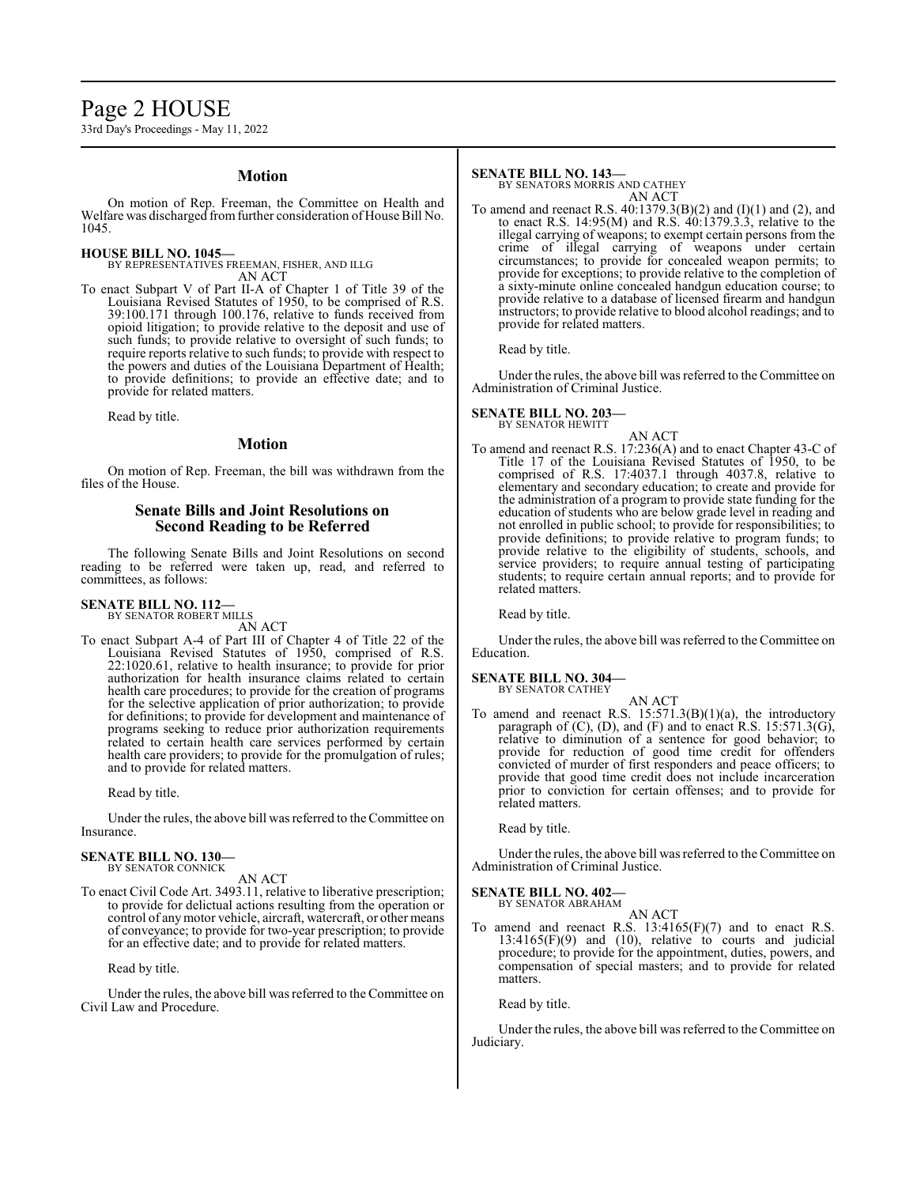## Motion

On motion of Rep. Freeman, the Committee on Health and Welfare was discharged from further consideration of House Bill No. 1045.

**HOUSE BILL NO. 1045—**
BY REPRESENTATIVES FREEMAN, FISHER, AND ILLG
AN ACT

To enact Subpart V of Part II-A of Chapter 1 of Title 39 of the Louisiana Revised Statutes of 1950, to be comprised of R.S. 39:100.171 through 100.176, relative to funds received from opioid litigation; to provide relative to the deposit and use of such funds; to provide relative to oversight of such funds; to require reports relative to such funds; to provide with respect to the powers and duties of the Louisiana Department of Health; to provide definitions; to provide an effective date; and to provide for related matters.

Read by title.

## Motion

On motion of Rep. Freeman, the bill was withdrawn from the files of the House.

## Senate Bills and Joint Resolutions on Second Reading to be Referred

The following Senate Bills and Joint Resolutions on second reading to be referred were taken up, read, and referred to committees, as follows:

**SENATE BILL NO. 112—**
BY SENATOR ROBERT MILLS
AN ACT

To enact Subpart A-4 of Part III of Chapter 4 of Title 22 of the Louisiana Revised Statutes of 1950, comprised of R.S. 22:1020.61, relative to health insurance; to provide for prior authorization for health insurance claims related to certain health care procedures; to provide for the creation of programs for the selective application of prior authorization; to provide for definitions; to provide for development and maintenance of programs seeking to reduce prior authorization requirements related to certain health care services performed by certain health care providers; to provide for the promulgation of rules; and to provide for related matters.

Read by title.

Under the rules, the above bill was referred to the Committee on Insurance.

**SENATE BILL NO. 130—**
BY SENATOR CONNICK
AN ACT

To enact Civil Code Art. 3493.11, relative to liberative prescription; to provide for delictual actions resulting from the operation or control of any motor vehicle, aircraft, watercraft, or other means of conveyance; to provide for two-year prescription; to provide for an effective date; and to provide for related matters.

Read by title.

Under the rules, the above bill was referred to the Committee on Civil Law and Procedure.

**SENATE BILL NO. 143—**
BY SENATORS MORRIS AND CATHEY
AN ACT

To amend and reenact R.S. 40:1379.3(B)(2) and (I)(1) and (2), and to enact R.S. 14:95(M) and R.S. 40:1379.3.3, relative to the illegal carrying of weapons; to exempt certain persons from the crime of illegal carrying of weapons under certain circumstances; to provide for concealed weapon permits; to provide for exceptions; to provide relative to the completion of a sixty-minute online concealed handgun education course; to provide relative to a database of licensed firearm and handgun instructors; to provide relative to blood alcohol readings; and to provide for related matters.

Read by title.

Under the rules, the above bill was referred to the Committee on Administration of Criminal Justice.

**SENATE BILL NO. 203—**
BY SENATOR HEWITT
AN ACT

To amend and reenact R.S. 17:236(A) and to enact Chapter 43-C of Title 17 of the Louisiana Revised Statutes of 1950, to be comprised of R.S. 17:4037.1 through 4037.8, relative to elementary and secondary education; to create and provide for the administration of a program to provide state funding for the education of students who are below grade level in reading and not enrolled in public school; to provide for responsibilities; to provide definitions; to provide relative to program funds; to provide relative to the eligibility of students, schools, and service providers; to require annual testing of participating students; to require certain annual reports; and to provide for related matters.

Read by title.

Under the rules, the above bill was referred to the Committee on Education.

**SENATE BILL NO. 304—**
BY SENATOR CATHEY
AN ACT

To amend and reenact R.S. 15:571.3(B)(1)(a), the introductory paragraph of (C), (D), and (F) and to enact R.S. 15:571.3(G), relative to diminution of a sentence for good behavior; to provide for reduction of good time credit for offenders convicted of murder of first responders and peace officers; to provide that good time credit does not include incarceration prior to conviction for certain offenses; and to provide for related matters.

Read by title.

Under the rules, the above bill was referred to the Committee on Administration of Criminal Justice.

**SENATE BILL NO. 402—**
BY SENATOR ABRAHAM
AN ACT

To amend and reenact R.S. 13:4165(F)(7) and to enact R.S. 13:4165(F)(9) and (10), relative to courts and judicial procedure; to provide for the appointment, duties, powers, and compensation of special masters; and to provide for related matters.

Read by title.

Under the rules, the above bill was referred to the Committee on Judiciary.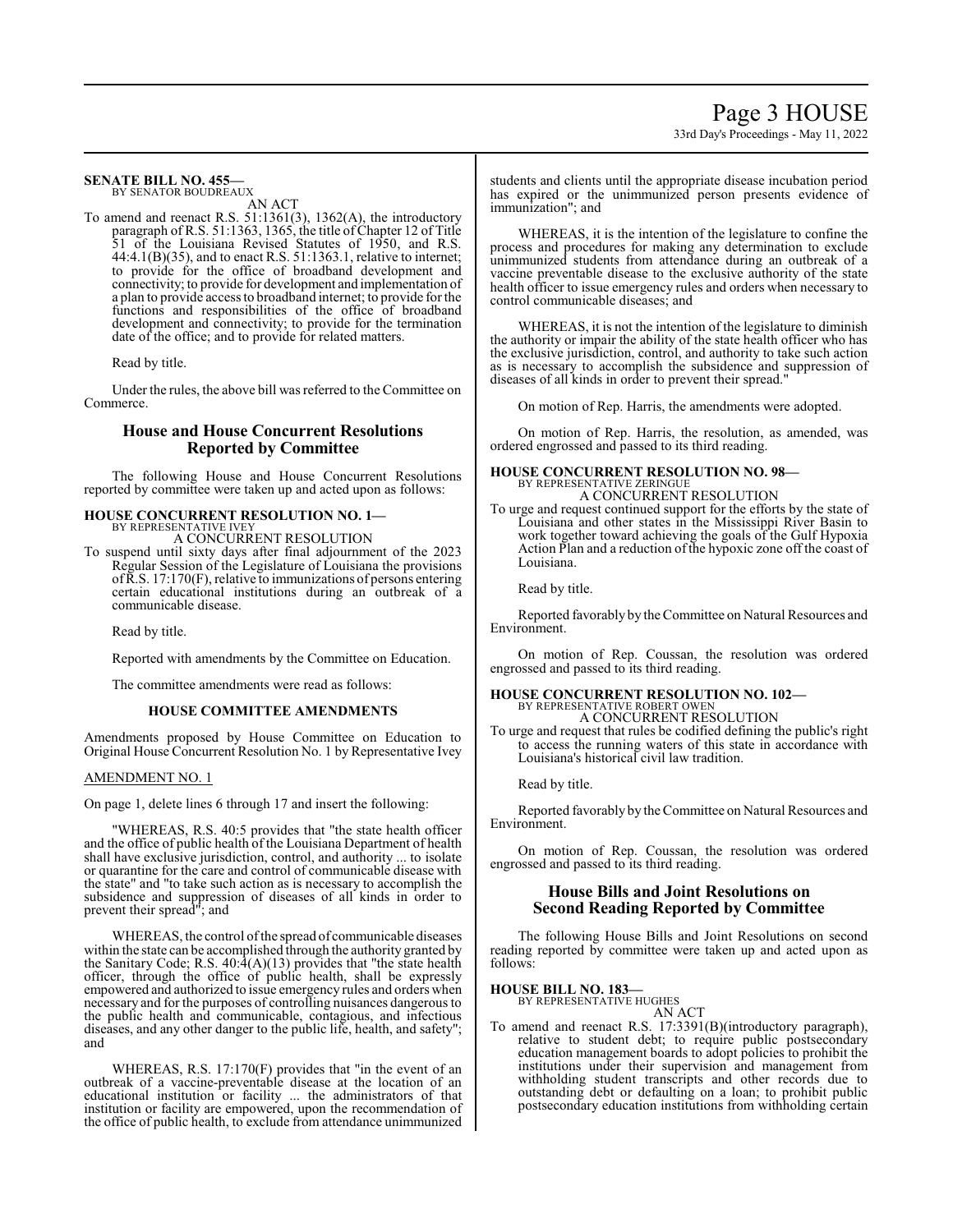**SENATE BILL NO. 455—**
BY SENATOR BOUDREAUX

AN ACT

To amend and reenact R.S. 51:1361(3), 1362(A), the introductory paragraph of R.S. 51:1363, 1365, the title of Chapter 12 of Title 51 of the Louisiana Revised Statutes of 1950, and R.S. 44:4.1(B)(35), and to enact R.S. 51:1363.1, relative to internet; to provide for the office of broadband development and connectivity; to provide for development and implementation of a plan to provide access to broadband internet; to provide for the functions and responsibilities of the office of broadband development and connectivity; to provide for the termination date of the office; and to provide for related matters.

Read by title.

Under the rules, the above bill was referred to the Committee on Commerce.

## House and House Concurrent Resolutions Reported by Committee

The following House and House Concurrent Resolutions reported by committee were taken up and acted upon as follows:

**HOUSE CONCURRENT RESOLUTION NO. 1—**
BY REPRESENTATIVE IVEY

A CONCURRENT RESOLUTION

To suspend until sixty days after final adjournment of the 2023 Regular Session of the Legislature of Louisiana the provisions of R.S. 17:170(F), relative to immunizations of persons entering certain educational institutions during an outbreak of a communicable disease.

Read by title.

Reported with amendments by the Committee on Education.

The committee amendments were read as follows:

### HOUSE COMMITTEE AMENDMENTS

Amendments proposed by House Committee on Education to Original House Concurrent Resolution No. 1 by Representative Ivey

AMENDMENT NO. 1

On page 1, delete lines 6 through 17 and insert the following:

"WHEREAS, R.S. 40:5 provides that "the state health officer and the office of public health of the Louisiana Department of health shall have exclusive jurisdiction, control, and authority ... to isolate or quarantine for the care and control of communicable disease with the state" and "to take such action as is necessary to accomplish the subsidence and suppression of diseases of all kinds in order to prevent their spread"; and

WHEREAS, the control of the spread of communicable diseases within the state can be accomplished through the authority granted by the Sanitary Code; R.S. 40:4(A)(13) provides that "the state health officer, through the office of public health, shall be expressly empowered and authorized to issue emergency rules and orders when necessary and for the purposes of controlling nuisances dangerous to the public health and communicable, contagious, and infectious diseases, and any other danger to the public life, health, and safety"; and

WHEREAS, R.S. 17:170(F) provides that "in the event of an outbreak of a vaccine-preventable disease at the location of an educational institution or facility ... the administrators of that institution or facility are empowered, upon the recommendation of the office of public health, to exclude from attendance unimmunized students and clients until the appropriate disease incubation period has expired or the unimmunized person presents evidence of immunization"; and

WHEREAS, it is the intention of the legislature to confine the process and procedures for making any determination to exclude unimmunized students from attendance during an outbreak of a vaccine preventable disease to the exclusive authority of the state health officer to issue emergency rules and orders when necessary to control communicable diseases; and

WHEREAS, it is not the intention of the legislature to diminish the authority or impair the ability of the state health officer who has the exclusive jurisdiction, control, and authority to take such action as is necessary to accomplish the subsidence and suppression of diseases of all kinds in order to prevent their spread."

On motion of Rep. Harris, the amendments were adopted.

On motion of Rep. Harris, the resolution, as amended, was ordered engrossed and passed to its third reading.

**HOUSE CONCURRENT RESOLUTION NO. 98—**
BY REPRESENTATIVE ZERINGUE

A CONCURRENT RESOLUTION

To urge and request continued support for the efforts by the state of Louisiana and other states in the Mississippi River Basin to work together toward achieving the goals of the Gulf Hypoxia Action Plan and a reduction of the hypoxic zone off the coast of Louisiana.

Read by title.

Reported favorably by the Committee on Natural Resources and Environment.

On motion of Rep. Coussan, the resolution was ordered engrossed and passed to its third reading.

**HOUSE CONCURRENT RESOLUTION NO. 102—**
BY REPRESENTATIVE ROBERT OWEN

A CONCURRENT RESOLUTION

To urge and request that rules be codified defining the public's right to access the running waters of this state in accordance with Louisiana's historical civil law tradition.

Read by title.

Reported favorably by the Committee on Natural Resources and Environment.

On motion of Rep. Coussan, the resolution was ordered engrossed and passed to its third reading.

## House Bills and Joint Resolutions on Second Reading Reported by Committee

The following House Bills and Joint Resolutions on second reading reported by committee were taken up and acted upon as follows:

**HOUSE BILL NO. 183—**
BY REPRESENTATIVE HUGHES

AN ACT

To amend and reenact R.S. 17:3391(B)(introductory paragraph), relative to student debt; to require public postsecondary education management boards to adopt policies to prohibit the institutions under their supervision and management from withholding student transcripts and other records due to outstanding debt or defaulting on a loan; to prohibit public postsecondary education institutions from withholding certain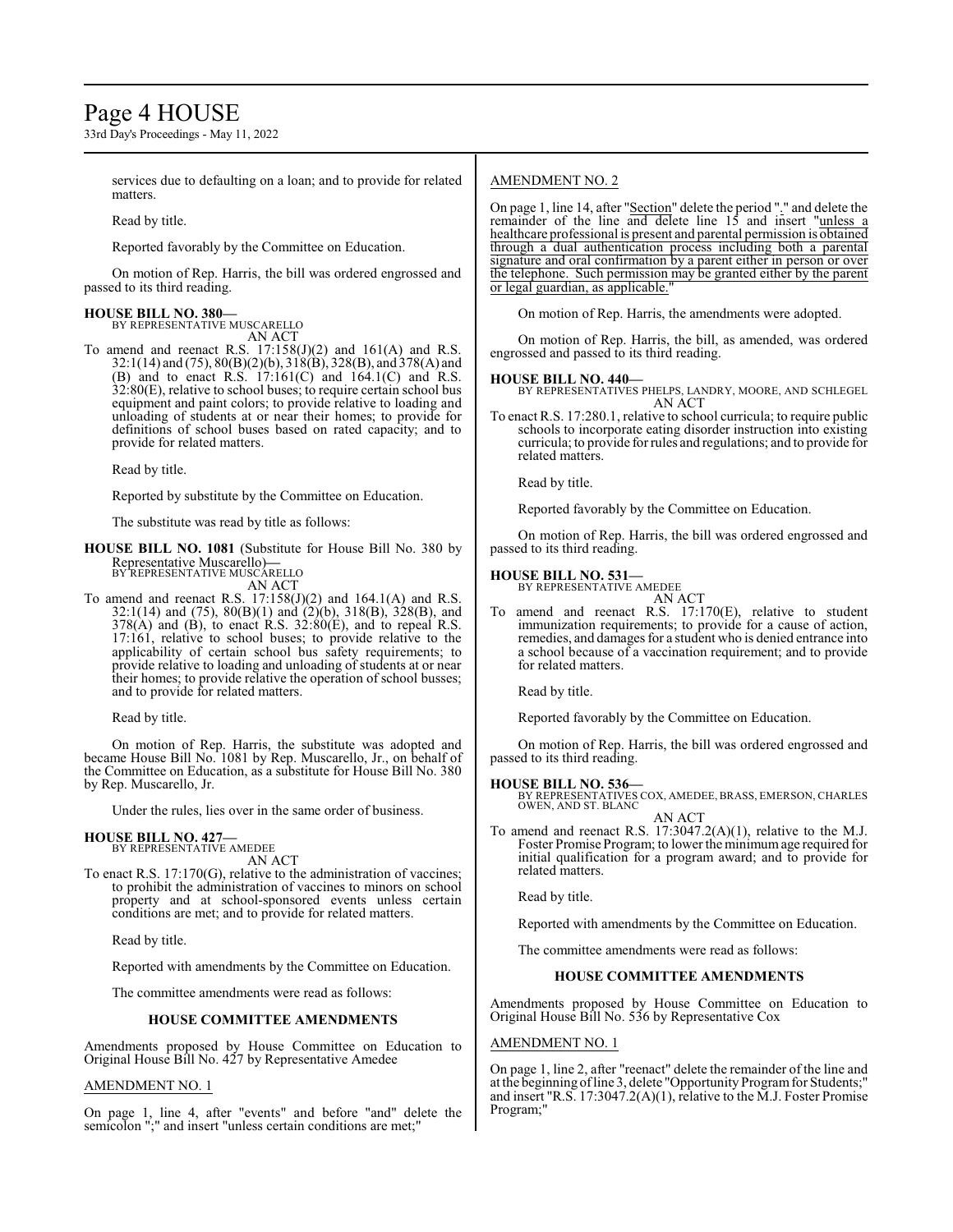services due to defaulting on a loan; and to provide for related matters.

Read by title.

Reported favorably by the Committee on Education.

On motion of Rep. Harris, the bill was ordered engrossed and passed to its third reading.

**HOUSE BILL NO. 380—**
BY REPRESENTATIVE MUSCARELLO
AN ACT

To amend and reenact R.S. 17:158(J)(2) and 161(A) and R.S. 32:1(14) and (75), 80(B)(2)(b), 318(B), 328(B), and 378(A) and (B) and to enact R.S. 17:161(C) and 164.1(C) and R.S. 32:80(E), relative to school buses; to require certain school bus equipment and paint colors; to provide relative to loading and unloading of students at or near their homes; to provide for definitions of school buses based on rated capacity; and to provide for related matters.

Read by title.

Reported by substitute by the Committee on Education.

The substitute was read by title as follows:

**HOUSE BILL NO. 1081** (Substitute for House Bill No. 380 by Representative Muscarello)**—**
BY REPRESENTATIVE MUSCARELLO
AN ACT

To amend and reenact R.S. 17:158(J)(2) and 164.1(A) and R.S. 32:1(14) and (75), 80(B)(1) and (2)(b), 318(B), 328(B), and 378(A) and (B), to enact R.S. 32:80(E), and to repeal R.S. 17:161, relative to school buses; to provide relative to the applicability of certain school bus safety requirements; to provide relative to loading and unloading of students at or near their homes; to provide relative the operation of school busses; and to provide for related matters.

Read by title.

On motion of Rep. Harris, the substitute was adopted and became House Bill No. 1081 by Rep. Muscarello, Jr., on behalf of the Committee on Education, as a substitute for House Bill No. 380 by Rep. Muscarello, Jr.

Under the rules, lies over in the same order of business.

**HOUSE BILL NO. 427—**
BY REPRESENTATIVE AMEDEE
AN ACT

To enact R.S. 17:170(G), relative to the administration of vaccines; to prohibit the administration of vaccines to minors on school property and at school-sponsored events unless certain conditions are met; and to provide for related matters.

Read by title.

Reported with amendments by the Committee on Education.

The committee amendments were read as follows:

**HOUSE COMMITTEE AMENDMENTS**

Amendments proposed by House Committee on Education to Original House Bill No. 427 by Representative Amedee

AMENDMENT NO. 1

On page 1, line 4, after "events" and before "and" delete the semicolon ";" and insert "unless certain conditions are met;"

AMENDMENT NO. 2

On page 1, line 14, after "Section" delete the period "." and delete the remainder of the line and delete line 15 and insert "unless a healthcare professional is present and parental permission is obtained through a dual authentication process including both a parental signature and oral confirmation by a parent either in person or over the telephone. Such permission may be granted either by the parent or legal guardian, as applicable."

On motion of Rep. Harris, the amendments were adopted.

On motion of Rep. Harris, the bill, as amended, was ordered engrossed and passed to its third reading.

**HOUSE BILL NO. 440—**
BY REPRESENTATIVES PHELPS, LANDRY, MOORE, AND SCHLEGEL
AN ACT

To enact R.S. 17:280.1, relative to school curricula; to require public schools to incorporate eating disorder instruction into existing curricula; to provide for rules and regulations; and to provide for related matters.

Read by title.

Reported favorably by the Committee on Education.

On motion of Rep. Harris, the bill was ordered engrossed and passed to its third reading.

**HOUSE BILL NO. 531—**
BY REPRESENTATIVE AMEDEE
AN ACT

To amend and reenact R.S. 17:170(E), relative to student immunization requirements; to provide for a cause of action, remedies, and damages for a student who is denied entrance into a school because of a vaccination requirement; and to provide for related matters.

Read by title.

Reported favorably by the Committee on Education.

On motion of Rep. Harris, the bill was ordered engrossed and passed to its third reading.

**HOUSE BILL NO. 536—**
BY REPRESENTATIVES COX, AMEDEE, BRASS, EMERSON, CHARLES OWEN, AND ST. BLANC
AN ACT

To amend and reenact R.S. 17:3047.2(A)(1), relative to the M.J. Foster Promise Program; to lower the minimum age required for initial qualification for a program award; and to provide for related matters.

Read by title.

Reported with amendments by the Committee on Education.

The committee amendments were read as follows:

**HOUSE COMMITTEE AMENDMENTS**

Amendments proposed by House Committee on Education to Original House Bill No. 536 by Representative Cox

AMENDMENT NO. 1

On page 1, line 2, after "reenact" delete the remainder of the line and at the beginning of line 3, delete "Opportunity Program for Students;" and insert "R.S. 17:3047.2(A)(1), relative to the M.J. Foster Promise Program;"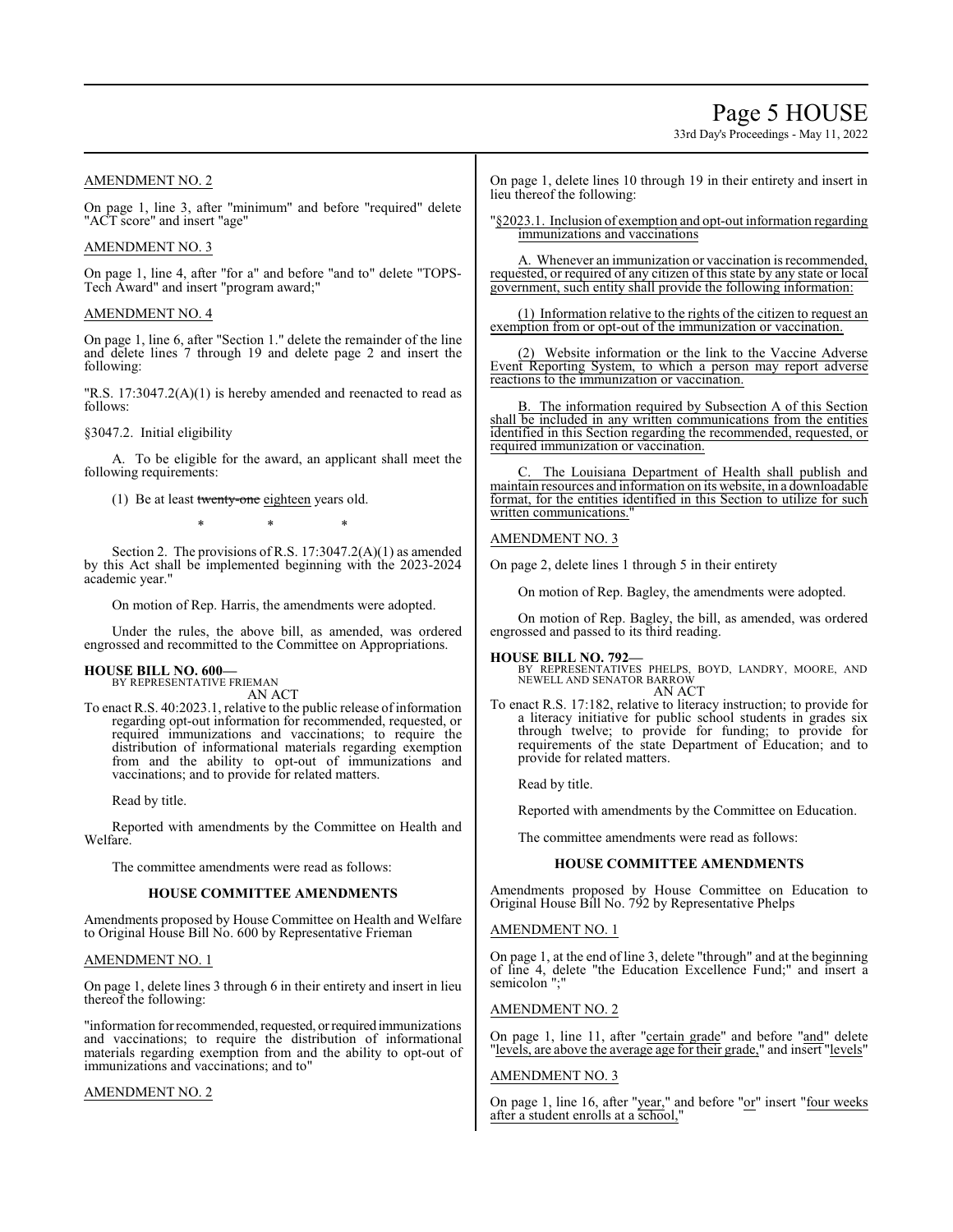AMENDMENT NO. 2

On page 1, line 3, after "minimum" and before "required" delete "ACT score" and insert "age"

AMENDMENT NO. 3

On page 1, line 4, after "for a" and before "and to" delete "TOPS-Tech Award" and insert "program award;"

AMENDMENT NO. 4

On page 1, line 6, after "Section 1." delete the remainder of the line and delete lines 7 through 19 and delete page 2 and insert the following:

"R.S. 17:3047.2(A)(1) is hereby amended and reenacted to read as follows:

§3047.2. Initial eligibility

A. To be eligible for the award, an applicant shall meet the following requirements:

(1) Be at least ~~twenty-one~~ eighteen years old.

\* \* \*

Section 2. The provisions of R.S. 17:3047.2(A)(1) as amended by this Act shall be implemented beginning with the 2023-2024 academic year."

On motion of Rep. Harris, the amendments were adopted.

Under the rules, the above bill, as amended, was ordered engrossed and recommitted to the Committee on Appropriations.

**HOUSE BILL NO. 600—**
BY REPRESENTATIVE FRIEMAN
AN ACT

To enact R.S. 40:2023.1, relative to the public release of information regarding opt-out information for recommended, requested, or required immunizations and vaccinations; to require the distribution of informational materials regarding exemption from and the ability to opt-out of immunizations and vaccinations; and to provide for related matters.

Read by title.

Reported with amendments by the Committee on Health and Welfare.

The committee amendments were read as follows:

**HOUSE COMMITTEE AMENDMENTS**

Amendments proposed by House Committee on Health and Welfare to Original House Bill No. 600 by Representative Frieman

AMENDMENT NO. 1

On page 1, delete lines 3 through 6 in their entirety and insert in lieu thereof the following:

"information for recommended, requested, or required immunizations and vaccinations; to require the distribution of informational materials regarding exemption from and the ability to opt-out of immunizations and vaccinations; and to"

AMENDMENT NO. 2

On page 1, delete lines 10 through 19 in their entirety and insert in lieu thereof the following:

"§2023.1. Inclusion of exemption and opt-out information regarding immunizations and vaccinations

A. Whenever an immunization or vaccination is recommended, requested, or required of any citizen of this state by any state or local government, such entity shall provide the following information:

(1) Information relative to the rights of the citizen to request an exemption from or opt-out of the immunization or vaccination.

(2) Website information or the link to the Vaccine Adverse Event Reporting System, to which a person may report adverse reactions to the immunization or vaccination.

B. The information required by Subsection A of this Section shall be included in any written communications from the entities identified in this Section regarding the recommended, requested, or required immunization or vaccination.

C. The Louisiana Department of Health shall publish and maintain resources and information on its website, in a downloadable format, for the entities identified in this Section to utilize for such written communications."

AMENDMENT NO. 3

On page 2, delete lines 1 through 5 in their entirety

On motion of Rep. Bagley, the amendments were adopted.

On motion of Rep. Bagley, the bill, as amended, was ordered engrossed and passed to its third reading.

**HOUSE BILL NO. 792—**
BY REPRESENTATIVES PHELPS, BOYD, LANDRY, MOORE, AND NEWELL AND SENATOR BARROW
AN ACT

To enact R.S. 17:182, relative to literacy instruction; to provide for a literacy initiative for public school students in grades six through twelve; to provide for funding; to provide for requirements of the state Department of Education; and to provide for related matters.

Read by title.

Reported with amendments by the Committee on Education.

The committee amendments were read as follows:

**HOUSE COMMITTEE AMENDMENTS**

Amendments proposed by House Committee on Education to Original House Bill No. 792 by Representative Phelps

AMENDMENT NO. 1

On page 1, at the end of line 3, delete "through" and at the beginning of line 4, delete "the Education Excellence Fund;" and insert a semicolon ";"

AMENDMENT NO. 2

On page 1, line 11, after "certain grade" and before "and" delete "levels, are above the average age for their grade," and insert "levels"

AMENDMENT NO. 3

On page 1, line 16, after "year," and before "or" insert "four weeks after a student enrolls at a school,"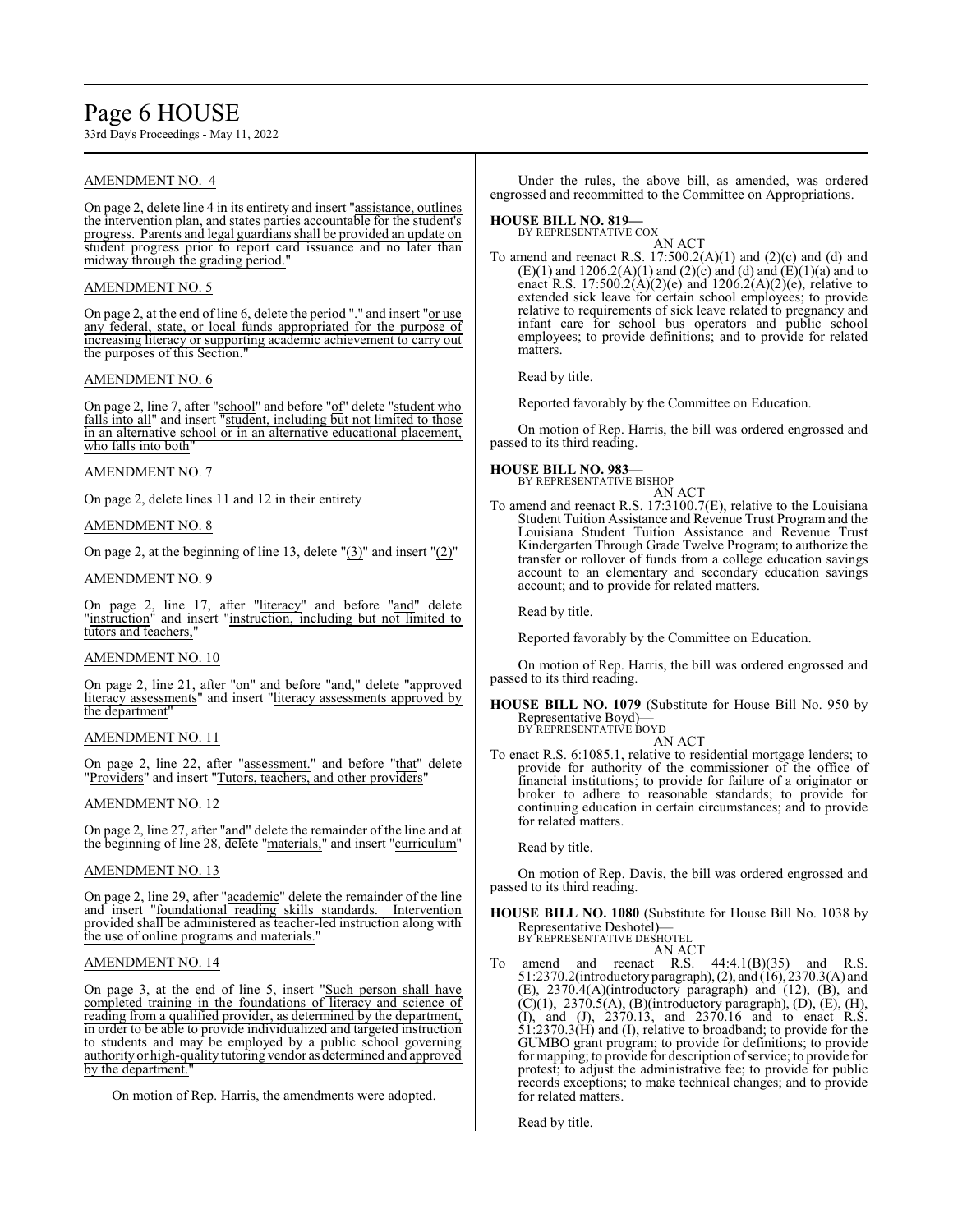AMENDMENT NO. 4

On page 2, delete line 4 in its entirety and insert "assistance, outlines the intervention plan, and states parties accountable for the student's progress. Parents and legal guardians shall be provided an update on student progress prior to report card issuance and no later than midway through the grading period."

AMENDMENT NO. 5

On page 2, at the end of line 6, delete the period "." and insert "or use any federal, state, or local funds appropriated for the purpose of increasing literacy or supporting academic achievement to carry out the purposes of this Section."

AMENDMENT NO. 6

On page 2, line 7, after "school" and before "of" delete "student who falls into all" and insert "student, including but not limited to those in an alternative school or in an alternative educational placement, who falls into both"

AMENDMENT NO. 7

On page 2, delete lines 11 and 12 in their entirety

AMENDMENT NO. 8

On page 2, at the beginning of line 13, delete "(3)" and insert "(2)"

AMENDMENT NO. 9

On page 2, line 17, after "literacy" and before "and" delete "instruction" and insert "instruction, including but not limited to tutors and teachers,"

AMENDMENT NO. 10

On page 2, line 21, after "on" and before "and," delete "approved literacy assessments" and insert "literacy assessments approved by the department"

AMENDMENT NO. 11

On page 2, line 22, after "assessment." and before "that" delete "Providers" and insert "Tutors, teachers, and other providers"

AMENDMENT NO. 12

On page 2, line 27, after "and" delete the remainder of the line and at the beginning of line 28, delete "materials," and insert "curriculum"

AMENDMENT NO. 13

On page 2, line 29, after "academic" delete the remainder of the line and insert "foundational reading skills standards. Intervention provided shall be administered as teacher-led instruction along with the use of online programs and materials."

AMENDMENT NO. 14

On page 3, at the end of line 5, insert "Such person shall have completed training in the foundations of literacy and science of reading from a qualified provider, as determined by the department, in order to be able to provide individualized and targeted instruction to students and may be employed by a public school governing authority or high-quality tutoring vendor as determined and approved by the department."

On motion of Rep. Harris, the amendments were adopted.

Under the rules, the above bill, as amended, was ordered engrossed and recommitted to the Committee on Appropriations.

**HOUSE BILL NO. 819—**
BY REPRESENTATIVE COX

AN ACT

To amend and reenact R.S. 17:500.2(A)(1) and (2)(c) and (d) and (E)(1) and 1206.2(A)(1) and (2)(c) and (d) and (E)(1)(a) and to enact R.S. 17:500.2(A)(2)(e) and 1206.2(A)(2)(e), relative to extended sick leave for certain school employees; to provide relative to requirements of sick leave related to pregnancy and infant care for school bus operators and public school employees; to provide definitions; and to provide for related matters.

Read by title.

Reported favorably by the Committee on Education.

On motion of Rep. Harris, the bill was ordered engrossed and passed to its third reading.

**HOUSE BILL NO. 983—**
BY REPRESENTATIVE BISHOP

AN ACT

To amend and reenact R.S. 17:3100.7(E), relative to the Louisiana Student Tuition Assistance and Revenue Trust Program and the Louisiana Student Tuition Assistance and Revenue Trust Kindergarten Through Grade Twelve Program; to authorize the transfer or rollover of funds from a college education savings account to an elementary and secondary education savings account; and to provide for related matters.

Read by title.

Reported favorably by the Committee on Education.

On motion of Rep. Harris, the bill was ordered engrossed and passed to its third reading.

**HOUSE BILL NO. 1079** (Substitute for House Bill No. 950 by Representative Boyd)—
BY REPRESENTATIVE BOYD

AN ACT

To enact R.S. 6:1085.1, relative to residential mortgage lenders; to provide for authority of the commissioner of the office of financial institutions; to provide for failure of a originator or broker to adhere to reasonable standards; to provide for continuing education in certain circumstances; and to provide for related matters.

Read by title.

On motion of Rep. Davis, the bill was ordered engrossed and passed to its third reading.

**HOUSE BILL NO. 1080** (Substitute for House Bill No. 1038 by Representative Deshotel)—
BY REPRESENTATIVE DESHOTEL

AN ACT

To amend and reenact R.S. 44:4.1(B)(35) and R.S. 51:2370.2(introductory paragraph), (2), and (16), 2370.3(A) and (E), 2370.4(A)(introductory paragraph) and (12), (B), and (C)(1), 2370.5(A), (B)(introductory paragraph), (D), (E), (H), (I), and (J), 2370.13, and 2370.16 and to enact R.S. 51:2370.3(H) and (I), relative to broadband; to provide for the GUMBO grant program; to provide for definitions; to provide for mapping; to provide for description of service; to provide for protest; to adjust the administrative fee; to provide for public records exceptions; to make technical changes; and to provide for related matters.

Read by title.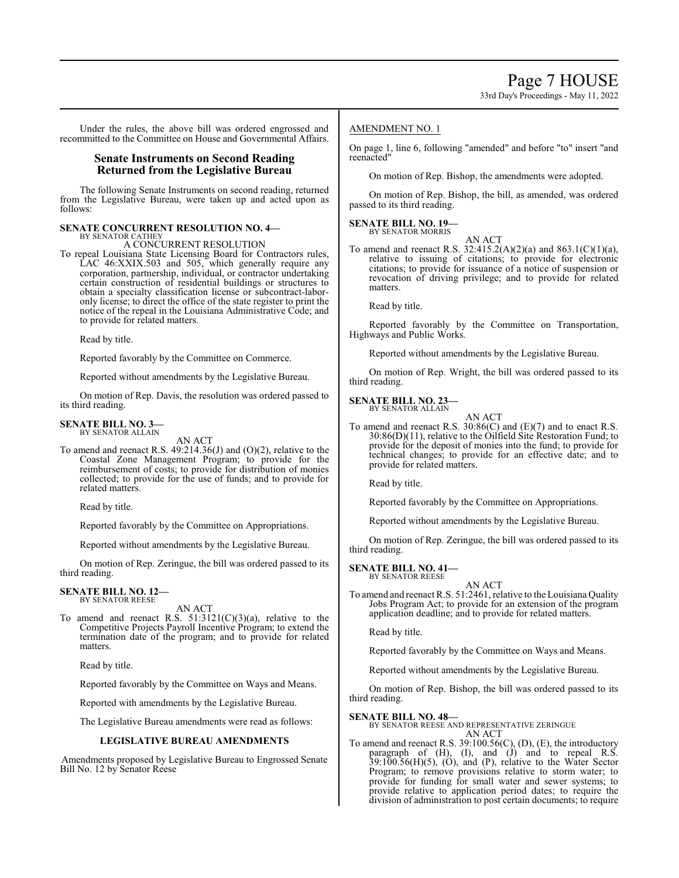Under the rules, the above bill was ordered engrossed and recommitted to the Committee on House and Governmental Affairs.

## Senate Instruments on Second Reading Returned from the Legislative Bureau

The following Senate Instruments on second reading, returned from the Legislative Bureau, were taken up and acted upon as follows:

**SENATE CONCURRENT RESOLUTION NO. 4—**
BY SENATOR CATHEY
A CONCURRENT RESOLUTION

To repeal Louisiana State Licensing Board for Contractors rules, LAC 46:XXIX.503 and 505, which generally require any corporation, partnership, individual, or contractor undertaking certain construction of residential buildings or structures to obtain a specialty classification license or subcontract-labor-only license; to direct the office of the state register to print the notice of the repeal in the Louisiana Administrative Code; and to provide for related matters.

Read by title.

Reported favorably by the Committee on Commerce.

Reported without amendments by the Legislative Bureau.

On motion of Rep. Davis, the resolution was ordered passed to its third reading.

**SENATE BILL NO. 3—**
BY SENATOR ALLAIN
AN ACT

To amend and reenact R.S. 49:214.36(J) and (O)(2), relative to the Coastal Zone Management Program; to provide for the reimbursement of costs; to provide for distribution of monies collected; to provide for the use of funds; and to provide for related matters.

Read by title.

Reported favorably by the Committee on Appropriations.

Reported without amendments by the Legislative Bureau.

On motion of Rep. Zeringue, the bill was ordered passed to its third reading.

**SENATE BILL NO. 12—**
BY SENATOR REESE
AN ACT

To amend and reenact R.S. 51:3121(C)(3)(a), relative to the Competitive Projects Payroll Incentive Program; to extend the termination date of the program; and to provide for related matters.

Read by title.

Reported favorably by the Committee on Ways and Means.

Reported with amendments by the Legislative Bureau.

The Legislative Bureau amendments were read as follows:

**LEGISLATIVE BUREAU AMENDMENTS**

Amendments proposed by Legislative Bureau to Engrossed Senate Bill No. 12 by Senator Reese

AMENDMENT NO. 1

On page 1, line 6, following "amended" and before "to" insert "and reenacted"

On motion of Rep. Bishop, the amendments were adopted.

On motion of Rep. Bishop, the bill, as amended, was ordered passed to its third reading.

**SENATE BILL NO. 19—**
BY SENATOR MORRIS
AN ACT

To amend and reenact R.S. 32:415.2(A)(2)(a) and 863.1(C)(1)(a), relative to issuing of citations; to provide for electronic citations; to provide for issuance of a notice of suspension or revocation of driving privilege; and to provide for related matters.

Read by title.

Reported favorably by the Committee on Transportation, Highways and Public Works.

Reported without amendments by the Legislative Bureau.

On motion of Rep. Wright, the bill was ordered passed to its third reading.

**SENATE BILL NO. 23—**
BY SENATOR ALLAIN
AN ACT

To amend and reenact R.S. 30:86(C) and (E)(7) and to enact R.S. 30:86(D)(11), relative to the Oilfield Site Restoration Fund; to provide for the deposit of monies into the fund; to provide for technical changes; to provide for an effective date; and to provide for related matters.

Read by title.

Reported favorably by the Committee on Appropriations.

Reported without amendments by the Legislative Bureau.

On motion of Rep. Zeringue, the bill was ordered passed to its third reading.

**SENATE BILL NO. 41—**
BY SENATOR REESE
AN ACT

To amend and reenact R.S. 51:2461, relative to the Louisiana Quality Jobs Program Act; to provide for an extension of the program application deadline; and to provide for related matters.

Read by title.

Reported favorably by the Committee on Ways and Means.

Reported without amendments by the Legislative Bureau.

On motion of Rep. Bishop, the bill was ordered passed to its third reading.

**SENATE BILL NO. 48—**
BY SENATOR REESE AND REPRESENTATIVE ZERINGUE
AN ACT

To amend and reenact R.S. 39:100.56(C), (D), (E), the introductory paragraph of (H), (I), and (J) and to repeal R.S. 39:100.56(H)(5), (O), and (P), relative to the Water Sector Program; to remove provisions relative to storm water; to provide for funding for small water and sewer systems; to provide relative to application period dates; to require the division of administration to post certain documents; to require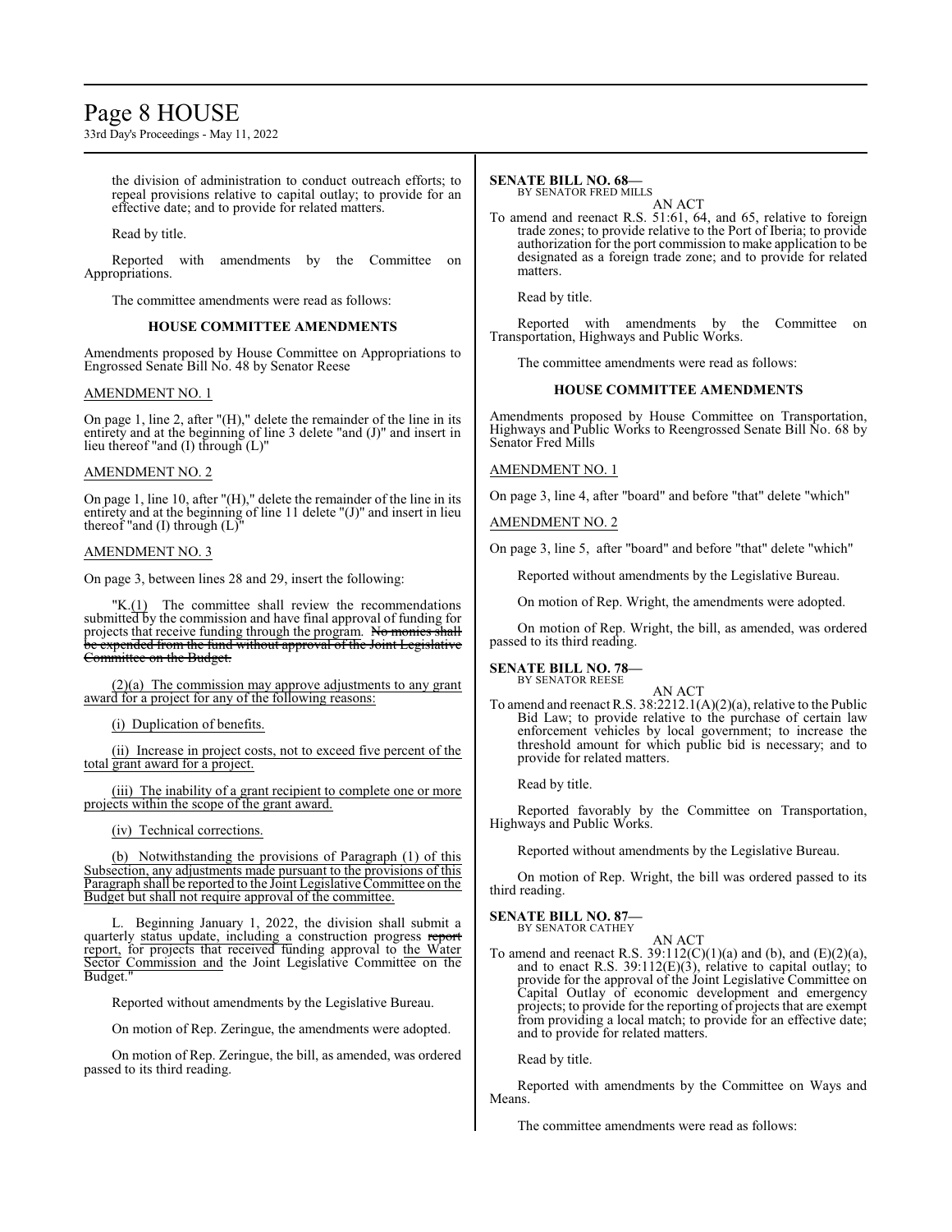the division of administration to conduct outreach efforts; to repeal provisions relative to capital outlay; to provide for an effective date; and to provide for related matters.

Read by title.

Reported with amendments by the Committee on Appropriations.

The committee amendments were read as follows:

**HOUSE COMMITTEE AMENDMENTS**

Amendments proposed by House Committee on Appropriations to Engrossed Senate Bill No. 48 by Senator Reese

AMENDMENT NO. 1

On page 1, line 2, after "(H)," delete the remainder of the line in its entirety and at the beginning of line 3 delete "and (J)" and insert in lieu thereof "and (I) through (L)"

AMENDMENT NO. 2

On page 1, line 10, after "(H)," delete the remainder of the line in its entirety and at the beginning of line 11 delete "(J)" and insert in lieu thereof "and (I) through (L)"

AMENDMENT NO. 3

On page 3, between lines 28 and 29, insert the following:

"K.(1) The committee shall review the recommendations submitted by the commission and have final approval of funding for projects that receive funding through the program. ~~No monies shall be expended from the fund without approval of the Joint Legislative Committee on the Budget.~~

(2)(a) The commission may approve adjustments to any grant award for a project for any of the following reasons:

(i) Duplication of benefits.

(ii) Increase in project costs, not to exceed five percent of the total grant award for a project.

(iii) The inability of a grant recipient to complete one or more projects within the scope of the grant award.

(iv) Technical corrections.

(b) Notwithstanding the provisions of Paragraph (1) of this Subsection, any adjustments made pursuant to the provisions of this Paragraph shall be reported to the Joint Legislative Committee on the Budget but shall not require approval of the committee.

L. Beginning January 1, 2022, the division shall submit a quarterly status update, including a construction progress ~~report~~ report, for projects that received funding approval to the Water Sector Commission and the Joint Legislative Committee on the Budget."

Reported without amendments by the Legislative Bureau.

On motion of Rep. Zeringue, the amendments were adopted.

On motion of Rep. Zeringue, the bill, as amended, was ordered passed to its third reading.

**SENATE BILL NO. 68—**
BY SENATOR FRED MILLS

AN ACT

To amend and reenact R.S. 51:61, 64, and 65, relative to foreign trade zones; to provide relative to the Port of Iberia; to provide authorization for the port commission to make application to be designated as a foreign trade zone; and to provide for related matters.

Read by title.

Reported with amendments by the Committee on Transportation, Highways and Public Works.

The committee amendments were read as follows:

**HOUSE COMMITTEE AMENDMENTS**

Amendments proposed by House Committee on Transportation, Highways and Public Works to Reengrossed Senate Bill No. 68 by Senator Fred Mills

AMENDMENT NO. 1

On page 3, line 4, after "board" and before "that" delete "which"

AMENDMENT NO. 2

On page 3, line 5, after "board" and before "that" delete "which"

Reported without amendments by the Legislative Bureau.

On motion of Rep. Wright, the amendments were adopted.

On motion of Rep. Wright, the bill, as amended, was ordered passed to its third reading.

**SENATE BILL NO. 78—**
BY SENATOR REESE

AN ACT

To amend and reenact R.S. 38:2212.1(A)(2)(a), relative to the Public Bid Law; to provide relative to the purchase of certain law enforcement vehicles by local government; to increase the threshold amount for which public bid is necessary; and to provide for related matters.

Read by title.

Reported favorably by the Committee on Transportation, Highways and Public Works.

Reported without amendments by the Legislative Bureau.

On motion of Rep. Wright, the bill was ordered passed to its third reading.

**SENATE BILL NO. 87—**
BY SENATOR CATHEY

AN ACT

To amend and reenact R.S. 39:112(C)(1)(a) and (b), and (E)(2)(a), and to enact R.S. 39:112(E)(3), relative to capital outlay; to provide for the approval of the Joint Legislative Committee on Capital Outlay of economic development and emergency projects; to provide for the reporting of projects that are exempt from providing a local match; to provide for an effective date; and to provide for related matters.

Read by title.

Reported with amendments by the Committee on Ways and Means.

The committee amendments were read as follows: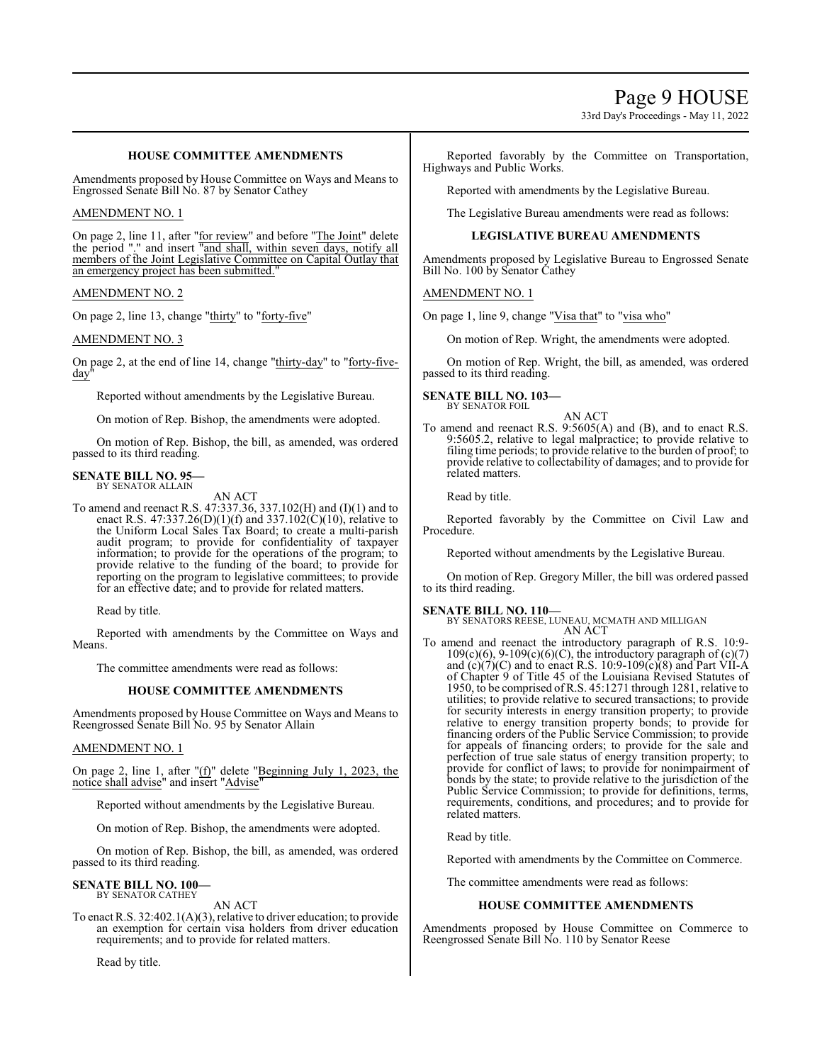### HOUSE COMMITTEE AMENDMENTS

Amendments proposed by House Committee on Ways and Means to Engrossed Senate Bill No. 87 by Senator Cathey

AMENDMENT NO. 1

On page 2, line 11, after "for review" and before "The Joint" delete the period "." and insert "and shall, within seven days, notify all members of the Joint Legislative Committee on Capital Outlay that an emergency project has been submitted."

AMENDMENT NO. 2

On page 2, line 13, change "thirty" to "forty-five"

AMENDMENT NO. 3

On page 2, at the end of line 14, change "thirty-day" to "forty-five-day"

Reported without amendments by the Legislative Bureau.

On motion of Rep. Bishop, the amendments were adopted.

On motion of Rep. Bishop, the bill, as amended, was ordered passed to its third reading.

**SENATE BILL NO. 95—**
BY SENATOR ALLAIN

AN ACT

To amend and reenact R.S. 47:337.36, 337.102(H) and (I)(1) and to enact R.S. 47:337.26(D)(1)(f) and 337.102(C)(10), relative to the Uniform Local Sales Tax Board; to create a multi-parish audit program; to provide for confidentiality of taxpayer information; to provide for the operations of the program; to provide relative to the funding of the board; to provide for reporting on the program to legislative committees; to provide for an effective date; and to provide for related matters.

Read by title.

Reported with amendments by the Committee on Ways and Means.

The committee amendments were read as follows:

### HOUSE COMMITTEE AMENDMENTS

Amendments proposed by House Committee on Ways and Means to Reengrossed Senate Bill No. 95 by Senator Allain

AMENDMENT NO. 1

On page 2, line 1, after "(f)" delete "Beginning July 1, 2023, the notice shall advise" and insert "Advise"

Reported without amendments by the Legislative Bureau.

On motion of Rep. Bishop, the amendments were adopted.

On motion of Rep. Bishop, the bill, as amended, was ordered passed to its third reading.

**SENATE BILL NO. 100—**
BY SENATOR CATHEY

AN ACT

To enact R.S. 32:402.1(A)(3), relative to driver education; to provide an exemption for certain visa holders from driver education requirements; and to provide for related matters.

Read by title.

Reported favorably by the Committee on Transportation, Highways and Public Works.

Reported with amendments by the Legislative Bureau.

The Legislative Bureau amendments were read as follows:

### LEGISLATIVE BUREAU AMENDMENTS

Amendments proposed by Legislative Bureau to Engrossed Senate Bill No. 100 by Senator Cathey

AMENDMENT NO. 1

On page 1, line 9, change "Visa that" to "visa who"

On motion of Rep. Wright, the amendments were adopted.

On motion of Rep. Wright, the bill, as amended, was ordered passed to its third reading.

**SENATE BILL NO. 103—**
BY SENATOR FOIL

AN ACT

To amend and reenact R.S. 9:5605(A) and (B), and to enact R.S. 9:5605.2, relative to legal malpractice; to provide relative to filing time periods; to provide relative to the burden of proof; to provide relative to collectability of damages; and to provide for related matters.

Read by title.

Reported favorably by the Committee on Civil Law and Procedure.

Reported without amendments by the Legislative Bureau.

On motion of Rep. Gregory Miller, the bill was ordered passed to its third reading.

**SENATE BILL NO. 110—**
BY SENATORS REESE, LUNEAU, MCMATH AND MILLIGAN

AN ACT

To amend and reenact the introductory paragraph of R.S. 10:9-109(c)(6), 9-109(c)(6)(C), the introductory paragraph of (c)(7) and (c)(7)(C) and to enact R.S. 10:9-109(c)(8) and Part VII-A of Chapter 9 of Title 45 of the Louisiana Revised Statutes of 1950, to be comprised of R.S. 45:1271 through 1281, relative to utilities; to provide relative to secured transactions; to provide for security interests in energy transition property; to provide relative to energy transition property bonds; to provide for financing orders of the Public Service Commission; to provide for appeals of financing orders; to provide for the sale and perfection of true sale status of energy transition property; to provide for conflict of laws; to provide for nonimpairment of bonds by the state; to provide relative to the jurisdiction of the Public Service Commission; to provide for definitions, terms, requirements, conditions, and procedures; and to provide for related matters.

Read by title.

Reported with amendments by the Committee on Commerce.

The committee amendments were read as follows:

### HOUSE COMMITTEE AMENDMENTS

Amendments proposed by House Committee on Commerce to Reengrossed Senate Bill No. 110 by Senator Reese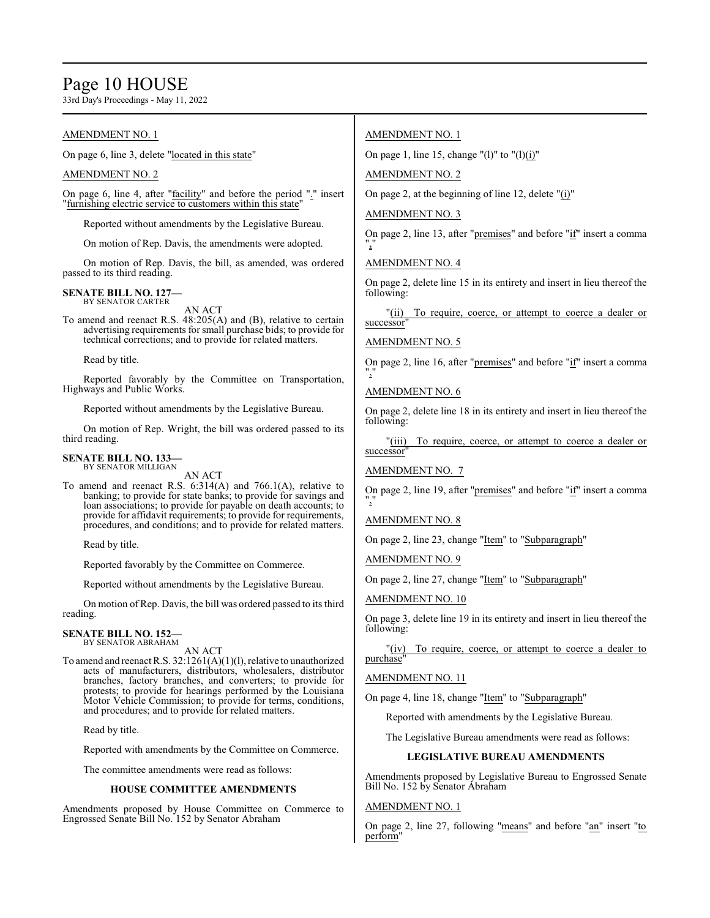AMENDMENT NO. 1

On page 6, line 3, delete "located in this state"

AMENDMENT NO. 2

On page 6, line 4, after "facility" and before the period "." insert "furnishing electric service to customers within this state"

Reported without amendments by the Legislative Bureau.

On motion of Rep. Davis, the amendments were adopted.

On motion of Rep. Davis, the bill, as amended, was ordered passed to its third reading.

**SENATE BILL NO. 127—**
BY SENATOR CARTER

AN ACT

To amend and reenact R.S. 48:205(A) and (B), relative to certain advertising requirements for small purchase bids; to provide for technical corrections; and to provide for related matters.

Read by title.

Reported favorably by the Committee on Transportation, Highways and Public Works.

Reported without amendments by the Legislative Bureau.

On motion of Rep. Wright, the bill was ordered passed to its third reading.

**SENATE BILL NO. 133—**
BY SENATOR MILLIGAN

AN ACT

To amend and reenact R.S. 6:314(A) and 766.1(A), relative to banking; to provide for state banks; to provide for savings and loan associations; to provide for payable on death accounts; to provide for affidavit requirements; to provide for requirements, procedures, and conditions; and to provide for related matters.

Read by title.

Reported favorably by the Committee on Commerce.

Reported without amendments by the Legislative Bureau.

On motion of Rep. Davis, the bill was ordered passed to its third reading.

**SENATE BILL NO. 152—**
BY SENATOR ABRAHAM

AN ACT

To amend and reenact R.S. 32:1261(A)(1)(l), relative to unauthorized acts of manufacturers, distributors, wholesalers, distributor branches, factory branches, and converters; to provide for protests; to provide for hearings performed by the Louisiana Motor Vehicle Commission; to provide for terms, conditions, and procedures; and to provide for related matters.

Read by title.

Reported with amendments by the Committee on Commerce.

The committee amendments were read as follows:

### HOUSE COMMITTEE AMENDMENTS

Amendments proposed by House Committee on Commerce to Engrossed Senate Bill No. 152 by Senator Abraham

AMENDMENT NO. 1

On page 1, line 15, change "(l)" to "(l)(i)"

AMENDMENT NO. 2

On page 2, at the beginning of line 12, delete "(i)"

AMENDMENT NO. 3

On page 2, line 13, after "premises" and before "if" insert a comma ","

AMENDMENT NO. 4

On page 2, delete line 15 in its entirety and insert in lieu thereof the following:

"(ii) To require, coerce, or attempt to coerce a dealer or successor"

AMENDMENT NO. 5

On page 2, line 16, after "premises" and before "if" insert a comma ","

AMENDMENT NO. 6

On page 2, delete line 18 in its entirety and insert in lieu thereof the following:

"(iii) To require, coerce, or attempt to coerce a dealer or successor"

AMENDMENT NO. 7

On page 2, line 19, after "premises" and before "if" insert a comma ","

AMENDMENT NO. 8

On page 2, line 23, change "Item" to "Subparagraph"

AMENDMENT NO. 9

On page 2, line 27, change "Item" to "Subparagraph"

AMENDMENT NO. 10

On page 3, delete line 19 in its entirety and insert in lieu thereof the following:

"(iv) To require, coerce, or attempt to coerce a dealer to purchase"

AMENDMENT NO. 11

On page 4, line 18, change "Item" to "Subparagraph"

Reported with amendments by the Legislative Bureau.

The Legislative Bureau amendments were read as follows:

### LEGISLATIVE BUREAU AMENDMENTS

Amendments proposed by Legislative Bureau to Engrossed Senate Bill No. 152 by Senator Abraham

AMENDMENT NO. 1

On page 2, line 27, following "means" and before "an" insert "to perform"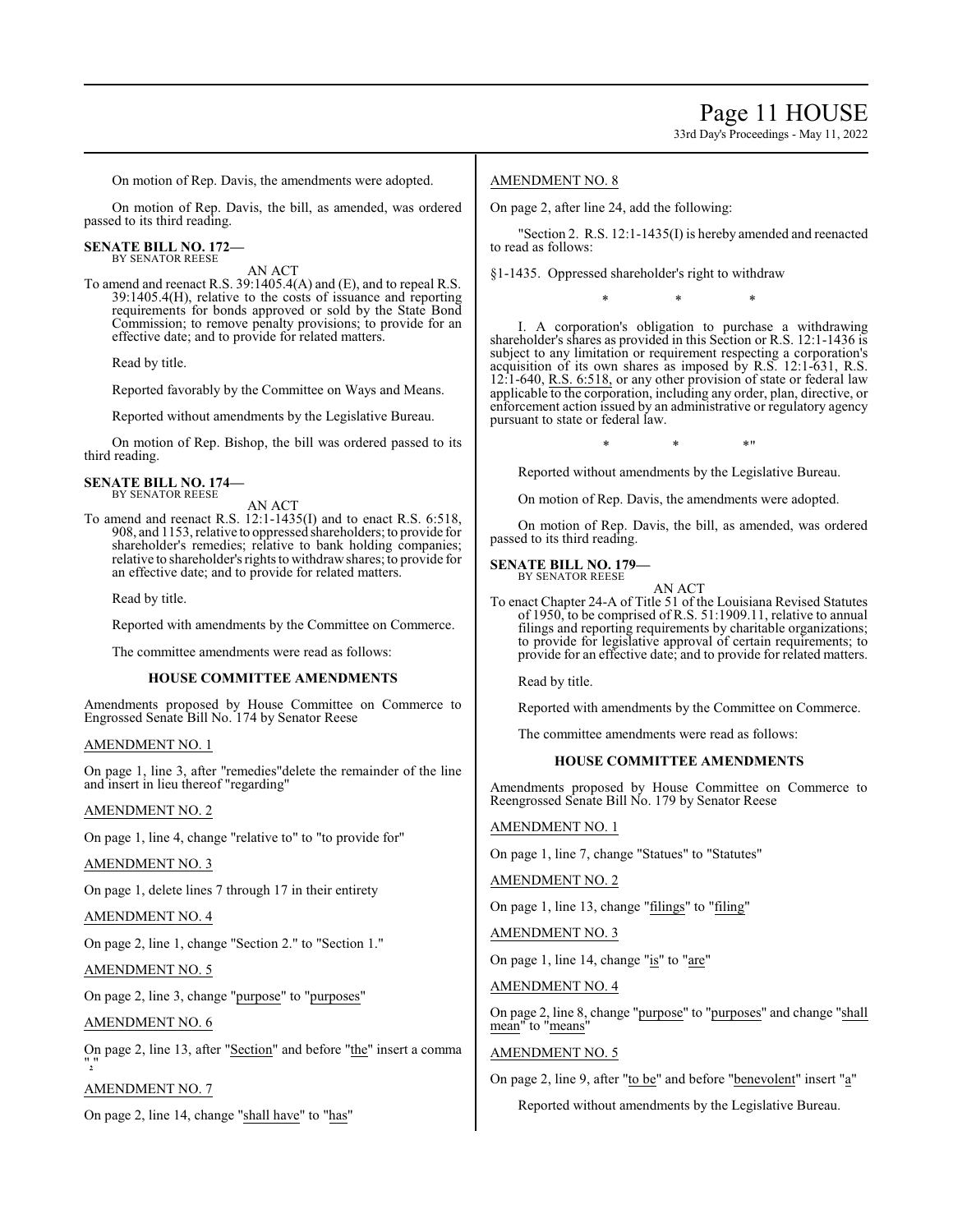On motion of Rep. Davis, the amendments were adopted.

On motion of Rep. Davis, the bill, as amended, was ordered passed to its third reading.

**SENATE BILL NO. 172—**
BY SENATOR REESE

AN ACT

To amend and reenact R.S. 39:1405.4(A) and (E), and to repeal R.S. 39:1405.4(H), relative to the costs of issuance and reporting requirements for bonds approved or sold by the State Bond Commission; to remove penalty provisions; to provide for an effective date; and to provide for related matters.

Read by title.

Reported favorably by the Committee on Ways and Means.

Reported without amendments by the Legislative Bureau.

On motion of Rep. Bishop, the bill was ordered passed to its third reading.

**SENATE BILL NO. 174—**
BY SENATOR REESE

AN ACT

To amend and reenact R.S. 12:1-1435(I) and to enact R.S. 6:518, 908, and 1153, relative to oppressed shareholders; to provide for shareholder's remedies; relative to bank holding companies; relative to shareholder's rights to withdraw shares; to provide for an effective date; and to provide for related matters.

Read by title.

Reported with amendments by the Committee on Commerce.

The committee amendments were read as follows:

**HOUSE COMMITTEE AMENDMENTS**

Amendments proposed by House Committee on Commerce to Engrossed Senate Bill No. 174 by Senator Reese

AMENDMENT NO. 1

On page 1, line 3, after "remedies"delete the remainder of the line and insert in lieu thereof "regarding"

AMENDMENT NO. 2

On page 1, line 4, change "relative to" to "to provide for"

AMENDMENT NO. 3

On page 1, delete lines 7 through 17 in their entirety

AMENDMENT NO. 4

On page 2, line 1, change "Section 2." to "Section 1."

AMENDMENT NO. 5

On page 2, line 3, change "purpose" to "purposes"

AMENDMENT NO. 6

On page 2, line 13, after "Section" and before "the" insert a comma ","

AMENDMENT NO. 7

On page 2, line 14, change "shall have" to "has"

AMENDMENT NO. 8

On page 2, after line 24, add the following:

"Section 2. R.S. 12:1-1435(I) is hereby amended and reenacted to read as follows:

§1-1435. Oppressed shareholder's right to withdraw

\* \* \*

I. A corporation's obligation to purchase a withdrawing shareholder's shares as provided in this Section or R.S. 12:1-1436 is subject to any limitation or requirement respecting a corporation's acquisition of its own shares as imposed by R.S. 12:1-631, R.S. 12:1-640, R.S. 6:518, or any other provision of state or federal law applicable to the corporation, including any order, plan, directive, or enforcement action issued by an administrative or regulatory agency pursuant to state or federal law.

\* \* \*"

Reported without amendments by the Legislative Bureau.

On motion of Rep. Davis, the amendments were adopted.

On motion of Rep. Davis, the bill, as amended, was ordered passed to its third reading.

**SENATE BILL NO. 179—**
BY SENATOR REESE

AN ACT

To enact Chapter 24-A of Title 51 of the Louisiana Revised Statutes of 1950, to be comprised of R.S. 51:1909.11, relative to annual filings and reporting requirements by charitable organizations; to provide for legislative approval of certain requirements; to provide for an effective date; and to provide for related matters.

Read by title.

Reported with amendments by the Committee on Commerce.

The committee amendments were read as follows:

**HOUSE COMMITTEE AMENDMENTS**

Amendments proposed by House Committee on Commerce to Reengrossed Senate Bill No. 179 by Senator Reese

AMENDMENT NO. 1

On page 1, line 7, change "Statues" to "Statutes"

AMENDMENT NO. 2

On page 1, line 13, change "filings" to "filing"

AMENDMENT NO. 3

On page 1, line 14, change "is" to "are"

AMENDMENT NO. 4

On page 2, line 8, change "purpose" to "purposes" and change "shall mean" to "means"

AMENDMENT NO. 5

On page 2, line 9, after "to be" and before "benevolent" insert "a"

Reported without amendments by the Legislative Bureau.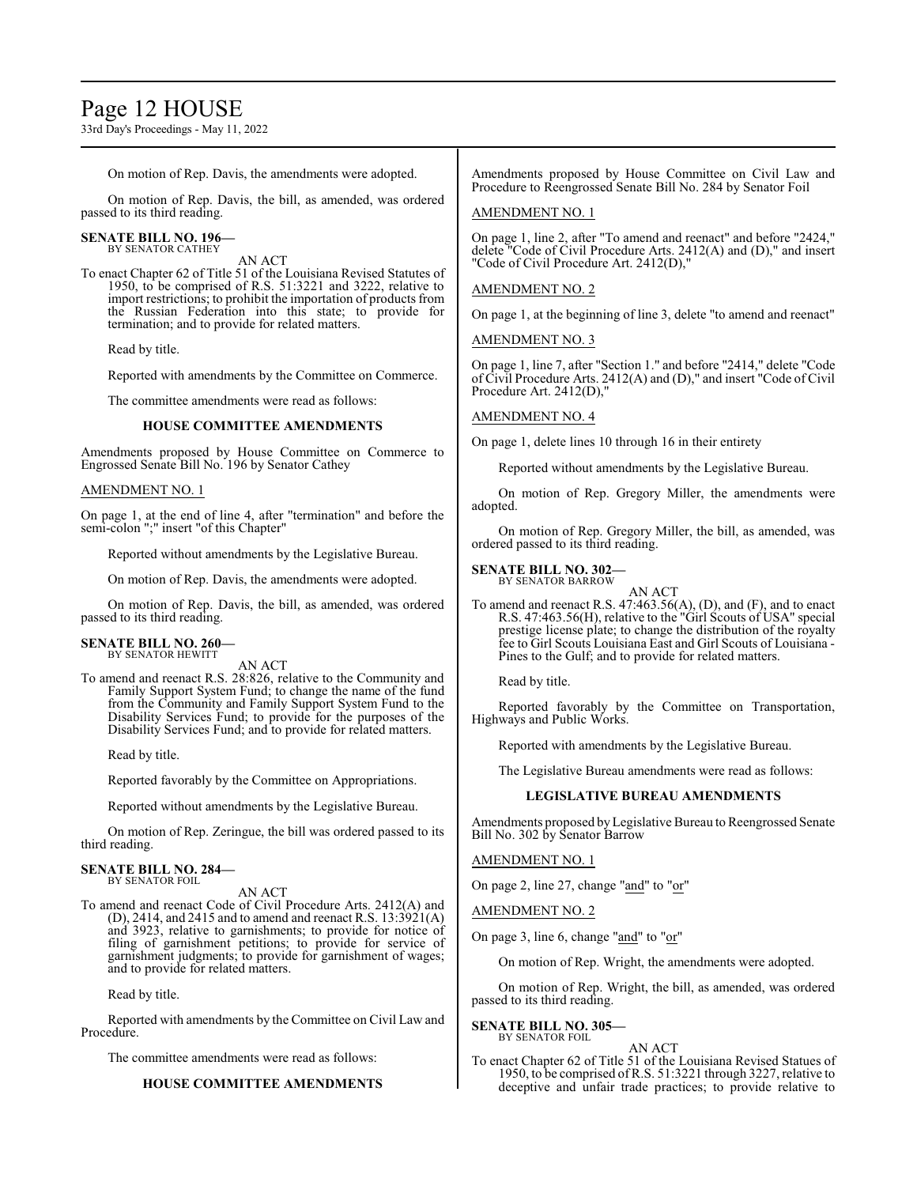On motion of Rep. Davis, the amendments were adopted.

On motion of Rep. Davis, the bill, as amended, was ordered passed to its third reading.

**SENATE BILL NO. 196—**
BY SENATOR CATHEY

AN ACT

To enact Chapter 62 of Title 51 of the Louisiana Revised Statutes of 1950, to be comprised of R.S. 51:3221 and 3222, relative to import restrictions; to prohibit the importation of products from the Russian Federation into this state; to provide for termination; and to provide for related matters.

Read by title.

Reported with amendments by the Committee on Commerce.

The committee amendments were read as follows:

### HOUSE COMMITTEE AMENDMENTS

Amendments proposed by House Committee on Commerce to Engrossed Senate Bill No. 196 by Senator Cathey

AMENDMENT NO. 1

On page 1, at the end of line 4, after "termination" and before the semi-colon ";" insert "of this Chapter"

Reported without amendments by the Legislative Bureau.

On motion of Rep. Davis, the amendments were adopted.

On motion of Rep. Davis, the bill, as amended, was ordered passed to its third reading.

**SENATE BILL NO. 260—**
BY SENATOR HEWITT

AN ACT

To amend and reenact R.S. 28:826, relative to the Community and Family Support System Fund; to change the name of the fund from the Community and Family Support System Fund to the Disability Services Fund; to provide for the purposes of the Disability Services Fund; and to provide for related matters.

Read by title.

Reported favorably by the Committee on Appropriations.

Reported without amendments by the Legislative Bureau.

On motion of Rep. Zeringue, the bill was ordered passed to its third reading.

**SENATE BILL NO. 284—**
BY SENATOR FOIL

AN ACT

To amend and reenact Code of Civil Procedure Arts. 2412(A) and (D), 2414, and 2415 and to amend and reenact R.S. 13:3921(A) and 3923, relative to garnishments; to provide for notice of filing of garnishment petitions; to provide for service of garnishment judgments; to provide for garnishment of wages; and to provide for related matters.

Read by title.

Reported with amendments by the Committee on Civil Law and Procedure.

The committee amendments were read as follows:

### HOUSE COMMITTEE AMENDMENTS

Amendments proposed by House Committee on Civil Law and Procedure to Reengrossed Senate Bill No. 284 by Senator Foil

AMENDMENT NO. 1

On page 1, line 2, after "To amend and reenact" and before "2424," delete "Code of Civil Procedure Arts. 2412(A) and (D)," and insert "Code of Civil Procedure Art. 2412(D),"

AMENDMENT NO. 2

On page 1, at the beginning of line 3, delete "to amend and reenact"

AMENDMENT NO. 3

On page 1, line 7, after "Section 1." and before "2414," delete "Code of Civil Procedure Arts. 2412(A) and (D)," and insert "Code of Civil Procedure Art. 2412(D),"

AMENDMENT NO. 4

On page 1, delete lines 10 through 16 in their entirety

Reported without amendments by the Legislative Bureau.

On motion of Rep. Gregory Miller, the amendments were adopted.

On motion of Rep. Gregory Miller, the bill, as amended, was ordered passed to its third reading.

**SENATE BILL NO. 302—**
BY SENATOR BARROW

AN ACT

To amend and reenact R.S. 47:463.56(A), (D), and (F), and to enact R.S. 47:463.56(H), relative to the "Girl Scouts of USA" special prestige license plate; to change the distribution of the royalty fee to Girl Scouts Louisiana East and Girl Scouts of Louisiana - Pines to the Gulf; and to provide for related matters.

Read by title.

Reported favorably by the Committee on Transportation, Highways and Public Works.

Reported with amendments by the Legislative Bureau.

The Legislative Bureau amendments were read as follows:

### LEGISLATIVE BUREAU AMENDMENTS

Amendments proposed by Legislative Bureau to Reengrossed Senate Bill No. 302 by Senator Barrow

AMENDMENT NO. 1

On page 2, line 27, change "and" to "or"

AMENDMENT NO. 2

On page 3, line 6, change "and" to "or"

On motion of Rep. Wright, the amendments were adopted.

On motion of Rep. Wright, the bill, as amended, was ordered passed to its third reading.

**SENATE BILL NO. 305—**
BY SENATOR FOIL

AN ACT

To enact Chapter 62 of Title 51 of the Louisiana Revised Statues of 1950, to be comprised of R.S. 51:3221 through 3227, relative to deceptive and unfair trade practices; to provide relative to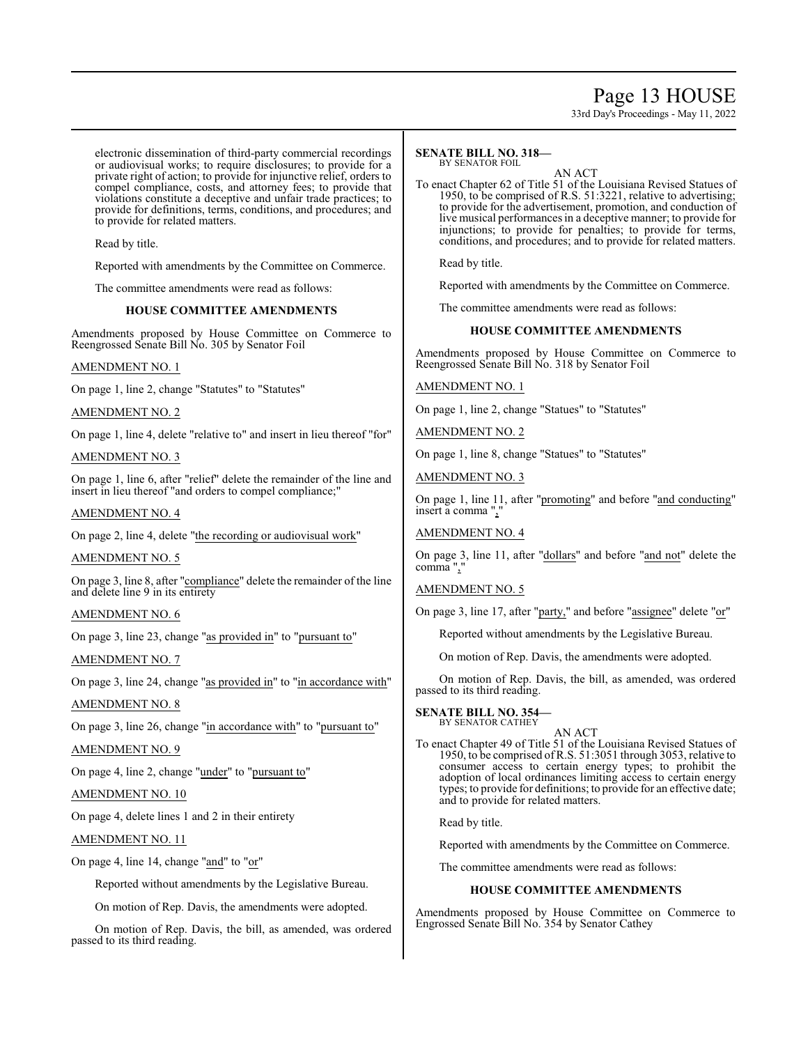electronic dissemination of third-party commercial recordings or audiovisual works; to require disclosures; to provide for a private right of action; to provide for injunctive relief, orders to compel compliance, costs, and attorney fees; to provide that violations constitute a deceptive and unfair trade practices; to provide for definitions, terms, conditions, and procedures; and to provide for related matters.

Read by title.

Reported with amendments by the Committee on Commerce.

The committee amendments were read as follows:

### HOUSE COMMITTEE AMENDMENTS

Amendments proposed by House Committee on Commerce to Reengrossed Senate Bill No. 305 by Senator Foil

AMENDMENT NO. 1

On page 1, line 2, change "Statutes" to "Statutes"

AMENDMENT NO. 2

On page 1, line 4, delete "relative to" and insert in lieu thereof "for"

AMENDMENT NO. 3

On page 1, line 6, after "relief" delete the remainder of the line and insert in lieu thereof "and orders to compel compliance;"

AMENDMENT NO. 4

On page 2, line 4, delete "the recording or audiovisual work"

AMENDMENT NO. 5

On page 3, line 8, after "compliance" delete the remainder of the line and delete line 9 in its entirety

AMENDMENT NO. 6

On page 3, line 23, change "as provided in" to "pursuant to"

AMENDMENT NO. 7

On page 3, line 24, change "as provided in" to "in accordance with"

AMENDMENT NO. 8

On page 3, line 26, change "in accordance with" to "pursuant to"

AMENDMENT NO. 9

On page 4, line 2, change "under" to "pursuant to"

AMENDMENT NO. 10

On page 4, delete lines 1 and 2 in their entirety

AMENDMENT NO. 11

On page 4, line 14, change "and" to "or"

Reported without amendments by the Legislative Bureau.

On motion of Rep. Davis, the amendments were adopted.

On motion of Rep. Davis, the bill, as amended, was ordered passed to its third reading.

**SENATE BILL NO. 318—**
BY SENATOR FOIL

AN ACT

To enact Chapter 62 of Title 51 of the Louisiana Revised Statues of 1950, to be comprised of R.S. 51:3221, relative to advertising; to provide for the advertisement, promotion, and conduction of live musical performances in a deceptive manner; to provide for injunctions; to provide for penalties; to provide for terms, conditions, and procedures; and to provide for related matters.

Read by title.

Reported with amendments by the Committee on Commerce.

The committee amendments were read as follows:

### HOUSE COMMITTEE AMENDMENTS

Amendments proposed by House Committee on Commerce to Reengrossed Senate Bill No. 318 by Senator Foil

AMENDMENT NO. 1

On page 1, line 2, change "Statues" to "Statutes"

AMENDMENT NO. 2

On page 1, line 8, change "Statues" to "Statutes"

AMENDMENT NO. 3

On page 1, line 11, after "promoting" and before "and conducting" insert a comma ","

AMENDMENT NO. 4

On page 3, line 11, after "dollars" and before "and not" delete the comma ","

AMENDMENT NO. 5

On page 3, line 17, after "party," and before "assignee" delete "or"

Reported without amendments by the Legislative Bureau.

On motion of Rep. Davis, the amendments were adopted.

On motion of Rep. Davis, the bill, as amended, was ordered passed to its third reading.

**SENATE BILL NO. 354—**
BY SENATOR CATHEY

AN ACT

To enact Chapter 49 of Title 51 of the Louisiana Revised Statues of 1950, to be comprised of R.S. 51:3051 through 3053, relative to consumer access to certain energy types; to prohibit the adoption of local ordinances limiting access to certain energy types; to provide for definitions; to provide for an effective date; and to provide for related matters.

Read by title.

Reported with amendments by the Committee on Commerce.

The committee amendments were read as follows:

### HOUSE COMMITTEE AMENDMENTS

Amendments proposed by House Committee on Commerce to Engrossed Senate Bill No. 354 by Senator Cathey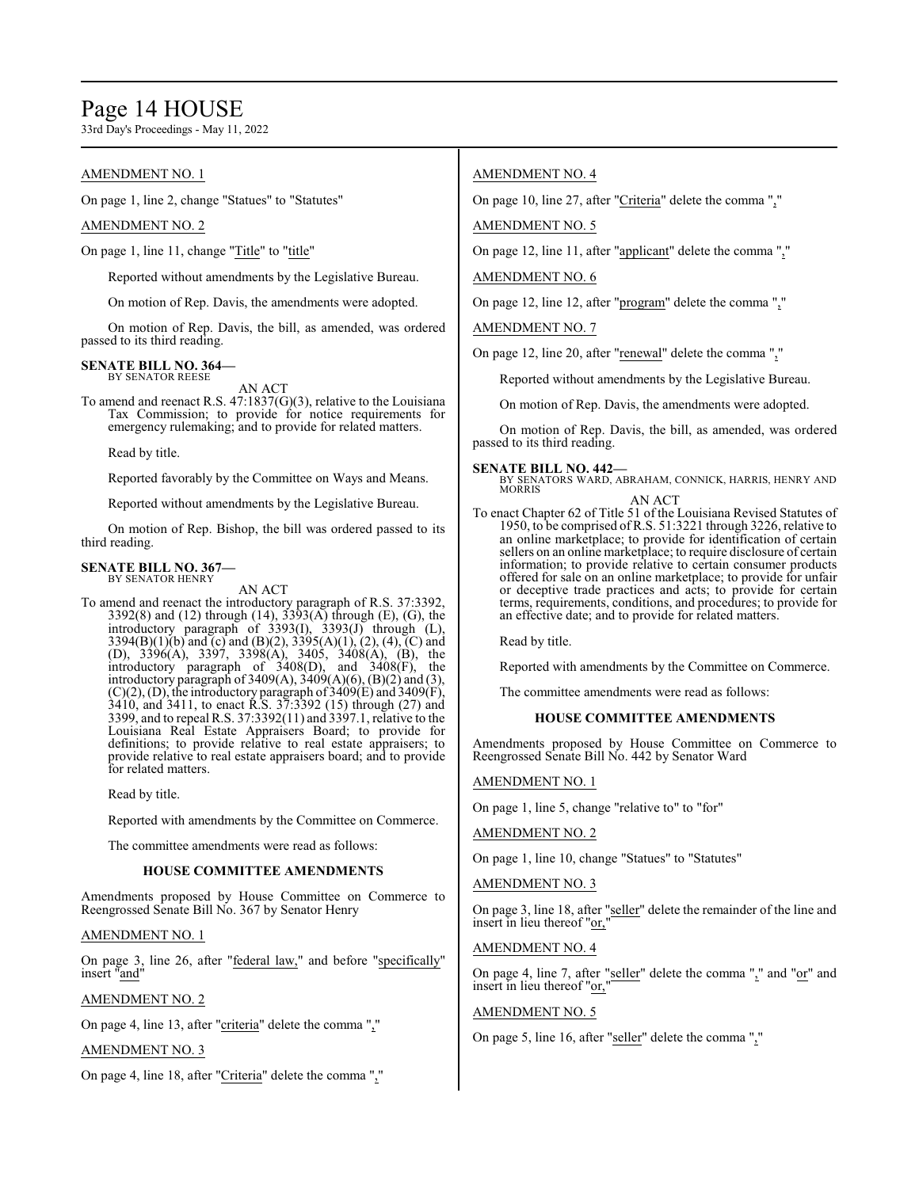AMENDMENT NO. 1

On page 1, line 2, change "Statues" to "Statutes"

AMENDMENT NO. 2

On page 1, line 11, change "Title" to "title"

Reported without amendments by the Legislative Bureau.

On motion of Rep. Davis, the amendments were adopted.

On motion of Rep. Davis, the bill, as amended, was ordered passed to its third reading.

**SENATE BILL NO. 364—**
BY SENATOR REESE

AN ACT

To amend and reenact R.S. 47:1837(G)(3), relative to the Louisiana Tax Commission; to provide for notice requirements for emergency rulemaking; and to provide for related matters.

Read by title.

Reported favorably by the Committee on Ways and Means.

Reported without amendments by the Legislative Bureau.

On motion of Rep. Bishop, the bill was ordered passed to its third reading.

**SENATE BILL NO. 367—**
BY SENATOR HENRY

AN ACT

To amend and reenact the introductory paragraph of R.S. 37:3392, 3392(8) and (12) through (14), 3393(A) through (E), (G), the introductory paragraph of 3393(I), 3393(J) through (L), 3394(B)(1)(b) and (c) and (B)(2), 3395(A)(1), (2), (4), (C) and (D), 3396(A), 3397, 3398(A), 3405, 3408(A), (B), the introductory paragraph of 3408(D), and 3408(F), the introductory paragraph of 3409(A), 3409(A)(6), (B)(2) and (3), (C)(2), (D), the introductory paragraph of 3409(E) and 3409(F), 3410, and 3411, to enact R.S. 37:3392 (15) through (27) and 3399, and to repeal R.S. 37:3392(11) and 3397.1, relative to the Louisiana Real Estate Appraisers Board; to provide for definitions; to provide relative to real estate appraisers; to provide relative to real estate appraisers board; and to provide for related matters.

Read by title.

Reported with amendments by the Committee on Commerce.

The committee amendments were read as follows:

**HOUSE COMMITTEE AMENDMENTS**

Amendments proposed by House Committee on Commerce to Reengrossed Senate Bill No. 367 by Senator Henry

AMENDMENT NO. 1

On page 3, line 26, after "federal law," and before "specifically" insert "and"

AMENDMENT NO. 2

On page 4, line 13, after "criteria" delete the comma ","

AMENDMENT NO. 3

On page 4, line 18, after "Criteria" delete the comma ","

AMENDMENT NO. 4

On page 10, line 27, after "Criteria" delete the comma ","

AMENDMENT NO. 5

On page 12, line 11, after "applicant" delete the comma ","

AMENDMENT NO. 6

On page 12, line 12, after "program" delete the comma ","

AMENDMENT NO. 7

On page 12, line 20, after "renewal" delete the comma ","

Reported without amendments by the Legislative Bureau.

On motion of Rep. Davis, the amendments were adopted.

On motion of Rep. Davis, the bill, as amended, was ordered passed to its third reading.

**SENATE BILL NO. 442—**
BY SENATORS WARD, ABRAHAM, CONNICK, HARRIS, HENRY AND MORRIS

AN ACT

To enact Chapter 62 of Title 51 of the Louisiana Revised Statutes of 1950, to be comprised of R.S. 51:3221 through 3226, relative to an online marketplace; to provide for identification of certain sellers on an online marketplace; to require disclosure of certain information; to provide relative to certain consumer products offered for sale on an online marketplace; to provide for unfair or deceptive trade practices and acts; to provide for certain terms, requirements, conditions, and procedures; to provide for an effective date; and to provide for related matters.

Read by title.

Reported with amendments by the Committee on Commerce.

The committee amendments were read as follows:

**HOUSE COMMITTEE AMENDMENTS**

Amendments proposed by House Committee on Commerce to Reengrossed Senate Bill No. 442 by Senator Ward

AMENDMENT NO. 1

On page 1, line 5, change "relative to" to "for"

AMENDMENT NO. 2

On page 1, line 10, change "Statues" to "Statutes"

AMENDMENT NO. 3

On page 3, line 18, after "seller" delete the remainder of the line and insert in lieu thereof "or,"

AMENDMENT NO. 4

On page 4, line 7, after "seller" delete the comma "," and "or" and insert in lieu thereof "or,"

AMENDMENT NO. 5

On page 5, line 16, after "seller" delete the comma ","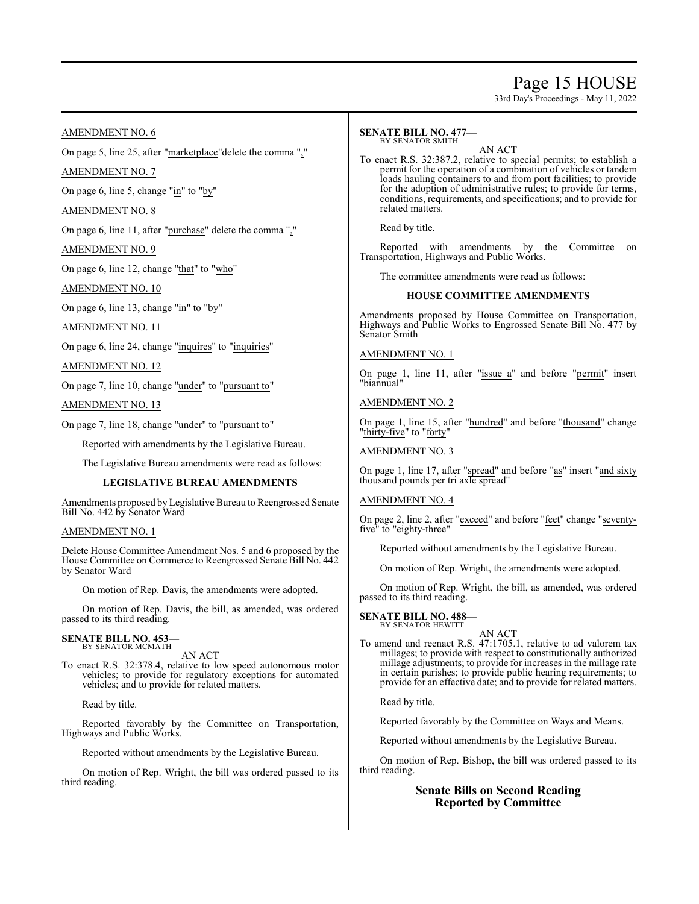AMENDMENT NO. 6

On page 5, line 25, after "marketplace"delete the comma ","

AMENDMENT NO. 7

On page 6, line 5, change "in" to "by"

AMENDMENT NO. 8

On page 6, line 11, after "purchase" delete the comma ","

AMENDMENT NO. 9

On page 6, line 12, change "that" to "who"

AMENDMENT NO. 10

On page 6, line 13, change "in" to "by"

AMENDMENT NO. 11

On page 6, line 24, change "inquires" to "inquiries"

AMENDMENT NO. 12

On page 7, line 10, change "under" to "pursuant to"

AMENDMENT NO. 13

On page 7, line 18, change "under" to "pursuant to"

Reported with amendments by the Legislative Bureau.

The Legislative Bureau amendments were read as follows:

**LEGISLATIVE BUREAU AMENDMENTS**

Amendments proposed by Legislative Bureau to Reengrossed Senate Bill No. 442 by Senator Ward

AMENDMENT NO. 1

Delete House Committee Amendment Nos. 5 and 6 proposed by the House Committee on Commerce to Reengrossed Senate Bill No. 442 by Senator Ward

On motion of Rep. Davis, the amendments were adopted.

On motion of Rep. Davis, the bill, as amended, was ordered passed to its third reading.

**SENATE BILL NO. 453—**
BY SENATOR MCMATH

AN ACT

To enact R.S. 32:378.4, relative to low speed autonomous motor vehicles; to provide for regulatory exceptions for automated vehicles; and to provide for related matters.

Read by title.

Reported favorably by the Committee on Transportation, Highways and Public Works.

Reported without amendments by the Legislative Bureau.

On motion of Rep. Wright, the bill was ordered passed to its third reading.

**SENATE BILL NO. 477—**
BY SENATOR SMITH

AN ACT

To enact R.S. 32:387.2, relative to special permits; to establish a permit for the operation of a combination of vehicles or tandem loads hauling containers to and from port facilities; to provide for the adoption of administrative rules; to provide for terms, conditions, requirements, and specifications; and to provide for related matters.

Read by title.

Reported with amendments by the Committee on Transportation, Highways and Public Works.

The committee amendments were read as follows:

**HOUSE COMMITTEE AMENDMENTS**

Amendments proposed by House Committee on Transportation, Highways and Public Works to Engrossed Senate Bill No. 477 by Senator Smith

AMENDMENT NO. 1

On page 1, line 11, after "issue a" and before "permit" insert "biannual"

AMENDMENT NO. 2

On page 1, line 15, after "hundred" and before "thousand" change "thirty-five" to "forty"

AMENDMENT NO. 3

On page 1, line 17, after "spread" and before "as" insert "and sixty thousand pounds per tri axle spread"

AMENDMENT NO. 4

On page 2, line 2, after "exceed" and before "feet" change "seventy-five" to "eighty-three"

Reported without amendments by the Legislative Bureau.

On motion of Rep. Wright, the amendments were adopted.

On motion of Rep. Wright, the bill, as amended, was ordered passed to its third reading.

**SENATE BILL NO. 488—**
BY SENATOR HEWITT

AN ACT

To amend and reenact R.S. 47:1705.1, relative to ad valorem tax millages; to provide with respect to constitutionally authorized millage adjustments; to provide for increases in the millage rate in certain parishes; to provide public hearing requirements; to provide for an effective date; and to provide for related matters.

Read by title.

Reported favorably by the Committee on Ways and Means.

Reported without amendments by the Legislative Bureau.

On motion of Rep. Bishop, the bill was ordered passed to its third reading.

## Senate Bills on Second Reading Reported by Committee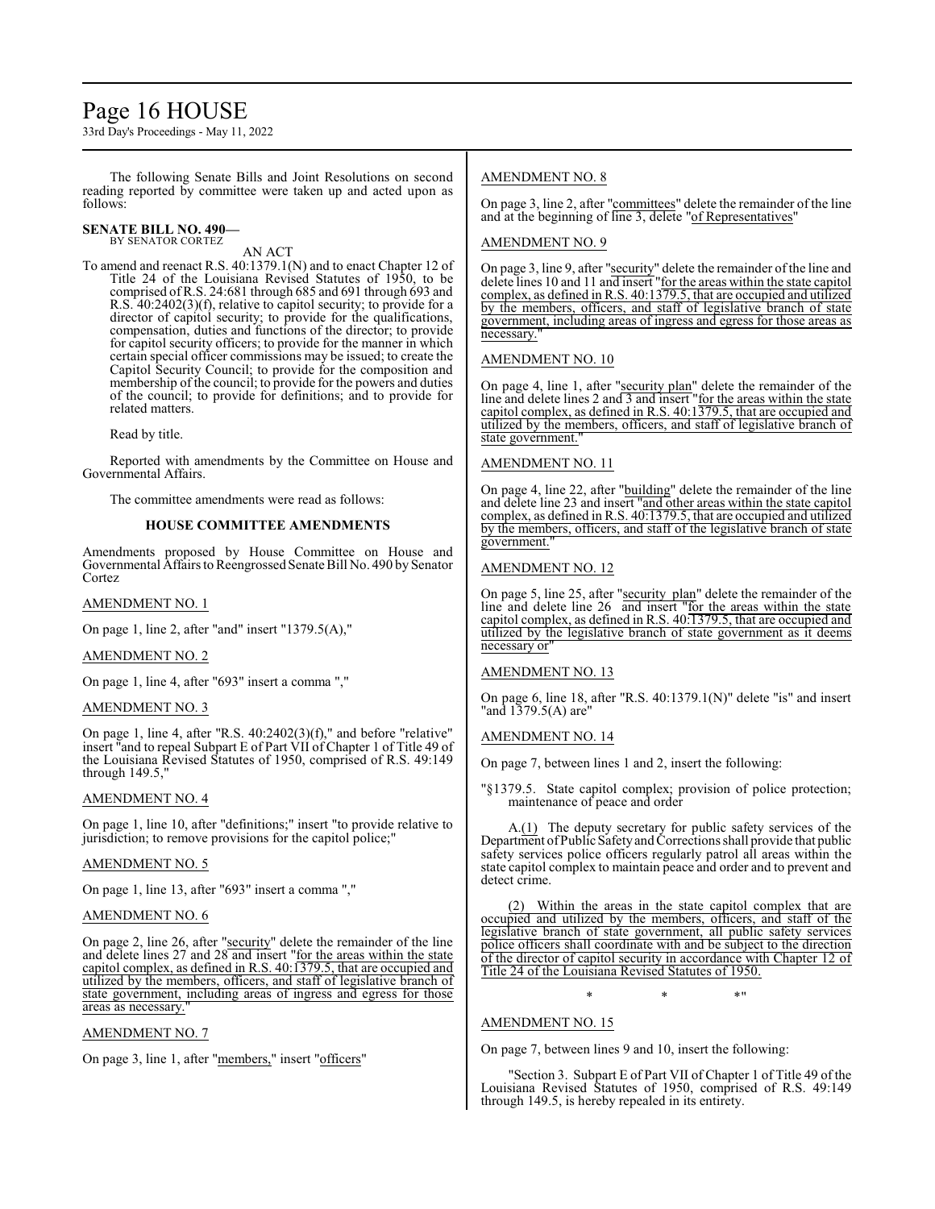The following Senate Bills and Joint Resolutions on second reading reported by committee were taken up and acted upon as follows:

**SENATE BILL NO. 490—**
BY SENATOR CORTEZ

AN ACT

To amend and reenact R.S. 40:1379.1(N) and to enact Chapter 12 of Title 24 of the Louisiana Revised Statutes of 1950, to be comprised of R.S. 24:681 through 685 and 691 through 693 and R.S. 40:2402(3)(f), relative to capitol security; to provide for a director of capitol security; to provide for the qualifications, compensation, duties and functions of the director; to provide for capitol security officers; to provide for the manner in which certain special officer commissions may be issued; to create the Capitol Security Council; to provide for the composition and membership of the council; to provide for the powers and duties of the council; to provide for definitions; and to provide for related matters.

Read by title.

Reported with amendments by the Committee on House and Governmental Affairs.

The committee amendments were read as follows:

**HOUSE COMMITTEE AMENDMENTS**

Amendments proposed by House Committee on House and Governmental Affairs to Reengrossed Senate Bill No. 490 by Senator Cortez

AMENDMENT NO. 1

On page 1, line 2, after "and" insert "1379.5(A),"

AMENDMENT NO. 2

On page 1, line 4, after "693" insert a comma ","

AMENDMENT NO. 3

On page 1, line 4, after "R.S. 40:2402(3)(f)," and before "relative" insert "and to repeal Subpart E of Part VII of Chapter 1 of Title 49 of the Louisiana Revised Statutes of 1950, comprised of R.S. 49:149 through 149.5,"

AMENDMENT NO. 4

On page 1, line 10, after "definitions;" insert "to provide relative to jurisdiction; to remove provisions for the capitol police;"

AMENDMENT NO. 5

On page 1, line 13, after "693" insert a comma ","

AMENDMENT NO. 6

On page 2, line 26, after "security" delete the remainder of the line and delete lines 27 and 28 and insert "for the areas within the state capitol complex, as defined in R.S. 40:1379.5, that are occupied and utilized by the members, officers, and staff of legislative branch of state government, including areas of ingress and egress for those areas as necessary."

AMENDMENT NO. 7

On page 3, line 1, after "members," insert "officers"

AMENDMENT NO. 8

On page 3, line 2, after "committees" delete the remainder of the line and at the beginning of line 3, delete "of Representatives"

AMENDMENT NO. 9

On page 3, line 9, after "security" delete the remainder of the line and delete lines 10 and 11 and insert "for the areas within the state capitol complex, as defined in R.S. 40:1379.5, that are occupied and utilized by the members, officers, and staff of legislative branch of state government, including areas of ingress and egress for those areas as necessary."

AMENDMENT NO. 10

On page 4, line 1, after "security plan" delete the remainder of the line and delete lines 2 and 3 and insert "for the areas within the state capitol complex, as defined in R.S. 40:1379.5, that are occupied and utilized by the members, officers, and staff of legislative branch of state government."

AMENDMENT NO. 11

On page 4, line 22, after "building" delete the remainder of the line and delete line 23 and insert "and other areas within the state capitol complex, as defined in R.S. 40:1379.5, that are occupied and utilized by the members, officers, and staff of the legislative branch of state government."

AMENDMENT NO. 12

On page 5, line 25, after "security plan" delete the remainder of the line and delete line 26 and insert "for the areas within the state capitol complex, as defined in R.S. 40:1379.5, that are occupied and utilized by the legislative branch of state government as it deems necessary or"

AMENDMENT NO. 13

On page 6, line 18, after "R.S. 40:1379.1(N)" delete "is" and insert "and 1379.5(A) are"

AMENDMENT NO. 14

On page 7, between lines 1 and 2, insert the following:

"§1379.5. State capitol complex; provision of police protection; maintenance of peace and order

A.(1) The deputy secretary for public safety services of the Department of Public Safety and Corrections shall provide that public safety services police officers regularly patrol all areas within the state capitol complex to maintain peace and order and to prevent and detect crime.

(2) Within the areas in the state capitol complex that are occupied and utilized by the members, officers, and staff of the legislative branch of state government, all public safety services police officers shall coordinate with and be subject to the direction of the director of capitol security in accordance with Chapter 12 of Title 24 of the Louisiana Revised Statutes of 1950.

\* \* \*"

AMENDMENT NO. 15

On page 7, between lines 9 and 10, insert the following:

"Section 3. Subpart E of Part VII of Chapter 1 of Title 49 of the Louisiana Revised Statutes of 1950, comprised of R.S. 49:149 through 149.5, is hereby repealed in its entirety.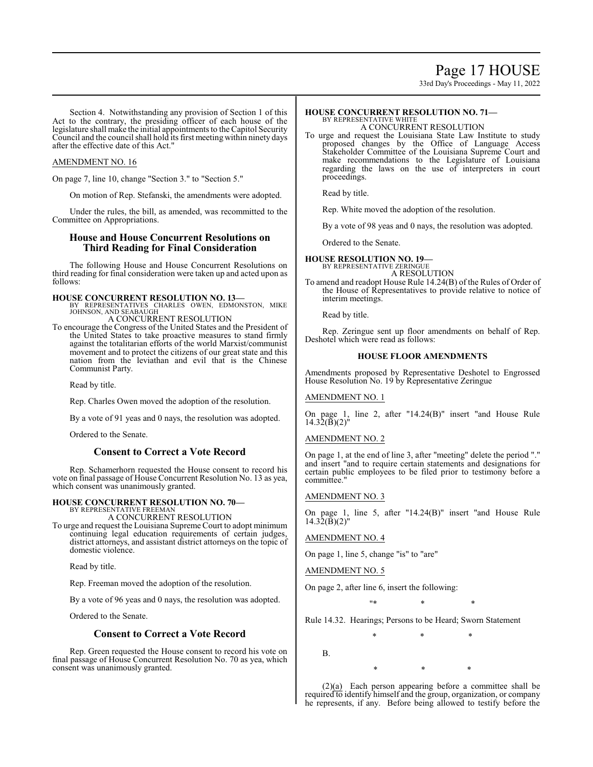Section 4. Notwithstanding any provision of Section 1 of this Act to the contrary, the presiding officer of each house of the legislature shall make the initial appointments to the Capitol Security Council and the council shall hold its first meeting within ninety days after the effective date of this Act."

AMENDMENT NO. 16

On page 7, line 10, change "Section 3." to "Section 5."

On motion of Rep. Stefanski, the amendments were adopted.

Under the rules, the bill, as amended, was recommitted to the Committee on Appropriations.

## House and House Concurrent Resolutions on Third Reading for Final Consideration

The following House and House Concurrent Resolutions on third reading for final consideration were taken up and acted upon as follows:

**HOUSE CONCURRENT RESOLUTION NO. 13—**
BY REPRESENTATIVES CHARLES OWEN, EDMONSTON, MIKE JOHNSON, AND SEABAUGH
A CONCURRENT RESOLUTION

To encourage the Congress of the United States and the President of the United States to take proactive measures to stand firmly against the totalitarian efforts of the world Marxist/communist movement and to protect the citizens of our great state and this nation from the leviathan and evil that is the Chinese Communist Party.

Read by title.

Rep. Charles Owen moved the adoption of the resolution.

By a vote of 91 yeas and 0 nays, the resolution was adopted.

Ordered to the Senate.

## Consent to Correct a Vote Record

Rep. Schamerhorn requested the House consent to record his vote on final passage of House Concurrent Resolution No. 13 as yea, which consent was unanimously granted.

**HOUSE CONCURRENT RESOLUTION NO. 70—**
BY REPRESENTATIVE FREEMAN
A CONCURRENT RESOLUTION

To urge and request the Louisiana Supreme Court to adopt minimum continuing legal education requirements of certain judges, district attorneys, and assistant district attorneys on the topic of domestic violence.

Read by title.

Rep. Freeman moved the adoption of the resolution.

By a vote of 96 yeas and 0 nays, the resolution was adopted.

Ordered to the Senate.

## Consent to Correct a Vote Record

Rep. Green requested the House consent to record his vote on final passage of House Concurrent Resolution No. 70 as yea, which consent was unanimously granted.

**HOUSE CONCURRENT RESOLUTION NO. 71—**
BY REPRESENTATIVE WHITE
A CONCURRENT RESOLUTION

To urge and request the Louisiana State Law Institute to study proposed changes by the Office of Language Access Stakeholder Committee of the Louisiana Supreme Court and make recommendations to the Legislature of Louisiana regarding the laws on the use of interpreters in court proceedings.

Read by title.

Rep. White moved the adoption of the resolution.

By a vote of 98 yeas and 0 nays, the resolution was adopted.

Ordered to the Senate.

**HOUSE RESOLUTION NO. 19—**
BY REPRESENTATIVE ZERINGUE
A RESOLUTION

To amend and readopt House Rule 14.24(B) of the Rules of Order of the House of Representatives to provide relative to notice of interim meetings.

Read by title.

Rep. Zeringue sent up floor amendments on behalf of Rep. Deshotel which were read as follows:

### HOUSE FLOOR AMENDMENTS

Amendments proposed by Representative Deshotel to Engrossed House Resolution No. 19 by Representative Zeringue

AMENDMENT NO. 1

On page 1, line 2, after "14.24(B)" insert "and House Rule 14.32(B)(2)"

AMENDMENT NO. 2

On page 1, at the end of line 3, after "meeting" delete the period "." and insert "and to require certain statements and designations for certain public employees to be filed prior to testimony before a committee."

AMENDMENT NO. 3

On page 1, line 5, after "14.24(B)" insert "and House Rule 14.32(B)(2)"

AMENDMENT NO. 4

On page 1, line 5, change "is" to "are"

AMENDMENT NO. 5

On page 2, after line 6, insert the following:

"* * *

Rule 14.32. Hearings; Persons to be Heard; Sworn Statement

\* \* \*

B.

\* \* \*

(2)(a) Each person appearing before a committee shall be required to identify himself and the group, organization, or company he represents, if any. Before being allowed to testify before the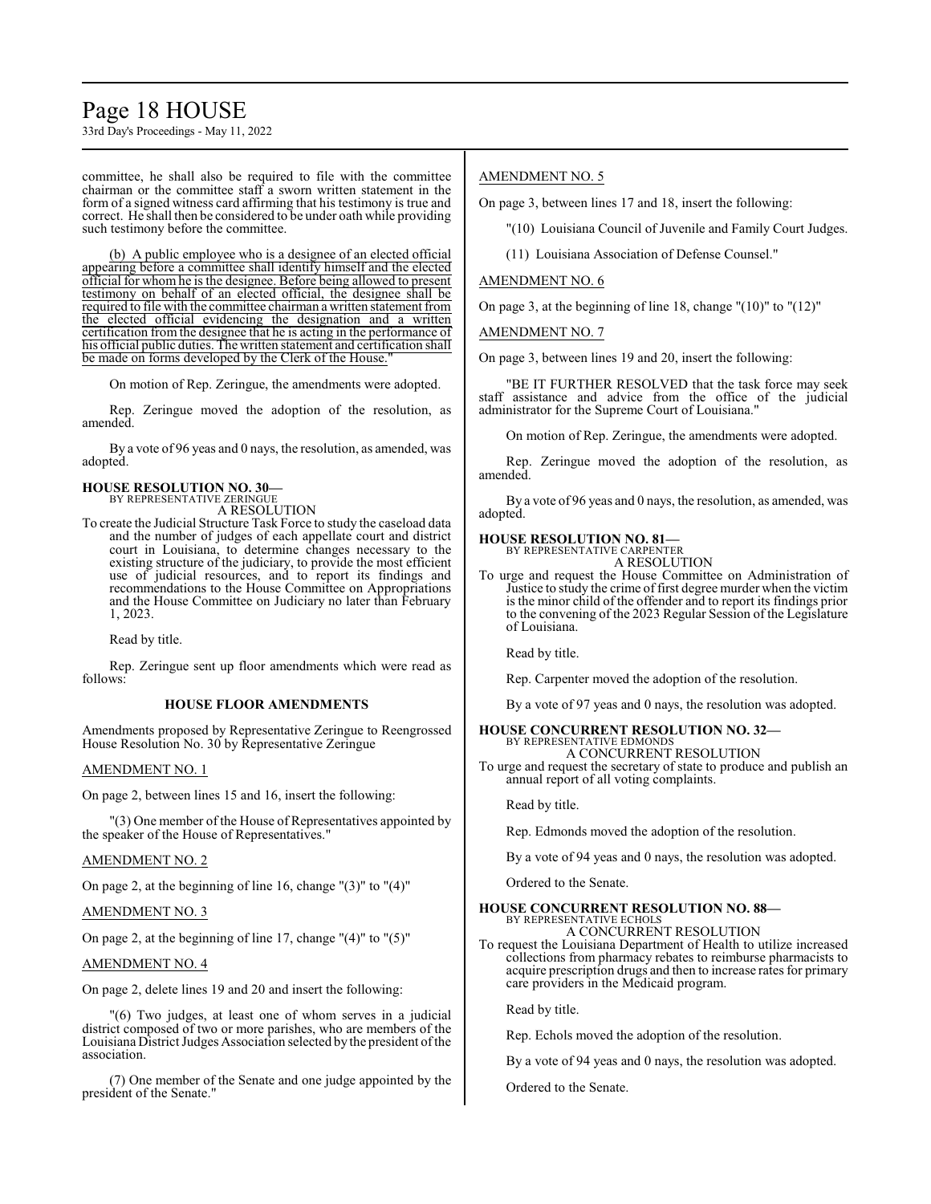committee, he shall also be required to file with the committee chairman or the committee staff a sworn written statement in the form of a signed witness card affirming that his testimony is true and correct. He shall then be considered to be under oath while providing such testimony before the committee.

(b) A public employee who is a designee of an elected official appearing before a committee shall identify himself and the elected official for whom he is the designee. Before being allowed to present testimony on behalf of an elected official, the designee shall be required to file with the committee chairman a written statement from the elected official evidencing the designation and a written certification from the designee that he is acting in the performance of his official public duties. The written statement and certification shall be made on forms developed by the Clerk of the House."

On motion of Rep. Zeringue, the amendments were adopted.

Rep. Zeringue moved the adoption of the resolution, as amended.

By a vote of 96 yeas and 0 nays, the resolution, as amended, was adopted.

**HOUSE RESOLUTION NO. 30—**
BY REPRESENTATIVE ZERINGUE
A RESOLUTION

To create the Judicial Structure Task Force to study the caseload data and the number of judges of each appellate court and district court in Louisiana, to determine changes necessary to the existing structure of the judiciary, to provide the most efficient use of judicial resources, and to report its findings and recommendations to the House Committee on Appropriations and the House Committee on Judiciary no later than February 1, 2023.

Read by title.

Rep. Zeringue sent up floor amendments which were read as follows:

**HOUSE FLOOR AMENDMENTS**

Amendments proposed by Representative Zeringue to Reengrossed House Resolution No. 30 by Representative Zeringue

AMENDMENT NO. 1

On page 2, between lines 15 and 16, insert the following:

"(3) One member of the House of Representatives appointed by the speaker of the House of Representatives."

AMENDMENT NO. 2

On page 2, at the beginning of line 16, change "(3)" to "(4)"

AMENDMENT NO. 3

On page 2, at the beginning of line 17, change "(4)" to "(5)"

AMENDMENT NO. 4

On page 2, delete lines 19 and 20 and insert the following:

"(6) Two judges, at least one of whom serves in a judicial district composed of two or more parishes, who are members of the Louisiana District Judges Association selected by the president of the association.

(7) One member of the Senate and one judge appointed by the president of the Senate."

AMENDMENT NO. 5

On page 3, between lines 17 and 18, insert the following:

"(10) Louisiana Council of Juvenile and Family Court Judges.

(11) Louisiana Association of Defense Counsel."

AMENDMENT NO. 6

On page 3, at the beginning of line 18, change "(10)" to "(12)"

AMENDMENT NO. 7

On page 3, between lines 19 and 20, insert the following:

"BE IT FURTHER RESOLVED that the task force may seek staff assistance and advice from the office of the judicial administrator for the Supreme Court of Louisiana."

On motion of Rep. Zeringue, the amendments were adopted.

Rep. Zeringue moved the adoption of the resolution, as amended.

By a vote of 96 yeas and 0 nays, the resolution, as amended, was adopted.

**HOUSE RESOLUTION NO. 81—**
BY REPRESENTATIVE CARPENTER
A RESOLUTION

To urge and request the House Committee on Administration of Justice to study the crime of first degree murder when the victim is the minor child of the offender and to report its findings prior to the convening of the 2023 Regular Session of the Legislature of Louisiana.

Read by title.

Rep. Carpenter moved the adoption of the resolution.

By a vote of 97 yeas and 0 nays, the resolution was adopted.

**HOUSE CONCURRENT RESOLUTION NO. 32—**
BY REPRESENTATIVE EDMONDS
A CONCURRENT RESOLUTION

To urge and request the secretary of state to produce and publish an annual report of all voting complaints.

Read by title.

Rep. Edmonds moved the adoption of the resolution.

By a vote of 94 yeas and 0 nays, the resolution was adopted.

Ordered to the Senate.

**HOUSE CONCURRENT RESOLUTION NO. 88—**
BY REPRESENTATIVE ECHOLS
A CONCURRENT RESOLUTION

To request the Louisiana Department of Health to utilize increased collections from pharmacy rebates to reimburse pharmacists to acquire prescription drugs and then to increase rates for primary care providers in the Medicaid program.

Read by title.

Rep. Echols moved the adoption of the resolution.

By a vote of 94 yeas and 0 nays, the resolution was adopted.

Ordered to the Senate.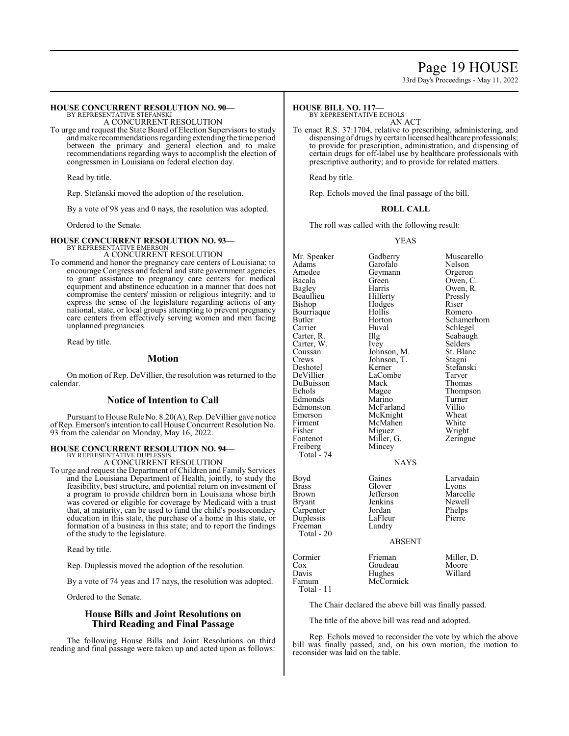### HOUSE CONCURRENT RESOLUTION NO. 90—
BY REPRESENTATIVE STEFANSKI
A CONCURRENT RESOLUTION

To urge and request the State Board of Election Supervisors to study and make recommendations regarding extending the time period between the primary and general election and to make recommendations regarding ways to accomplish the election of congressmen in Louisiana on federal election day.

Read by title.

Rep. Stefanski moved the adoption of the resolution.

By a vote of 98 yeas and 0 nays, the resolution was adopted.

Ordered to the Senate.

### HOUSE CONCURRENT RESOLUTION NO. 93—
BY REPRESENTATIVE EMERSON
A CONCURRENT RESOLUTION

To commend and honor the pregnancy care centers of Louisiana; to encourage Congress and federal and state government agencies to grant assistance to pregnancy care centers for medical equipment and abstinence education in a manner that does not compromise the centers' mission or religious integrity; and to express the sense of the legislature regarding actions of any national, state, or local groups attempting to prevent pregnancy care centers from effectively serving women and men facing unplanned pregnancies.

Read by title.

## Motion

On motion of Rep. DeVillier, the resolution was returned to the calendar.

## Notice of Intention to Call

Pursuant to House Rule No. 8.20(A), Rep. DeVillier gave notice of Rep. Emerson's intention to call House Concurrent Resolution No. 93 from the calendar on Monday, May 16, 2022.

### HOUSE CONCURRENT RESOLUTION NO. 94—
BY REPRESENTATIVE DUPLESSIS
A CONCURRENT RESOLUTION

To urge and request the Department of Children and Family Services and the Louisiana Department of Health, jointly, to study the feasibility, best structure, and potential return on investment of a program to provide children born in Louisiana whose birth was covered or eligible for coverage by Medicaid with a trust that, at maturity, can be used to fund the child's postsecondary education in this state, the purchase of a home in this state, or formation of a business in this state; and to report the findings of the study to the legislature.

Read by title.

Rep. Duplessis moved the adoption of the resolution.

By a vote of 74 yeas and 17 nays, the resolution was adopted.

Ordered to the Senate.

## House Bills and Joint Resolutions on Third Reading and Final Passage

The following House Bills and Joint Resolutions on third reading and final passage were taken up and acted upon as follows:

### HOUSE BILL NO. 117—
BY REPRESENTATIVE ECHOLS
AN ACT

To enact R.S. 37:1704, relative to prescribing, administering, and dispensing of drugs by certain licensed healthcare professionals; to provide for prescription, administration, and dispensing of certain drugs for off-label use by healthcare professionals with prescriptive authority; and to provide for related matters.

Read by title.

Rep. Echols moved the final passage of the bill.

**ROLL CALL**

The roll was called with the following result:

YEAS

| | | |
|---|---|---|
| Mr. Speaker | Gadberry | Muscarello |
| Adams | Garofalo | Nelson |
| Amedee | Geymann | Orgeron |
| Bacala | Green | Owen, C. |
| Bagley | Harris | Owen, R. |
| Beaullieu | Hilferty | Pressly |
| Bishop | Hodges | Riser |
| Bourriaque | Hollis | Romero |
| Butler | Horton | Schamerhorn |
| Carrier | Huval | Schlegel |
| Carter, R. | Illg | Seabaugh |
| Carter, W. | Ivey | Selders |
| Coussan | Johnson, M. | St. Blanc |
| Crews | Johnson, T. | Stagni |
| Deshotel | Kerner | Stefanski |
| DeVillier | LaCombe | Tarver |
| DuBuisson | Mack | Thomas |
| Echols | Magee | Thompson |
| Edmonds | Marino | Turner |
| Edmonston | McFarland | Villio |
| Emerson | McKnight | Wheat |
| Firment | McMahen | White |
| Fisher | Miguez | Wright |
| Fontenot | Miller, G. | Zeringue |
| Freiberg | Mincey | |
| Total - 74 | | |

NAYS

| | | |
|---|---|---|
| Boyd | Gaines | Larvadain |
| Brass | Glover | Lyons |
| Brown | Jefferson | Marcelle |
| Bryant | Jenkins | Newell |
| Carpenter | Jordan | Phelps |
| Duplessis | LaFleur | Pierre |
| Freeman | Landry | |
| Total - 20 | | |

ABSENT

| | | |
|---|---|---|
| Cormier | Frieman | Miller, D. |
| Cox | Goudeau | Moore |
| Davis | Hughes | Willard |
| Farnum | McCormick | |
| Total - 11 | | |

The Chair declared the above bill was finally passed.

The title of the above bill was read and adopted.

Rep. Echols moved to reconsider the vote by which the above bill was finally passed, and, on his own motion, the motion to reconsider was laid on the table.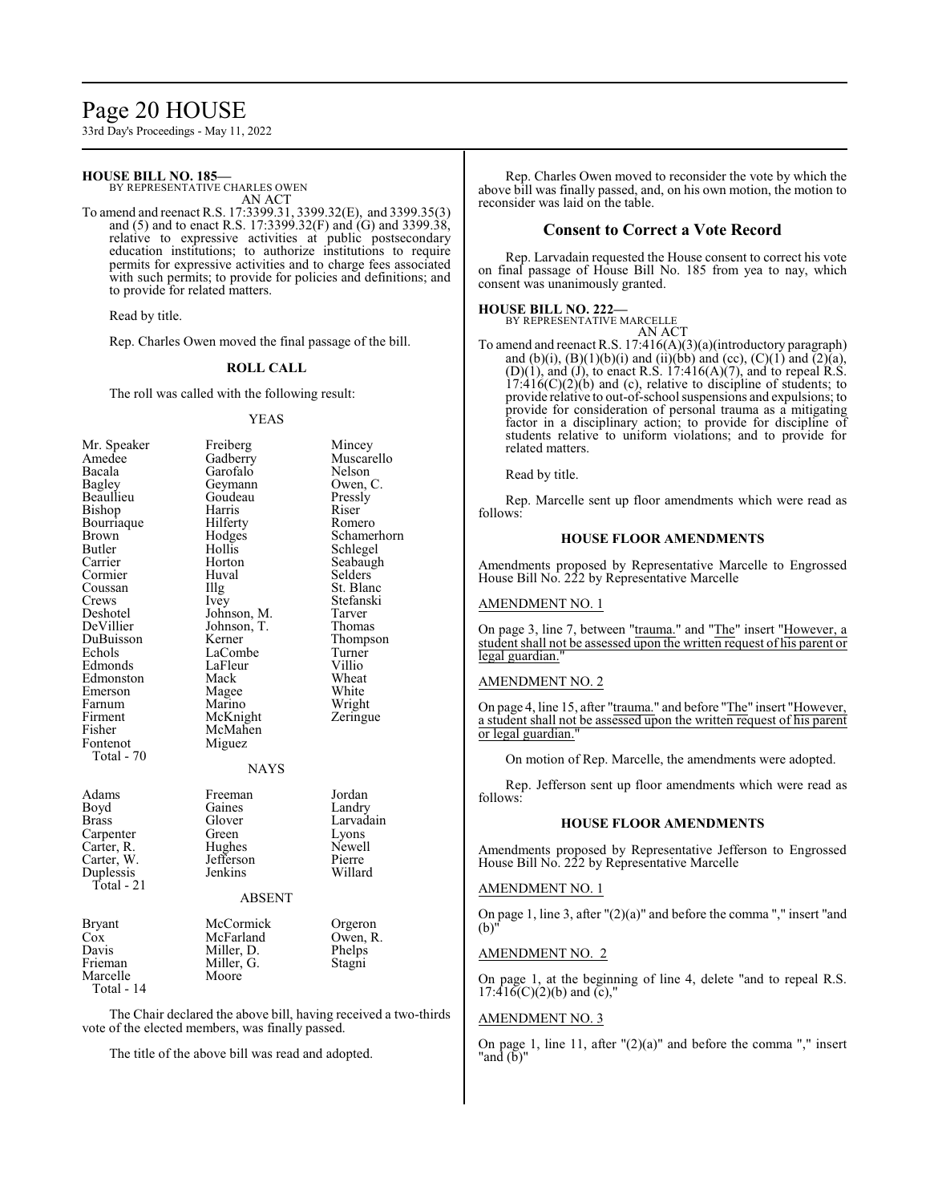**HOUSE BILL NO. 185—**
BY REPRESENTATIVE CHARLES OWEN
AN ACT

To amend and reenact R.S. 17:3399.31, 3399.32(E), and 3399.35(3) and (5) and to enact R.S. 17:3399.32(F) and (G) and 3399.38, relative to expressive activities at public postsecondary education institutions; to authorize institutions to require permits for expressive activities and to charge fees associated with such permits; to provide for policies and definitions; and to provide for related matters.

Read by title.

Rep. Charles Owen moved the final passage of the bill.

**ROLL CALL**

The roll was called with the following result:

YEAS

| | | |
|---|---|---|
| Mr. Speaker | Freiberg | Mincey |
| Amedee | Gadberry | Muscarello |
| Bacala | Garofalo | Nelson |
| Bagley | Geymann | Owen, C. |
| Beaullieu | Goudeau | Pressly |
| Bishop | Harris | Riser |
| Bourriaque | Hilferty | Romero |
| Brown | Hodges | Schamerhorn |
| Butler | Hollis | Schlegel |
| Carrier | Horton | Seabaugh |
| Cormier | Huval | Selders |
| Coussan | Illg | St. Blanc |
| Crews | Ivey | Stefanski |
| Deshotel | Johnson, M. | Tarver |
| DeVillier | Johnson, T. | Thomas |
| DuBuisson | Kerner | Thompson |
| Echols | LaCombe | Turner |
| Edmonds | LaFleur | Villio |
| Edmonston | Mack | Wheat |
| Emerson | Magee | White |
| Farnum | Marino | Wright |
| Firment | McKnight | Zeringue |
| Fisher | McMahen | |
| Fontenot | Miguez | |
| Total - 70 | | |

NAYS

| | | |
|---|---|---|
| Adams | Freeman | Jordan |
| Boyd | Gaines | Landry |
| Brass | Glover | Larvadain |
| Carpenter | Green | Lyons |
| Carter, R. | Hughes | Newell |
| Carter, W. | Jefferson | Pierre |
| Duplessis | Jenkins | Willard |
| Total - 21 | | |

ABSENT

| | | |
|---|---|---|
| Bryant | McCormick | Orgeron |
| Cox | McFarland | Owen, R. |
| Davis | Miller, D. | Phelps |
| Frieman | Miller, G. | Stagni |
| Marcelle | Moore | |
| Total - 14 | | |

The Chair declared the above bill, having received a two-thirds vote of the elected members, was finally passed.

The title of the above bill was read and adopted.

Rep. Charles Owen moved to reconsider the vote by which the above bill was finally passed, and, on his own motion, the motion to reconsider was laid on the table.

## Consent to Correct a Vote Record

Rep. Larvadain requested the House consent to correct his vote on final passage of House Bill No. 185 from yea to nay, which consent was unanimously granted.

**HOUSE BILL NO. 222—**
BY REPRESENTATIVE MARCELLE
AN ACT

To amend and reenact R.S. 17:416(A)(3)(a)(introductory paragraph) and (b)(i), (B)(1)(b)(i) and (ii)(bb) and (cc), (C)(1) and (2)(a), (D)(1), and (J), to enact R.S. 17:416(A)(7), and to repeal R.S. 17:416(C)(2)(b) and (c), relative to discipline of students; to provide relative to out-of-school suspensions and expulsions; to provide for consideration of personal trauma as a mitigating factor in a disciplinary action; to provide for discipline of students relative to uniform violations; and to provide for related matters.

Read by title.

Rep. Marcelle sent up floor amendments which were read as follows:

**HOUSE FLOOR AMENDMENTS**

Amendments proposed by Representative Marcelle to Engrossed House Bill No. 222 by Representative Marcelle

AMENDMENT NO. 1

On page 3, line 7, between "trauma." and "The" insert "However, a student shall not be assessed upon the written request of his parent or legal guardian."

AMENDMENT NO. 2

On page 4, line 15, after "trauma." and before "The" insert "However, a student shall not be assessed upon the written request of his parent or legal guardian."

On motion of Rep. Marcelle, the amendments were adopted.

Rep. Jefferson sent up floor amendments which were read as follows:

**HOUSE FLOOR AMENDMENTS**

Amendments proposed by Representative Jefferson to Engrossed House Bill No. 222 by Representative Marcelle

AMENDMENT NO. 1

On page 1, line 3, after "(2)(a)" and before the comma "," insert "and (b)"

AMENDMENT NO. 2

On page 1, at the beginning of line 4, delete "and to repeal R.S. 17:416(C)(2)(b) and (c),"

AMENDMENT NO. 3

On page 1, line 11, after "(2)(a)" and before the comma "," insert "and (b)"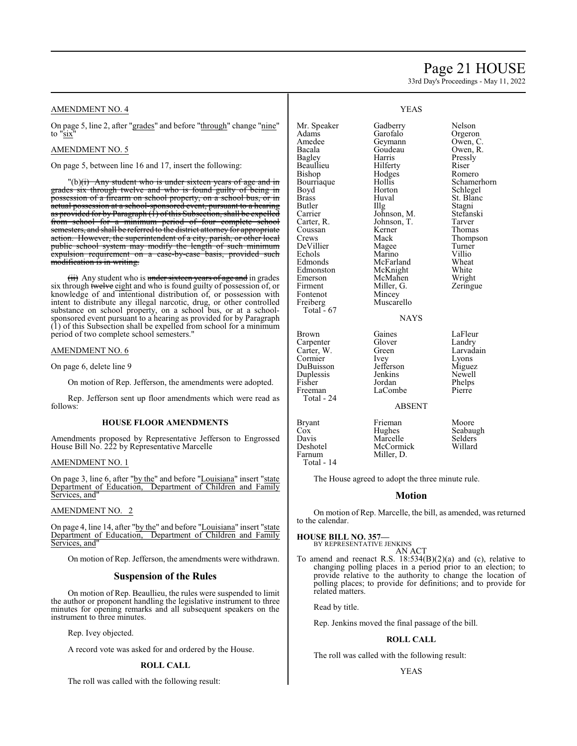AMENDMENT NO. 4

On page 5, line 2, after "grades" and before "through" change "nine" to "six"

AMENDMENT NO. 5

On page 5, between line 16 and 17, insert the following:

"(b)~~(i) Any student who is under sixteen years of age and in grades six through twelve and who is found guilty of being in possession of a firearm on school property, on a school bus, or in actual possession at a school-sponsored event, pursuant to a hearing as provided for by Paragraph (1) of this Subsection, shall be expelled from school for a minimum period of four complete school semesters, and shall be referred to the district attorney for appropriate action. However, the superintendent of a city, parish, or other local public school system may modify the length of such minimum expulsion requirement on a case-by-case basis, provided such modification is in writing.~~

~~(ii)~~ Any student who is ~~under sixteen years of age and~~ in grades six through ~~twelve~~ eight and who is found guilty of possession of, or knowledge of and intentional distribution of, or possession with intent to distribute any illegal narcotic, drug, or other controlled substance on school property, on a school bus, or at a school-sponsored event pursuant to a hearing as provided for by Paragraph (1) of this Subsection shall be expelled from school for a minimum period of two complete school semesters."

AMENDMENT NO. 6

On page 6, delete line 9

On motion of Rep. Jefferson, the amendments were adopted.

Rep. Jefferson sent up floor amendments which were read as follows:

**HOUSE FLOOR AMENDMENTS**

Amendments proposed by Representative Jefferson to Engrossed House Bill No. 222 by Representative Marcelle

AMENDMENT NO. 1

On page 3, line 6, after "by the" and before "Louisiana" insert "state Department of Education, Department of Children and Family Services, and"

AMENDMENT NO. 2

On page 4, line 14, after "by the" and before "Louisiana" insert "state Department of Education, Department of Children and Family Services, and"

On motion of Rep. Jefferson, the amendments were withdrawn.

## Suspension of the Rules

On motion of Rep. Beaullieu, the rules were suspended to limit the author or proponent handling the legislative instrument to three minutes for opening remarks and all subsequent speakers on the instrument to three minutes.

Rep. Ivey objected.

A record vote was asked for and ordered by the House.

**ROLL CALL**

The roll was called with the following result:

YEAS

| | | |
|---|---|---|
| Mr. Speaker | Gadberry | Nelson |
| Adams | Garofalo | Orgeron |
| Amedee | Geymann | Owen, C. |
| Bacala | Goudeau | Owen, R. |
| Bagley | Harris | Pressly |
| Beaullieu | Hilferty | Riser |
| Bishop | Hodges | Romero |
| Bourriaque | Hollis | Schamerhorn |
| Boyd | Horton | Schlegel |
| Brass | Huval | St. Blanc |
| Butler | Illg | Stagni |
| Carrier | Johnson, M. | Stefanski |
| Carter, R. | Johnson, T. | Tarver |
| Coussan | Kerner | Thomas |
| Crews | Mack | Thompson |
| DeVillier | Magee | Turner |
| Echols | Marino | Villio |
| Edmonds | McFarland | Wheat |
| Edmonston | McKnight | White |
| Emerson | McMahen | Wright |
| Firment | Miller, G. | Zeringue |
| Fontenot | Mincey | |
| Freiberg | Muscarello | |

Total - 67

NAYS

| | | |
|---|---|---|
| Brown | Gaines | LaFleur |
| Carpenter | Glover | Landry |
| Carter, W. | Green | Larvadain |
| Cormier | Ivey | Lyons |
| DuBuisson | Jefferson | Miguez |
| Duplessis | Jenkins | Newell |
| Fisher | Jordan | Phelps |
| Freeman | LaCombe | Pierre |

Total - 24

ABSENT

| | | |
|---|---|---|
| Bryant | Frieman | Moore |
| Cox | Hughes | Seabaugh |
| Davis | Marcelle | Selders |
| Deshotel | McCormick | Willard |
| Farnum | Miller, D. | |

Total - 14

The House agreed to adopt the three minute rule.

## Motion

On motion of Rep. Marcelle, the bill, as amended, was returned to the calendar.

**HOUSE BILL NO. 357—**
BY REPRESENTATIVE JENKINS

AN ACT

To amend and reenact R.S. 18:534(B)(2)(a) and (c), relative to changing polling places in a period prior to an election; to provide relative to the authority to change the location of polling places; to provide for definitions; and to provide for related matters.

Read by title.

Rep. Jenkins moved the final passage of the bill.

**ROLL CALL**

The roll was called with the following result:

YEAS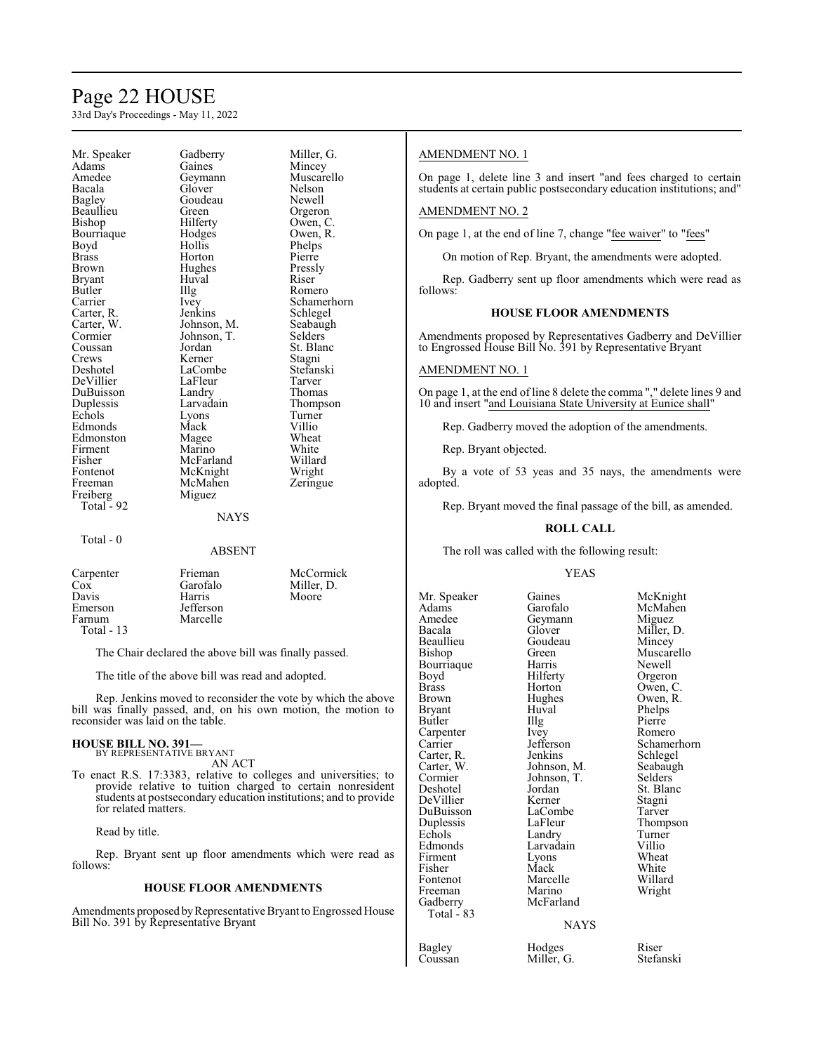| | | |
|---|---|---|
| Mr. Speaker | Gadberry | Miller, G. |
| Adams | Gaines | Mincey |
| Amedee | Geymann | Muscarello |
| Bacala | Glover | Nelson |
| Bagley | Goudeau | Newell |
| Beaullieu | Green | Orgeron |
| Bishop | Hilferty | Owen, C. |
| Bourriaque | Hodges | Owen, R. |
| Boyd | Hollis | Phelps |
| Brass | Horton | Pierre |
| Brown | Hughes | Pressly |
| Bryant | Huval | Riser |
| Butler | Illg | Romero |
| Carrier | Ivey | Schamerhorn |
| Carter, R. | Jenkins | Schlegel |
| Carter, W. | Johnson, M. | Seabaugh |
| Cormier | Johnson, T. | Selders |
| Coussan | Jordan | St. Blanc |
| Crews | Kerner | Stagni |
| Deshotel | LaCombe | Stefanski |
| DeVillier | LaFleur | Tarver |
| DuBuisson | Landry | Thomas |
| Duplessis | Larvadain | Thompson |
| Echols | Lyons | Turner |
| Edmonds | Mack | Villio |
| Edmonston | Magee | Wheat |
| Firment | Marino | White |
| Fisher | McFarland | Willard |
| Fontenot | McKnight | Wright |
| Freeman | McMahen | Zeringue |
| Freiberg | Miguez | |
| Total - 92 | | |

NAYS

Total - 0

ABSENT

| | | |
|---|---|---|
| Carpenter | Frieman | McCormick |
| Cox | Garofalo | Miller, D. |
| Davis | Harris | Moore |
| Emerson | Jefferson | |
| Farnum | Marcelle | |
| Total - 13 | | |

The Chair declared the above bill was finally passed.

The title of the above bill was read and adopted.

Rep. Jenkins moved to reconsider the vote by which the above bill was finally passed, and, on his own motion, the motion to reconsider was laid on the table.

**HOUSE BILL NO. 391—**
BY REPRESENTATIVE BRYANT

AN ACT

To enact R.S. 17:3383, relative to colleges and universities; to provide relative to tuition charged to certain nonresident students at postsecondary education institutions; and to provide for related matters.

Read by title.

Rep. Bryant sent up floor amendments which were read as follows:

**HOUSE FLOOR AMENDMENTS**

Amendments proposed by Representative Bryant to Engrossed House Bill No. 391 by Representative Bryant

AMENDMENT NO. 1

On page 1, delete line 3 and insert "and fees charged to certain students at certain public postsecondary education institutions; and"

AMENDMENT NO. 2

On page 1, at the end of line 7, change "fee waiver" to "fees"

On motion of Rep. Bryant, the amendments were adopted.

Rep. Gadberry sent up floor amendments which were read as follows:

**HOUSE FLOOR AMENDMENTS**

Amendments proposed by Representatives Gadberry and DeVillier to Engrossed House Bill No. 391 by Representative Bryant

AMENDMENT NO. 1

On page 1, at the end of line 8 delete the comma "," delete lines 9 and 10 and insert "and Louisiana State University at Eunice shall"

Rep. Gadberry moved the adoption of the amendments.

Rep. Bryant objected.

By a vote of 53 yeas and 35 nays, the amendments were adopted.

Rep. Bryant moved the final passage of the bill, as amended.

**ROLL CALL**

The roll was called with the following result:

YEAS

| | | |
|---|---|---|
| Mr. Speaker | Gaines | McKnight |
| Adams | Garofalo | McMahen |
| Amedee | Geymann | Miguez |
| Bacala | Glover | Miller, D. |
| Beaullieu | Goudeau | Mincey |
| Bishop | Green | Muscarello |
| Bourriaque | Harris | Newell |
| Boyd | Hilferty | Orgeron |
| Brass | Horton | Owen, C. |
| Brown | Hughes | Owen, R. |
| Bryant | Huval | Phelps |
| Butler | Illg | Pierre |
| Carpenter | Ivey | Romero |
| Carrier | Jefferson | Schamerhorn |
| Carter, R. | Jenkins | Schlegel |
| Carter, W. | Johnson, M. | Seabaugh |
| Cormier | Johnson, T. | Selders |
| Deshotel | Jordan | St. Blanc |
| DeVillier | Kerner | Stagni |
| DuBuisson | LaCombe | Tarver |
| Duplessis | LaFleur | Thompson |
| Echols | Landry | Turner |
| Edmonds | Larvadain | Villio |
| Firment | Lyons | Wheat |
| Fisher | Mack | White |
| Fontenot | Marcelle | Willard |
| Freeman | Marino | Wright |
| Gadberry | McFarland | |
| Total - 83 | | |

NAYS

| | | |
|---|---|---|
| Bagley | Hodges | Riser |
| Coussan | Miller, G. | Stefanski |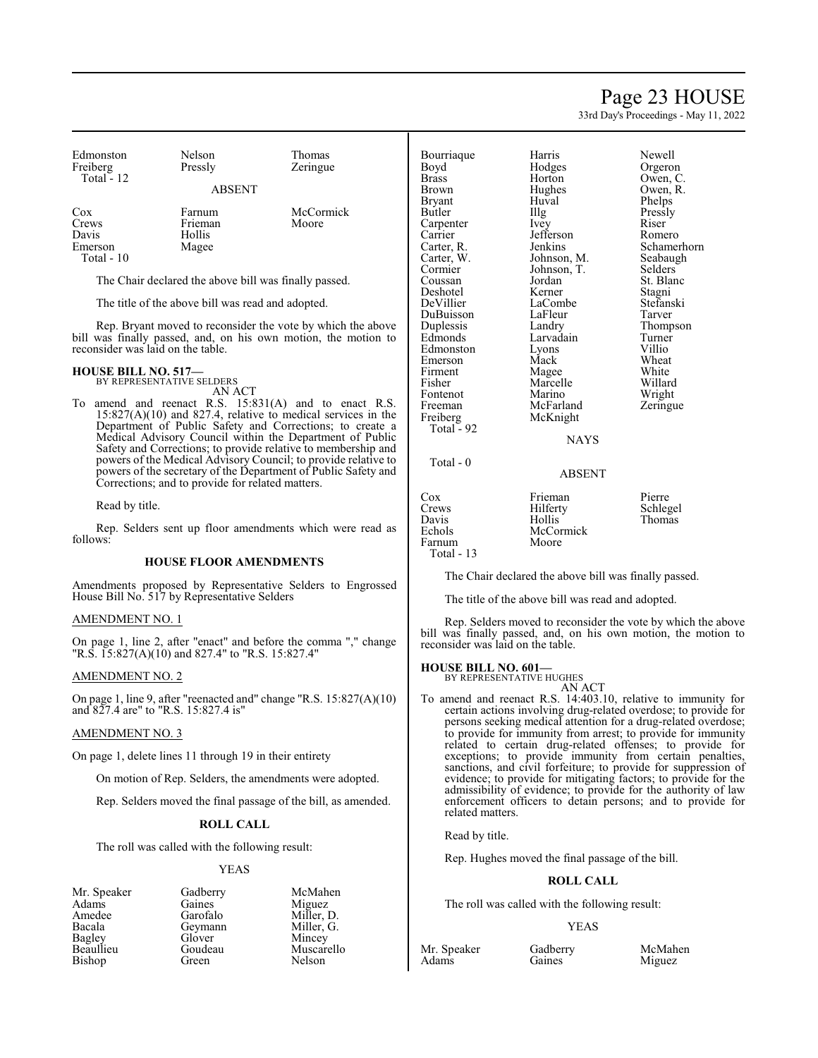| Edmonston | Nelson | Thomas |
|---|---|---|
| Freiberg | Pressly | Zeringue |
| Total - 12 | | |

ABSENT

| Cox | Farnum | McCormick |
|---|---|---|
| Crews | Frieman | Moore |
| Davis | Hollis | |
| Emerson | Magee | |
| Total - 10 | | |

The Chair declared the above bill was finally passed.

The title of the above bill was read and adopted.

Rep. Bryant moved to reconsider the vote by which the above bill was finally passed, and, on his own motion, the motion to reconsider was laid on the table.

**HOUSE BILL NO. 517—**
BY REPRESENTATIVE SELDERS
AN ACT

To amend and reenact R.S. 15:831(A) and to enact R.S. 15:827(A)(10) and 827.4, relative to medical services in the Department of Public Safety and Corrections; to create a Medical Advisory Council within the Department of Public Safety and Corrections; to provide relative to membership and powers of the Medical Advisory Council; to provide relative to powers of the secretary of the Department of Public Safety and Corrections; and to provide for related matters.

Read by title.

Rep. Selders sent up floor amendments which were read as follows:

**HOUSE FLOOR AMENDMENTS**

Amendments proposed by Representative Selders to Engrossed House Bill No. 517 by Representative Selders

AMENDMENT NO. 1

On page 1, line 2, after "enact" and before the comma "," change "R.S. 15:827(A)(10) and 827.4" to "R.S. 15:827.4"

AMENDMENT NO. 2

On page 1, line 9, after "reenacted and" change "R.S. 15:827(A)(10) and 827.4 are" to "R.S. 15:827.4 is"

AMENDMENT NO. 3

On page 1, delete lines 11 through 19 in their entirety

On motion of Rep. Selders, the amendments were adopted.

Rep. Selders moved the final passage of the bill, as amended.

**ROLL CALL**

The roll was called with the following result:

YEAS

| Mr. Speaker | Gadberry | McMahen |
|---|---|---|
| Adams | Gaines | Miguez |
| Amedee | Garofalo | Miller, D. |
| Bacala | Geymann | Miller, G. |
| Bagley | Glover | Mincey |
| Beaullieu | Goudeau | Muscarello |
| Bishop | Green | Nelson |
| Bourriaque | Harris | Newell |
| Boyd | Hodges | Orgeron |
| Brass | Horton | Owen, C. |
| Brown | Hughes | Owen, R. |
| Bryant | Huval | Phelps |
| Butler | Illg | Pressly |
| Carpenter | Ivey | Riser |
| Carrier | Jefferson | Romero |
| Carter, R. | Jenkins | Schamerhorn |
| Carter, W. | Johnson, M. | Seabaugh |
| Cormier | Johnson, T. | Selders |
| Coussan | Jordan | St. Blanc |
| Deshotel | Kerner | Stagni |
| DeVillier | LaCombe | Stefanski |
| DuBuisson | LaFleur | Tarver |
| Duplessis | Landry | Thompson |
| Edmonds | Larvadain | Turner |
| Edmonston | Lyons | Villio |
| Emerson | Mack | Wheat |
| Firment | Magee | White |
| Fisher | Marcelle | Willard |
| Fontenot | Marino | Wright |
| Freeman | McFarland | Zeringue |
| Freiberg | McKnight | |
| Total - 92 | | |

NAYS

Total - 0

ABSENT

| Cox | Frieman | Pierre |
|---|---|---|
| Crews | Hilferty | Schlegel |
| Davis | Hollis | Thomas |
| Echols | McCormick | |
| Farnum | Moore | |
| Total - 13 | | |

The Chair declared the above bill was finally passed.

The title of the above bill was read and adopted.

Rep. Selders moved to reconsider the vote by which the above bill was finally passed, and, on his own motion, the motion to reconsider was laid on the table.

**HOUSE BILL NO. 601—**
BY REPRESENTATIVE HUGHES
AN ACT

To amend and reenact R.S. 14:403.10, relative to immunity for certain actions involving drug-related overdose; to provide for persons seeking medical attention for a drug-related overdose; to provide for immunity from arrest; to provide for immunity related to certain drug-related offenses; to provide for exceptions; to provide immunity from certain penalties, sanctions, and civil forfeiture; to provide for suppression of evidence; to provide for mitigating factors; to provide for the admissibility of evidence; to provide for the authority of law enforcement officers to detain persons; and to provide for related matters.

Read by title.

Rep. Hughes moved the final passage of the bill.

**ROLL CALL**

The roll was called with the following result:

YEAS

| Mr. Speaker | Gadberry | McMahen |
|---|---|---|
| Adams | Gaines | Miguez |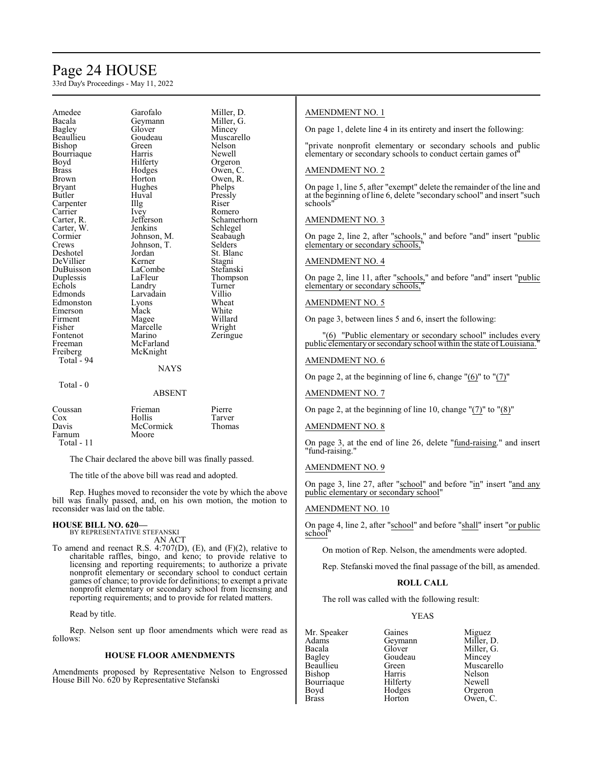| | | |
|---|---|---|
| Amedee | Garofalo | Miller, D. |
| Bacala | Geymann | Miller, G. |
| Bagley | Glover | Mincey |
| Beaullieu | Goudeau | Muscarello |
| Bishop | Green | Nelson |
| Bourriaque | Harris | Newell |
| Boyd | Hilferty | Orgeron |
| Brass | Hodges | Owen, C. |
| Brown | Horton | Owen, R. |
| Bryant | Hughes | Phelps |
| Butler | Huval | Pressly |
| Carpenter | Illg | Riser |
| Carrier | Ivey | Romero |
| Carter, R. | Jefferson | Schamerhorn |
| Carter, W. | Jenkins | Schlegel |
| Cormier | Johnson, M. | Seabaugh |
| Crews | Johnson, T. | Selders |
| Deshotel | Jordan | St. Blanc |
| DeVillier | Kerner | Stagni |
| DuBuisson | LaCombe | Stefanski |
| Duplessis | LaFleur | Thompson |
| Echols | Landry | Turner |
| Edmonds | Larvadain | Villio |
| Edmonston | Lyons | Wheat |
| Emerson | Mack | White |
| Firment | Magee | Willard |
| Fisher | Marcelle | Wright |
| Fontenot | Marino | Zeringue |
| Freeman | McFarland | |
| Freiberg | McKnight | |

Total - 94

NAYS

Total - 0

ABSENT

| | | |
|---|---|---|
| Coussan | Frieman | Pierre |
| Cox | Hollis | Tarver |
| Davis | McCormick | Thomas |
| Farnum | Moore | |

Total - 11

The Chair declared the above bill was finally passed.

The title of the above bill was read and adopted.

Rep. Hughes moved to reconsider the vote by which the above bill was finally passed, and, on his own motion, the motion to reconsider was laid on the table.

**HOUSE BILL NO. 620—**
BY REPRESENTATIVE STEFANSKI
AN ACT

To amend and reenact R.S. 4:707(D), (E), and (F)(2), relative to charitable raffles, bingo, and keno; to provide relative to licensing and reporting requirements; to authorize a private nonprofit elementary or secondary school to conduct certain games of chance; to provide for definitions; to exempt a private nonprofit elementary or secondary school from licensing and reporting requirements; and to provide for related matters.

Read by title.

Rep. Nelson sent up floor amendments which were read as follows:

**HOUSE FLOOR AMENDMENTS**

Amendments proposed by Representative Nelson to Engrossed House Bill No. 620 by Representative Stefanski

AMENDMENT NO. 1

On page 1, delete line 4 in its entirety and insert the following:

"private nonprofit elementary or secondary schools and public elementary or secondary schools to conduct certain games of"

AMENDMENT NO. 2

On page 1, line 5, after "exempt" delete the remainder of the line and at the beginning of line 6, delete "secondary school" and insert "such schools"

AMENDMENT NO. 3

On page 2, line 2, after "schools," and before "and" insert "public elementary or secondary schools,"

AMENDMENT NO. 4

On page 2, line 11, after "schools," and before "and" insert "public elementary or secondary schools,"

AMENDMENT NO. 5

On page 3, between lines 5 and 6, insert the following:

"(6) "Public elementary or secondary school" includes every public elementary or secondary school within the state of Louisiana."

AMENDMENT NO. 6

On page 2, at the beginning of line 6, change "(6)" to "(7)"

AMENDMENT NO. 7

On page 2, at the beginning of line 10, change "(7)" to "(8)"

AMENDMENT NO. 8

On page 3, at the end of line 26, delete "fund-raising." and insert "fund-raising."

AMENDMENT NO. 9

On page 3, line 27, after "school" and before "in" insert "and any public elementary or secondary school"

AMENDMENT NO. 10

On page 4, line 2, after "school" and before "shall" insert "or public school"

On motion of Rep. Nelson, the amendments were adopted.

Rep. Stefanski moved the final passage of the bill, as amended.

**ROLL CALL**

The roll was called with the following result:

YEAS

| | | |
|---|---|---|
| Mr. Speaker | Gaines | Miguez |
| Adams | Geymann | Miller, D. |
| Bacala | Glover | Miller, G. |
| Bagley | Goudeau | Mincey |
| Beaullieu | Green | Muscarello |
| Bishop | Harris | Nelson |
| Bourriaque | Hilferty | Newell |
| Boyd | Hodges | Orgeron |
| Brass | Horton | Owen, C. |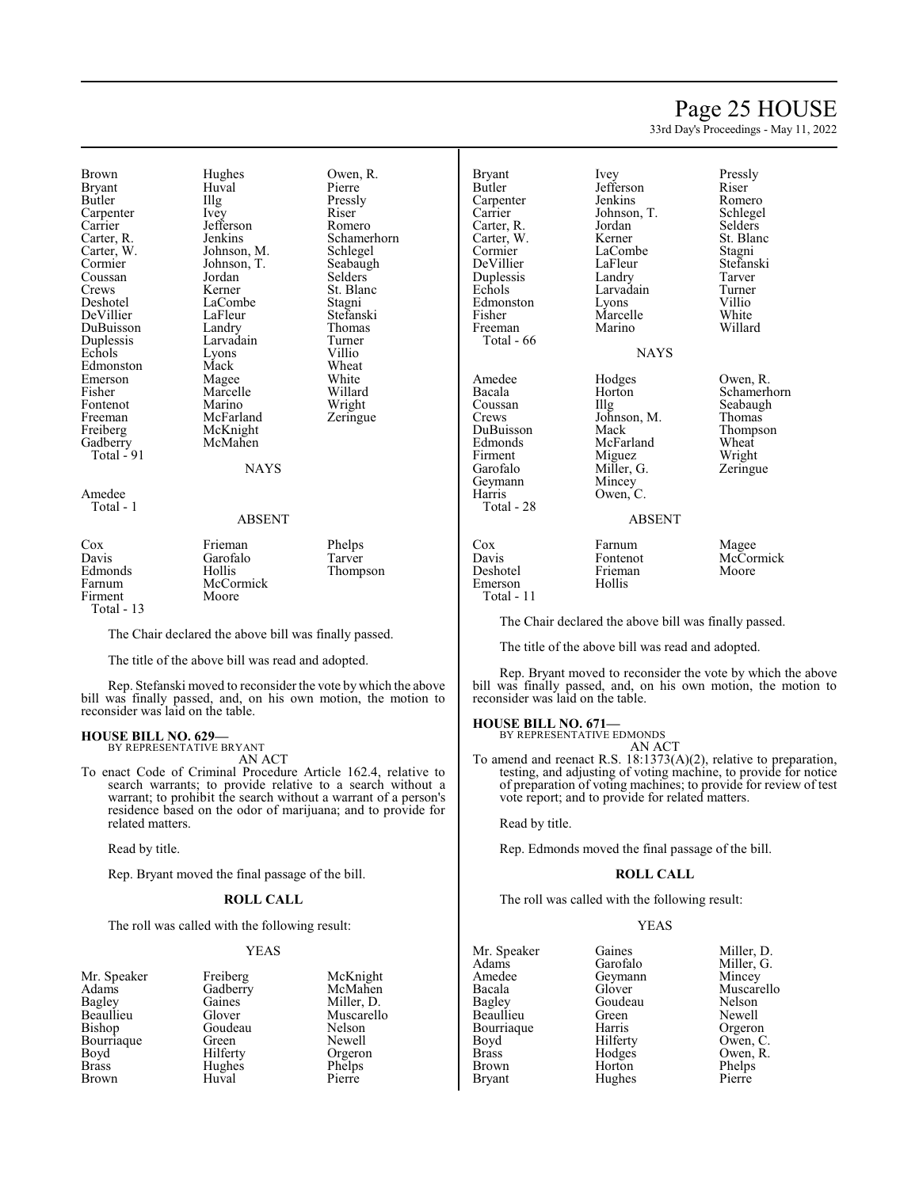| | | |
|---|---|---|
| Brown | Hughes | Owen, R. |
| Bryant | Huval | Pierre |
| Butler | Illg | Pressly |
| Carpenter | Ivey | Riser |
| Carrier | Jefferson | Romero |
| Carter, R. | Jenkins | Schamerhorn |
| Carter, W. | Johnson, M. | Schlegel |
| Cormier | Johnson, T. | Seabaugh |
| Coussan | Jordan | Selders |
| Crews | Kerner | St. Blanc |
| Deshotel | LaCombe | Stagni |
| DeVillier | LaFleur | Stefanski |
| DuBuisson | Landry | Thomas |
| Duplessis | Larvadain | Turner |
| Echols | Lyons | Villio |
| Edmonston | Mack | Wheat |
| Emerson | Magee | White |
| Fisher | Marcelle | Willard |
| Fontenot | Marino | Wright |
| Freeman | McFarland | Zeringue |
| Freiberg | McKnight | |
| Gadberry | McMahen | |
| Total - 91 | | |

NAYS

| | | |
|---|---|---|
| Amedee | | |
| Total - 1 | | |

ABSENT

| | | |
|---|---|---|
| Cox | Frieman | Phelps |
| Davis | Garofalo | Tarver |
| Edmonds | Hollis | Thompson |
| Farnum | McCormick | |
| Firment | Moore | |
| Total - 13 | | |

The Chair declared the above bill was finally passed.

The title of the above bill was read and adopted.

Rep. Stefanski moved to reconsider the vote by which the above bill was finally passed, and, on his own motion, the motion to reconsider was laid on the table.

**HOUSE BILL NO. 629—**
BY REPRESENTATIVE BRYANT
AN ACT

To enact Code of Criminal Procedure Article 162.4, relative to search warrants; to provide relative to a search without a warrant; to prohibit the search without a warrant of a person's residence based on the odor of marijuana; and to provide for related matters.

Read by title.

Rep. Bryant moved the final passage of the bill.

**ROLL CALL**

The roll was called with the following result:

YEAS

| | | |
|---|---|---|
| Mr. Speaker | Freiberg | McKnight |
| Adams | Gadberry | McMahen |
| Bagley | Gaines | Miller, D. |
| Beaullieu | Glover | Muscarello |
| Bishop | Goudeau | Nelson |
| Bourriaque | Green | Newell |
| Boyd | Hilferty | Orgeron |
| Brass | Hughes | Phelps |
| Brown | Huval | Pierre |
| Bryant | Ivey | Pressly |
| Butler | Jefferson | Riser |
| Carpenter | Jenkins | Romero |
| Carrier | Johnson, T. | Schlegel |
| Carter, R. | Jordan | Selders |
| Carter, W. | Kerner | St. Blanc |
| Cormier | LaCombe | Stagni |
| DeVillier | LaFleur | Stefanski |
| Duplessis | Landry | Tarver |
| Echols | Larvadain | Turner |
| Edmonston | Lyons | Villio |
| Fisher | Marcelle | White |
| Freeman | Marino | Willard |
| Total - 66 | | |

NAYS

| | | |
|---|---|---|
| Amedee | Hodges | Owen, R. |
| Bacala | Horton | Schamerhorn |
| Coussan | Illg | Seabaugh |
| Crews | Johnson, M. | Thomas |
| DuBuisson | Mack | Thompson |
| Edmonds | McFarland | Wheat |
| Firment | Miguez | Wright |
| Garofalo | Miller, G. | Zeringue |
| Geymann | Mincey | |
| Harris | Owen, C. | |
| Total - 28 | | |

ABSENT

| | | |
|---|---|---|
| Cox | Farnum | Magee |
| Davis | Fontenot | McCormick |
| Deshotel | Frieman | Moore |
| Emerson | Hollis | |
| Total - 11 | | |

The Chair declared the above bill was finally passed.

The title of the above bill was read and adopted.

Rep. Bryant moved to reconsider the vote by which the above bill was finally passed, and, on his own motion, the motion to reconsider was laid on the table.

**HOUSE BILL NO. 671—**
BY REPRESENTATIVE EDMONDS
AN ACT

To amend and reenact R.S. 18:1373(A)(2), relative to preparation, testing, and adjusting of voting machine, to provide for notice of preparation of voting machines; to provide for review of test vote report; and to provide for related matters.

Read by title.

Rep. Edmonds moved the final passage of the bill.

**ROLL CALL**

The roll was called with the following result:

YEAS

| | | |
|---|---|---|
| Mr. Speaker | Gaines | Miller, D. |
| Adams | Garofalo | Miller, G. |
| Amedee | Geymann | Mincey |
| Bacala | Glover | Muscarello |
| Bagley | Goudeau | Nelson |
| Beaullieu | Green | Newell |
| Bourriaque | Harris | Orgeron |
| Boyd | Hilferty | Owen, C. |
| Brass | Hodges | Owen, R. |
| Brown | Horton | Phelps |
| Bryant | Hughes | Pierre |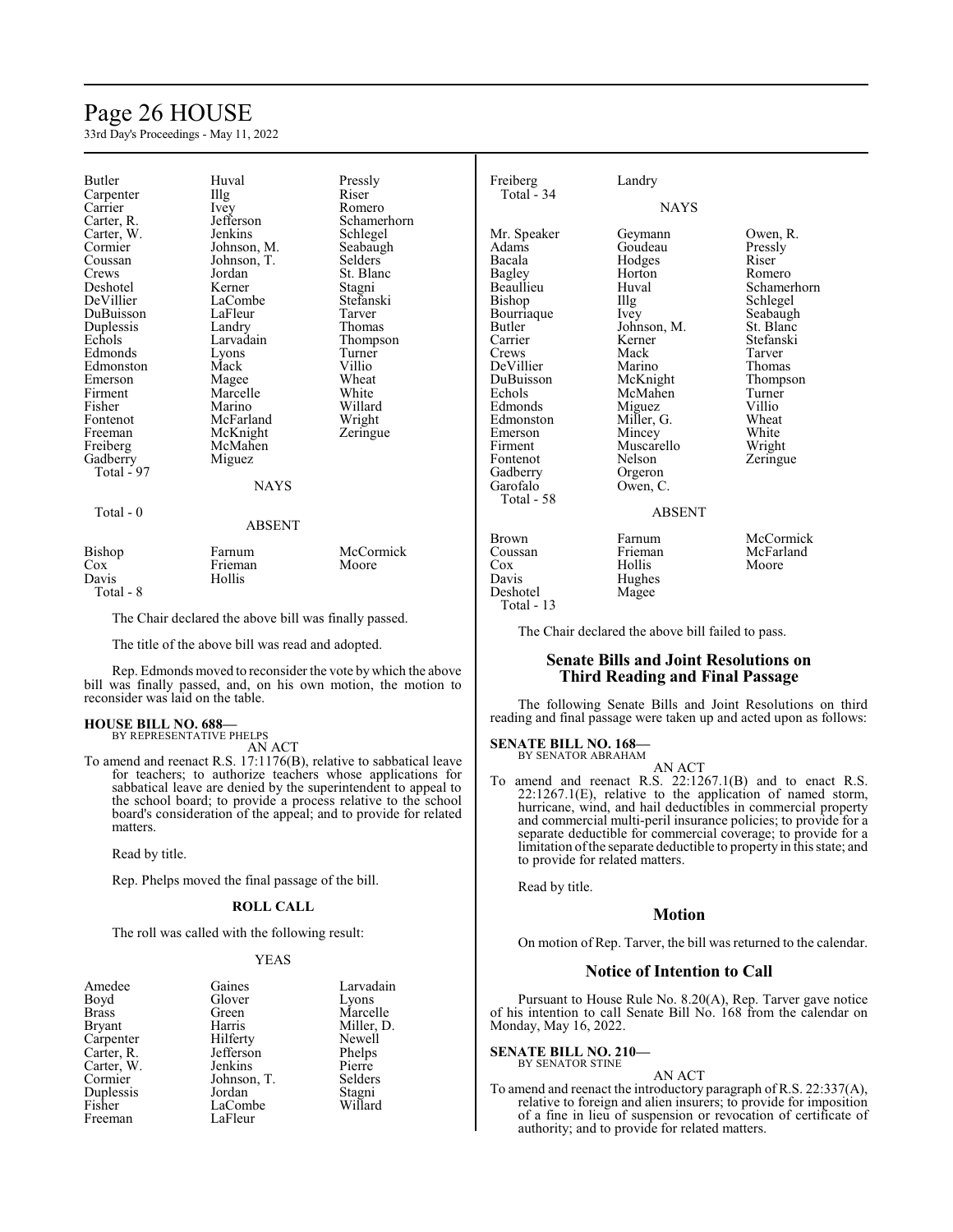| | | |
|---|---|---|
| Butler | Huval | Pressly |
| Carpenter | Illg | Riser |
| Carrier | Ivey | Romero |
| Carter, R. | Jefferson | Schamerhorn |
| Carter, W. | Jenkins | Schlegel |
| Cormier | Johnson, M. | Seabaugh |
| Coussan | Johnson, T. | Selders |
| Crews | Jordan | St. Blanc |
| Deshotel | Kerner | Stagni |
| DeVillier | LaCombe | Stefanski |
| DuBuisson | LaFleur | Tarver |
| Duplessis | Landry | Thomas |
| Echols | Larvadain | Thompson |
| Edmonds | Lyons | Turner |
| Edmonston | Mack | Villio |
| Emerson | Magee | Wheat |
| Firment | Marcelle | White |
| Fisher | Marino | Willard |
| Fontenot | McFarland | Wright |
| Freeman | McKnight | Zeringue |
| Freiberg | McMahen | |
| Gadberry | Miguez | |
| Total - 97 | | |

NAYS

Total - 0

ABSENT

| | | |
|---|---|---|
| Bishop | Farnum | McCormick |
| Cox | Frieman | Moore |
| Davis | Hollis | |
| Total - 8 | | |

The Chair declared the above bill was finally passed.

The title of the above bill was read and adopted.

Rep. Edmonds moved to reconsider the vote by which the above bill was finally passed, and, on his own motion, the motion to reconsider was laid on the table.

**HOUSE BILL NO. 688—**
BY REPRESENTATIVE PHELPS

AN ACT

To amend and reenact R.S. 17:1176(B), relative to sabbatical leave for teachers; to authorize teachers whose applications for sabbatical leave are denied by the superintendent to appeal to the school board; to provide a process relative to the school board's consideration of the appeal; and to provide for related matters.

Read by title.

Rep. Phelps moved the final passage of the bill.

**ROLL CALL**

The roll was called with the following result:

YEAS

| | | |
|---|---|---|
| Amedee | Gaines | Larvadain |
| Boyd | Glover | Lyons |
| Brass | Green | Marcelle |
| Bryant | Harris | Miller, D. |
| Carpenter | Hilferty | Newell |
| Carter, R. | Jefferson | Phelps |
| Carter, W. | Jenkins | Pierre |
| Cormier | Johnson, T. | Selders |
| Duplessis | Jordan | Stagni |
| Fisher | LaCombe | Willard |
| Freeman | LaFleur | |
| Freiberg | Landry | |
| Total - 34 | | |

NAYS

| | | |
|---|---|---|
| Mr. Speaker | Geymann | Owen, R. |
| Adams | Goudeau | Pressly |
| Bacala | Hodges | Riser |
| Bagley | Horton | Romero |
| Beaullieu | Huval | Schamerhorn |
| Bishop | Illg | Schlegel |
| Bourriaque | Ivey | Seabaugh |
| Butler | Johnson, M. | St. Blanc |
| Carrier | Kerner | Stefanski |
| Crews | Mack | Tarver |
| DeVillier | Marino | Thomas |
| DuBuisson | McKnight | Thompson |
| Echols | McMahen | Turner |
| Edmonds | Miguez | Villio |
| Edmonston | Miller, G. | Wheat |
| Emerson | Mincey | White |
| Firment | Muscarello | Wright |
| Fontenot | Nelson | Zeringue |
| Gadberry | Orgeron | |
| Garofalo | Owen, C. | |
| Total - 58 | | |

ABSENT

| | | |
|---|---|---|
| Brown | Farnum | McCormick |
| Coussan | Frieman | McFarland |
| Cox | Hollis | Moore |
| Davis | Hughes | |
| Deshotel | Magee | |
| Total - 13 | | |

The Chair declared the above bill failed to pass.

## Senate Bills and Joint Resolutions on Third Reading and Final Passage

The following Senate Bills and Joint Resolutions on third reading and final passage were taken up and acted upon as follows:

**SENATE BILL NO. 168—**
BY SENATOR ABRAHAM

AN ACT

To amend and reenact R.S. 22:1267.1(B) and to enact R.S. 22:1267.1(E), relative to the application of named storm, hurricane, wind, and hail deductibles in commercial property and commercial multi-peril insurance policies; to provide for a separate deductible for commercial coverage; to provide for a limitation of the separate deductible to property in this state; and to provide for related matters.

Read by title.

## Motion

On motion of Rep. Tarver, the bill was returned to the calendar.

## Notice of Intention to Call

Pursuant to House Rule No. 8.20(A), Rep. Tarver gave notice of his intention to call Senate Bill No. 168 from the calendar on Monday, May 16, 2022.

**SENATE BILL NO. 210—**
BY SENATOR STINE

AN ACT

To amend and reenact the introductory paragraph of R.S. 22:337(A), relative to foreign and alien insurers; to provide for imposition of a fine in lieu of suspension or revocation of certificate of authority; and to provide for related matters.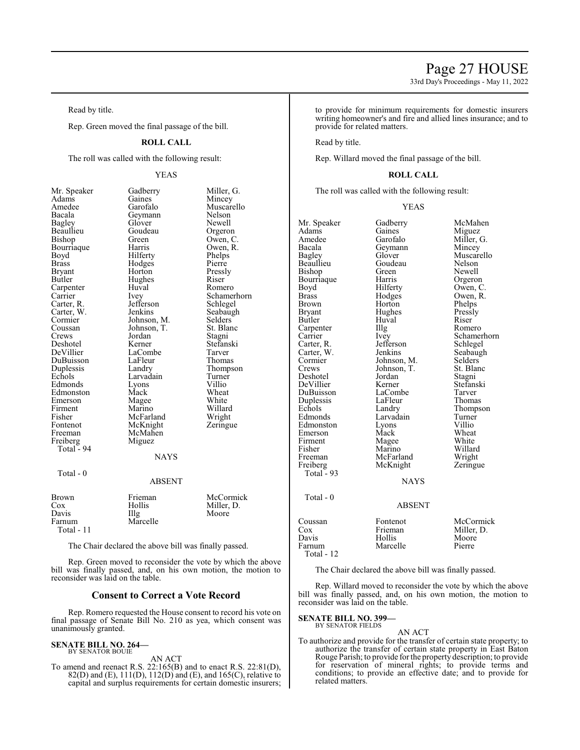Read by title.

Rep. Green moved the final passage of the bill.

**ROLL CALL**

The roll was called with the following result:

YEAS

| | | |
|---|---|---|
| Mr. Speaker | Gadberry | Miller, G. |
| Adams | Gaines | Mincey |
| Amedee | Garofalo | Muscarello |
| Bacala | Geymann | Nelson |
| Bagley | Glover | Newell |
| Beaullieu | Goudeau | Orgeron |
| Bishop | Green | Owen, C. |
| Bourriaque | Harris | Owen, R. |
| Boyd | Hilferty | Phelps |
| Brass | Hodges | Pierre |
| Bryant | Horton | Pressly |
| Butler | Hughes | Riser |
| Carpenter | Huval | Romero |
| Carrier | Ivey | Schamerhorn |
| Carter, R. | Jefferson | Schlegel |
| Carter, W. | Jenkins | Seabaugh |
| Cormier | Johnson, M. | Selders |
| Coussan | Johnson, T. | St. Blanc |
| Crews | Jordan | Stagni |
| Deshotel | Kerner | Stefanski |
| DeVillier | LaCombe | Tarver |
| DuBuisson | LaFleur | Thomas |
| Duplessis | Landry | Thompson |
| Echols | Larvadain | Turner |
| Edmonds | Lyons | Villio |
| Edmonston | Mack | Wheat |
| Emerson | Magee | White |
| Firment | Marino | Willard |
| Fisher | McFarland | Wright |
| Fontenot | McKnight | Zeringue |
| Freeman | McMahen | |
| Freiberg | Miguez | |
| Total - 94 | | |

NAYS

Total - 0

ABSENT

| | | |
|---|---|---|
| Brown | Frieman | McCormick |
| Cox | Hollis | Miller, D. |
| Davis | Illg | Moore |
| Farnum | Marcelle | |
| Total - 11 | | |

The Chair declared the above bill was finally passed.

Rep. Green moved to reconsider the vote by which the above bill was finally passed, and, on his own motion, the motion to reconsider was laid on the table.

## Consent to Correct a Vote Record

Rep. Romero requested the House consent to record his vote on final passage of Senate Bill No. 210 as yea, which consent was unanimously granted.

**SENATE BILL NO. 264—**
BY SENATOR BOUIE

AN ACT

To amend and reenact R.S. 22:165(B) and to enact R.S. 22:81(D), 82(D) and (E), 111(D), 112(D) and (E), and 165(C), relative to capital and surplus requirements for certain domestic insurers; to provide for minimum requirements for domestic insurers writing homeowner's and fire and allied lines insurance; and to provide for related matters.

Read by title.

Rep. Willard moved the final passage of the bill.

**ROLL CALL**

The roll was called with the following result:

YEAS

| | | |
|---|---|---|
| Mr. Speaker | Gadberry | McMahen |
| Adams | Gaines | Miguez |
| Amedee | Garofalo | Miller, G. |
| Bacala | Geymann | Mincey |
| Bagley | Glover | Muscarello |
| Beaullieu | Goudeau | Nelson |
| Bishop | Green | Newell |
| Bourriaque | Harris | Orgeron |
| Boyd | Hilferty | Owen, C. |
| Brass | Hodges | Owen, R. |
| Brown | Horton | Phelps |
| Bryant | Hughes | Pressly |
| Butler | Huval | Riser |
| Carpenter | Illg | Romero |
| Carrier | Ivey | Schamerhorn |
| Carter, R. | Jefferson | Schlegel |
| Carter, W. | Jenkins | Seabaugh |
| Cormier | Johnson, M. | Selders |
| Crews | Johnson, T. | St. Blanc |
| Deshotel | Jordan | Stagni |
| DeVillier | Kerner | Stefanski |
| DuBuisson | LaCombe | Tarver |
| Duplessis | LaFleur | Thomas |
| Echols | Landry | Thompson |
| Edmonds | Larvadain | Turner |
| Edmonston | Lyons | Villio |
| Emerson | Mack | Wheat |
| Firment | Magee | White |
| Fisher | Marino | Willard |
| Freeman | McFarland | Wright |
| Freiberg | McKnight | Zeringue |
| Total - 93 | | |

NAYS

Total - 0

ABSENT

| | | |
|---|---|---|
| Coussan | Fontenot | McCormick |
| Cox | Frieman | Miller, D. |
| Davis | Hollis | Moore |
| Farnum | Marcelle | Pierre |
| Total - 12 | | |

The Chair declared the above bill was finally passed.

Rep. Willard moved to reconsider the vote by which the above bill was finally passed, and, on his own motion, the motion to reconsider was laid on the table.

**SENATE BILL NO. 399—**
BY SENATOR FIELDS

AN ACT

To authorize and provide for the transfer of certain state property; to authorize the transfer of certain state property in East Baton Rouge Parish; to provide for the property description; to provide for reservation of mineral rights; to provide terms and conditions; to provide an effective date; and to provide for related matters.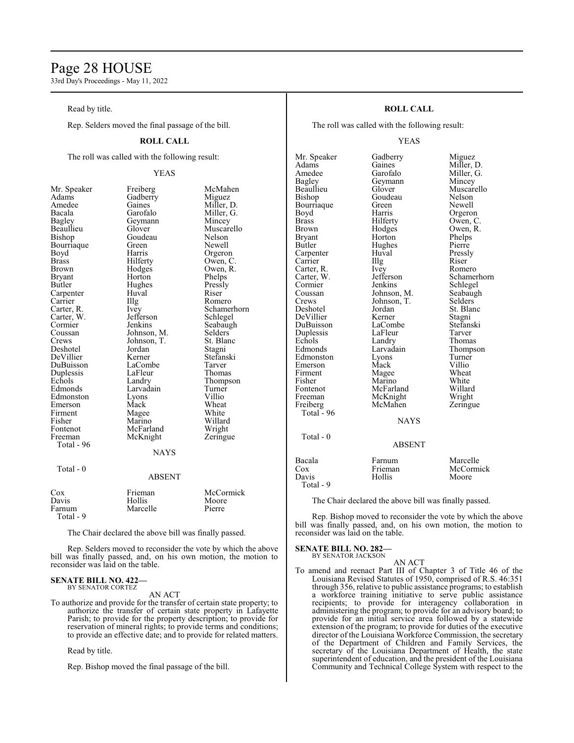Read by title.

Rep. Selders moved the final passage of the bill.

**ROLL CALL**

The roll was called with the following result:

YEAS

| | | |
|---|---|---|
| Mr. Speaker | Freiberg | McMahen |
| Adams | Gadberry | Miguez |
| Amedee | Gaines | Miller, D. |
| Bacala | Garofalo | Miller, G. |
| Bagley | Geymann | Mincey |
| Beaullieu | Glover | Muscarello |
| Bishop | Goudeau | Nelson |
| Bourriaque | Green | Newell |
| Boyd | Harris | Orgeron |
| Brass | Hilferty | Owen, C. |
| Brown | Hodges | Owen, R. |
| Bryant | Horton | Phelps |
| Butler | Hughes | Pressly |
| Carpenter | Huval | Riser |
| Carrier | Illg | Romero |
| Carter, R. | Ivey | Schamerhorn |
| Carter, W. | Jefferson | Schlegel |
| Cormier | Jenkins | Seabaugh |
| Coussan | Johnson, M. | Selders |
| Crews | Johnson, T. | St. Blanc |
| Deshotel | Jordan | Stagni |
| DeVillier | Kerner | Stefanski |
| DuBuisson | LaCombe | Tarver |
| Duplessis | LaFleur | Thomas |
| Echols | Landry | Thompson |
| Edmonds | Larvadain | Turner |
| Edmonston | Lyons | Villio |
| Emerson | Mack | Wheat |
| Firment | Magee | White |
| Fisher | Marino | Willard |
| Fontenot | McFarland | Wright |
| Freeman | McKnight | Zeringue |

Total - 96

NAYS

Total - 0

ABSENT

| | | |
|---|---|---|
| Cox | Frieman | McCormick |
| Davis | Hollis | Moore |
| Farnum | Marcelle | Pierre |

Total - 9

The Chair declared the above bill was finally passed.

Rep. Selders moved to reconsider the vote by which the above bill was finally passed, and, on his own motion, the motion to reconsider was laid on the table.

**SENATE BILL NO. 422—**
BY SENATOR CORTEZ

AN ACT

To authorize and provide for the transfer of certain state property; to authorize the transfer of certain state property in Lafayette Parish; to provide for the property description; to provide for reservation of mineral rights; to provide terms and conditions; to provide an effective date; and to provide for related matters.

Read by title.

Rep. Bishop moved the final passage of the bill.

**ROLL CALL**

The roll was called with the following result:

YEAS

| | | |
|---|---|---|
| Mr. Speaker | Gadberry | Miguez |
| Adams | Gaines | Miller, D. |
| Amedee | Garofalo | Miller, G. |
| Bagley | Geymann | Mincey |
| Beaullieu | Glover | Muscarello |
| Bishop | Goudeau | Nelson |
| Bourriaque | Green | Newell |
| Boyd | Harris | Orgeron |
| Brass | Hilferty | Owen, C. |
| Brown | Hodges | Owen, R. |
| Bryant | Horton | Phelps |
| Butler | Hughes | Pierre |
| Carpenter | Huval | Pressly |
| Carrier | Illg | Riser |
| Carter, R. | Ivey | Romero |
| Carter, W. | Jefferson | Schamerhorn |
| Cormier | Jenkins | Schlegel |
| Coussan | Johnson, M. | Seabaugh |
| Crews | Johnson, T. | Selders |
| Deshotel | Jordan | St. Blanc |
| DeVillier | Kerner | Stagni |
| DuBuisson | LaCombe | Stefanski |
| Duplessis | LaFleur | Tarver |
| Echols | Landry | Thomas |
| Edmonds | Larvadain | Thompson |
| Edmonston | Lyons | Turner |
| Emerson | Mack | Villio |
| Firment | Magee | Wheat |
| Fisher | Marino | White |
| Fontenot | McFarland | Willard |
| Freeman | McKnight | Wright |
| Freiberg | McMahen | Zeringue |

Total - 96

NAYS

Total - 0

ABSENT

| | | |
|---|---|---|
| Bacala | Farnum | Marcelle |
| Cox | Frieman | McCormick |
| Davis | Hollis | Moore |

Total - 9

The Chair declared the above bill was finally passed.

Rep. Bishop moved to reconsider the vote by which the above bill was finally passed, and, on his own motion, the motion to reconsider was laid on the table.

**SENATE BILL NO. 282—**
BY SENATOR JACKSON

AN ACT

To amend and reenact Part III of Chapter 3 of Title 46 of the Louisiana Revised Statutes of 1950, comprised of R.S. 46:351 through 356, relative to public assistance programs; to establish a workforce training initiative to serve public assistance recipients; to provide for interagency collaboration in administering the program; to provide for an advisory board; to provide for an initial service area followed by a statewide extension of the program; to provide for duties of the executive director of the Louisiana Workforce Commission, the secretary of the Department of Children and Family Services, the secretary of the Louisiana Department of Health, the state superintendent of education, and the president of the Louisiana Community and Technical College System with respect to the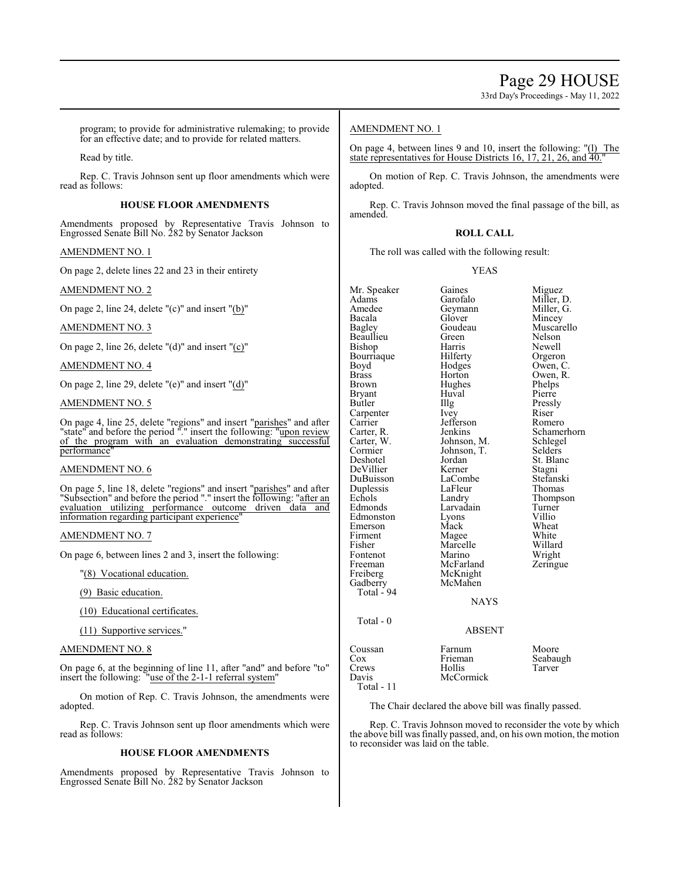program; to provide for administrative rulemaking; to provide for an effective date; and to provide for related matters.

Read by title.

Rep. C. Travis Johnson sent up floor amendments which were read as follows:

**HOUSE FLOOR AMENDMENTS**

Amendments proposed by Representative Travis Johnson to Engrossed Senate Bill No. 282 by Senator Jackson

AMENDMENT NO. 1

On page 2, delete lines 22 and 23 in their entirety

AMENDMENT NO. 2

On page 2, line 24, delete "(c)" and insert "(b)"

AMENDMENT NO. 3

On page 2, line 26, delete "(d)" and insert "(c)"

AMENDMENT NO. 4

On page 2, line 29, delete "(e)" and insert "(d)"

AMENDMENT NO. 5

On page 4, line 25, delete "regions" and insert "parishes" and after "state" and before the period "." insert the following: "upon review of the program with an evaluation demonstrating successful performance"

AMENDMENT NO. 6

On page 5, line 18, delete "regions" and insert "parishes" and after "Subsection" and before the period "." insert the following: "after an evaluation utilizing performance outcome driven data and information regarding participant experience"

AMENDMENT NO. 7

On page 6, between lines 2 and 3, insert the following:

"(8) Vocational education.

(9) Basic education.

(10) Educational certificates.

(11) Supportive services."

AMENDMENT NO. 8

On page 6, at the beginning of line 11, after "and" and before "to" insert the following: "use of the 2-1-1 referral system"

On motion of Rep. C. Travis Johnson, the amendments were adopted.

Rep. C. Travis Johnson sent up floor amendments which were read as follows:

**HOUSE FLOOR AMENDMENTS**

Amendments proposed by Representative Travis Johnson to Engrossed Senate Bill No. 282 by Senator Jackson

AMENDMENT NO. 1

On page 4, between lines 9 and 10, insert the following: "(l) The state representatives for House Districts 16, 17, 21, 26, and 40."

On motion of Rep. C. Travis Johnson, the amendments were adopted.

Rep. C. Travis Johnson moved the final passage of the bill, as amended.

**ROLL CALL**

The roll was called with the following result:

YEAS

| | | |
|---|---|---|
| Mr. Speaker | Gaines | Miguez |
| Adams | Garofalo | Miller, D. |
| Amedee | Geymann | Miller, G. |
| Bacala | Glover | Mincey |
| Bagley | Goudeau | Muscarello |
| Beaullieu | Green | Nelson |
| Bishop | Harris | Newell |
| Bourriaque | Hilferty | Orgeron |
| Boyd | Hodges | Owen, C. |
| Brass | Horton | Owen, R. |
| Brown | Hughes | Phelps |
| Bryant | Huval | Pierre |
| Butler | Illg | Pressly |
| Carpenter | Ivey | Riser |
| Carrier | Jefferson | Romero |
| Carter, R. | Jenkins | Schamerhorn |
| Carter, W. | Johnson, M. | Schlegel |
| Cormier | Johnson, T. | Selders |
| Deshotel | Jordan | St. Blanc |
| DeVillier | Kerner | Stagni |
| DuBuisson | LaCombe | Stefanski |
| Duplessis | LaFleur | Thomas |
| Echols | Landry | Thompson |
| Edmonds | Larvadain | Turner |
| Edmonston | Lyons | Villio |
| Emerson | Mack | Wheat |
| Firment | Magee | White |
| Fisher | Marcelle | Willard |
| Fontenot | Marino | Wright |
| Freeman | McFarland | Zeringue |
| Freiberg | McKnight | |
| Gadberry | McMahen | |

Total - 94

NAYS

Total - 0

ABSENT

| | | |
|---|---|---|
| Coussan | Farnum | Moore |
| Cox | Frieman | Seabaugh |
| Crews | Hollis | Tarver |
| Davis | McCormick | |

Total - 11

The Chair declared the above bill was finally passed.

Rep. C. Travis Johnson moved to reconsider the vote by which the above bill was finally passed, and, on his own motion, the motion to reconsider was laid on the table.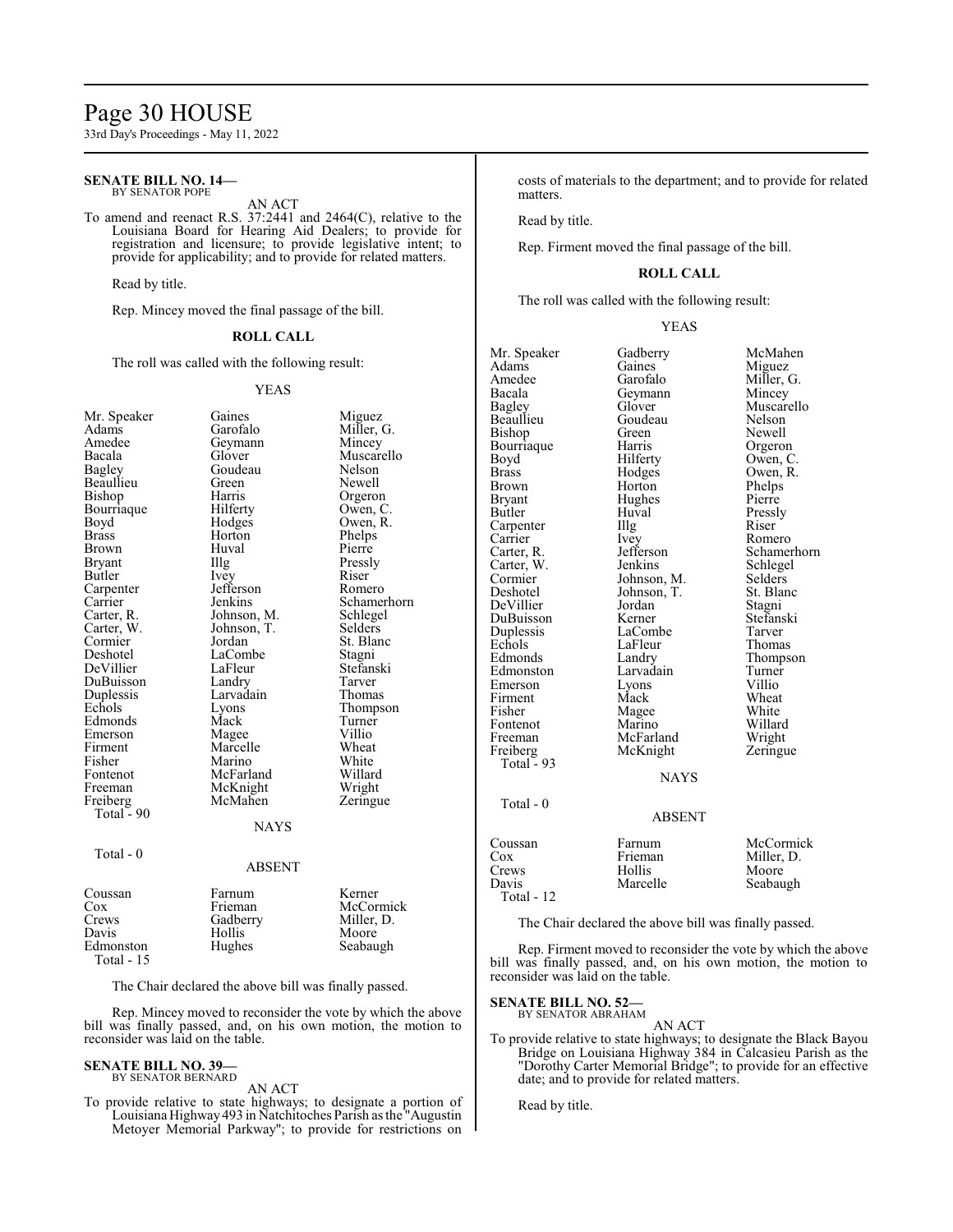**SENATE BILL NO. 14—**
BY SENATOR POPE

AN ACT

To amend and reenact R.S. 37:2441 and 2464(C), relative to the Louisiana Board for Hearing Aid Dealers; to provide for registration and licensure; to provide legislative intent; to provide for applicability; and to provide for related matters.

Read by title.

Rep. Mincey moved the final passage of the bill.

**ROLL CALL**

The roll was called with the following result:

YEAS

| | | |
|---|---|---|
| Mr. Speaker | Gaines | Miguez |
| Adams | Garofalo | Miller, G. |
| Amedee | Geymann | Mincey |
| Bacala | Glover | Muscarello |
| Bagley | Goudeau | Nelson |
| Beaullieu | Green | Newell |
| Bishop | Harris | Orgeron |
| Bourriaque | Hilferty | Owen, C. |
| Boyd | Hodges | Owen, R. |
| Brass | Horton | Phelps |
| Brown | Huval | Pierre |
| Bryant | Illg | Pressly |
| Butler | Ivey | Riser |
| Carpenter | Jefferson | Romero |
| Carrier | Jenkins | Schamerhorn |
| Carter, R. | Johnson, M. | Schlegel |
| Carter, W. | Johnson, T. | Selders |
| Cormier | Jordan | St. Blanc |
| Deshotel | LaCombe | Stagni |
| DeVillier | LaFleur | Stefanski |
| DuBuisson | Landry | Tarver |
| Duplessis | Larvadain | Thomas |
| Echols | Lyons | Thompson |
| Edmonds | Mack | Turner |
| Emerson | Magee | Villio |
| Firment | Marcelle | Wheat |
| Fisher | Marino | White |
| Fontenot | McFarland | Willard |
| Freeman | McKnight | Wright |
| Freiberg | McMahen | Zeringue |

Total - 90

NAYS

Total - 0

ABSENT

| | | |
|---|---|---|
| Coussan | Farnum | Kerner |
| Cox | Frieman | McCormick |
| Crews | Gadberry | Miller, D. |
| Davis | Hollis | Moore |
| Edmonston | Hughes | Seabaugh |

Total - 15

The Chair declared the above bill was finally passed.

Rep. Mincey moved to reconsider the vote by which the above bill was finally passed, and, on his own motion, the motion to reconsider was laid on the table.

**SENATE BILL NO. 39—**
BY SENATOR BERNARD

AN ACT

To provide relative to state highways; to designate a portion of Louisiana Highway 493 in Natchitoches Parish as the "Augustin Metoyer Memorial Parkway"; to provide for restrictions on costs of materials to the department; and to provide for related matters.

Read by title.

Rep. Firment moved the final passage of the bill.

**ROLL CALL**

The roll was called with the following result:

YEAS

| | | |
|---|---|---|
| Mr. Speaker | Gadberry | McMahen |
| Adams | Gaines | Miguez |
| Amedee | Garofalo | Miller, G. |
| Bacala | Geymann | Mincey |
| Bagley | Glover | Muscarello |
| Beaullieu | Goudeau | Nelson |
| Bishop | Green | Newell |
| Bourriaque | Harris | Orgeron |
| Boyd | Hilferty | Owen, C. |
| Brass | Hodges | Owen, R. |
| Brown | Horton | Phelps |
| Bryant | Hughes | Pierre |
| Butler | Huval | Pressly |
| Carpenter | Illg | Riser |
| Carrier | Ivey | Romero |
| Carter, R. | Jefferson | Schamerhorn |
| Carter, W. | Jenkins | Schlegel |
| Cormier | Johnson, M. | Selders |
| Deshotel | Johnson, T. | St. Blanc |
| DeVillier | Jordan | Stagni |
| DuBuisson | Kerner | Stefanski |
| Duplessis | LaCombe | Tarver |
| Echols | LaFleur | Thomas |
| Edmonds | Landry | Thompson |
| Edmonston | Larvadain | Turner |
| Emerson | Lyons | Villio |
| Firment | Mack | Wheat |
| Fisher | Magee | White |
| Fontenot | Marino | Willard |
| Freeman | McFarland | Wright |
| Freiberg | McKnight | Zeringue |

Total - 93

NAYS

Total - 0

ABSENT

| | | |
|---|---|---|
| Coussan | Farnum | McCormick |
| Cox | Frieman | Miller, D. |
| Crews | Hollis | Moore |
| Davis | Marcelle | Seabaugh |

Total - 12

The Chair declared the above bill was finally passed.

Rep. Firment moved to reconsider the vote by which the above bill was finally passed, and, on his own motion, the motion to reconsider was laid on the table.

**SENATE BILL NO. 52—**
BY SENATOR ABRAHAM

AN ACT

To provide relative to state highways; to designate the Black Bayou Bridge on Louisiana Highway 384 in Calcasieu Parish as the "Dorothy Carter Memorial Bridge"; to provide for an effective date; and to provide for related matters.

Read by title.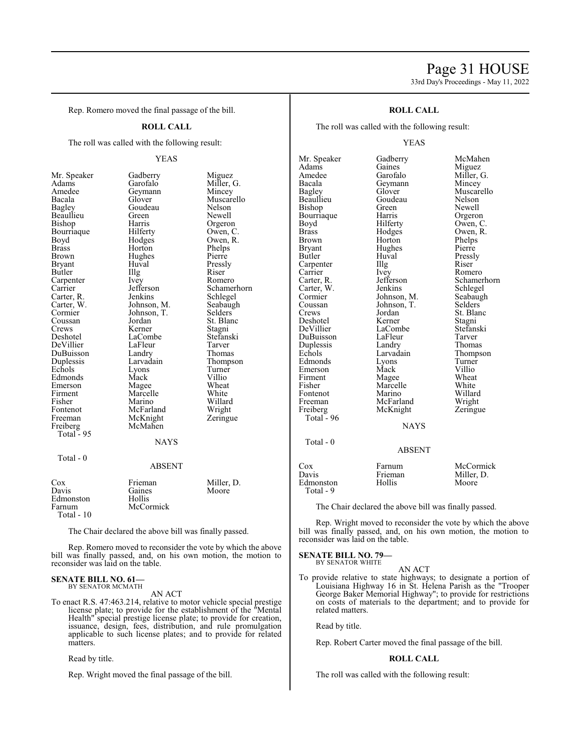Rep. Romero moved the final passage of the bill.

**ROLL CALL**

The roll was called with the following result:

YEAS

| | | |
|---|---|---|
| Mr. Speaker | Gadberry | Miguez |
| Adams | Garofalo | Miller, G. |
| Amedee | Geymann | Mincey |
| Bacala | Glover | Muscarello |
| Bagley | Goudeau | Nelson |
| Beaullieu | Green | Newell |
| Bishop | Harris | Orgeron |
| Bourriaque | Hilferty | Owen, C. |
| Boyd | Hodges | Owen, R. |
| Brass | Horton | Phelps |
| Brown | Hughes | Pierre |
| Bryant | Huval | Pressly |
| Butler | Illg | Riser |
| Carpenter | Ivey | Romero |
| Carrier | Jefferson | Schamerhorn |
| Carter, R. | Jenkins | Schlegel |
| Carter, W. | Johnson, M. | Seabaugh |
| Cormier | Johnson, T. | Selders |
| Coussan | Jordan | St. Blanc |
| Crews | Kerner | Stagni |
| Deshotel | LaCombe | Stefanski |
| DeVillier | LaFleur | Tarver |
| DuBuisson | Landry | Thomas |
| Duplessis | Larvadain | Thompson |
| Echols | Lyons | Turner |
| Edmonds | Mack | Villio |
| Emerson | Magee | Wheat |
| Firment | Marcelle | White |
| Fisher | Marino | Willard |
| Fontenot | McFarland | Wright |
| Freeman | McKnight | Zeringue |
| Freiberg | McMahen | |

Total - 95

NAYS

Total - 0

ABSENT

| | | |
|---|---|---|
| Cox | Frieman | Miller, D. |
| Davis | Gaines | Moore |
| Edmonston | Hollis | |
| Farnum | McCormick | |

Total - 10

The Chair declared the above bill was finally passed.

Rep. Romero moved to reconsider the vote by which the above bill was finally passed, and, on his own motion, the motion to reconsider was laid on the table.

**SENATE BILL NO. 61—**
BY SENATOR MCMATH

AN ACT

To enact R.S. 47:463.214, relative to motor vehicle special prestige license plate; to provide for the establishment of the "Mental Health" special prestige license plate; to provide for creation, issuance, design, fees, distribution, and rule promulgation applicable to such license plates; and to provide for related matters.

Read by title.

Rep. Wright moved the final passage of the bill.

**ROLL CALL**

The roll was called with the following result:

YEAS

| | | |
|---|---|---|
| Mr. Speaker | Gadberry | McMahen |
| Adams | Gaines | Miguez |
| Amedee | Garofalo | Miller, G. |
| Bacala | Geymann | Mincey |
| Bagley | Glover | Muscarello |
| Beaullieu | Goudeau | Nelson |
| Bishop | Green | Newell |
| Bourriaque | Harris | Orgeron |
| Boyd | Hilferty | Owen, C. |
| Brass | Hodges | Owen, R. |
| Brown | Horton | Phelps |
| Bryant | Hughes | Pierre |
| Butler | Huval | Pressly |
| Carpenter | Illg | Riser |
| Carrier | Ivey | Romero |
| Carter, R. | Jefferson | Schamerhorn |
| Carter, W. | Jenkins | Schlegel |
| Cormier | Johnson, M. | Seabaugh |
| Coussan | Johnson, T. | Selders |
| Crews | Jordan | St. Blanc |
| Deshotel | Kerner | Stagni |
| DeVillier | LaCombe | Stefanski |
| DuBuisson | LaFleur | Tarver |
| Duplessis | Landry | Thomas |
| Echols | Larvadain | Thompson |
| Edmonds | Lyons | Turner |
| Emerson | Mack | Villio |
| Firment | Magee | Wheat |
| Fisher | Marcelle | White |
| Fontenot | Marino | Willard |
| Freeman | McFarland | Wright |
| Freiberg | McKnight | Zeringue |

Total - 96

NAYS

Total - 0

ABSENT

| | | |
|---|---|---|
| Cox | Farnum | McCormick |
| Davis | Frieman | Miller, D. |
| Edmonston | Hollis | Moore |

Total - 9

The Chair declared the above bill was finally passed.

Rep. Wright moved to reconsider the vote by which the above bill was finally passed, and, on his own motion, the motion to reconsider was laid on the table.

**SENATE BILL NO. 79—**
BY SENATOR WHITE

AN ACT

To provide relative to state highways; to designate a portion of Louisiana Highway 16 in St. Helena Parish as the "Trooper George Baker Memorial Highway"; to provide for restrictions on costs of materials to the department; and to provide for related matters.

Read by title.

Rep. Robert Carter moved the final passage of the bill.

**ROLL CALL**

The roll was called with the following result: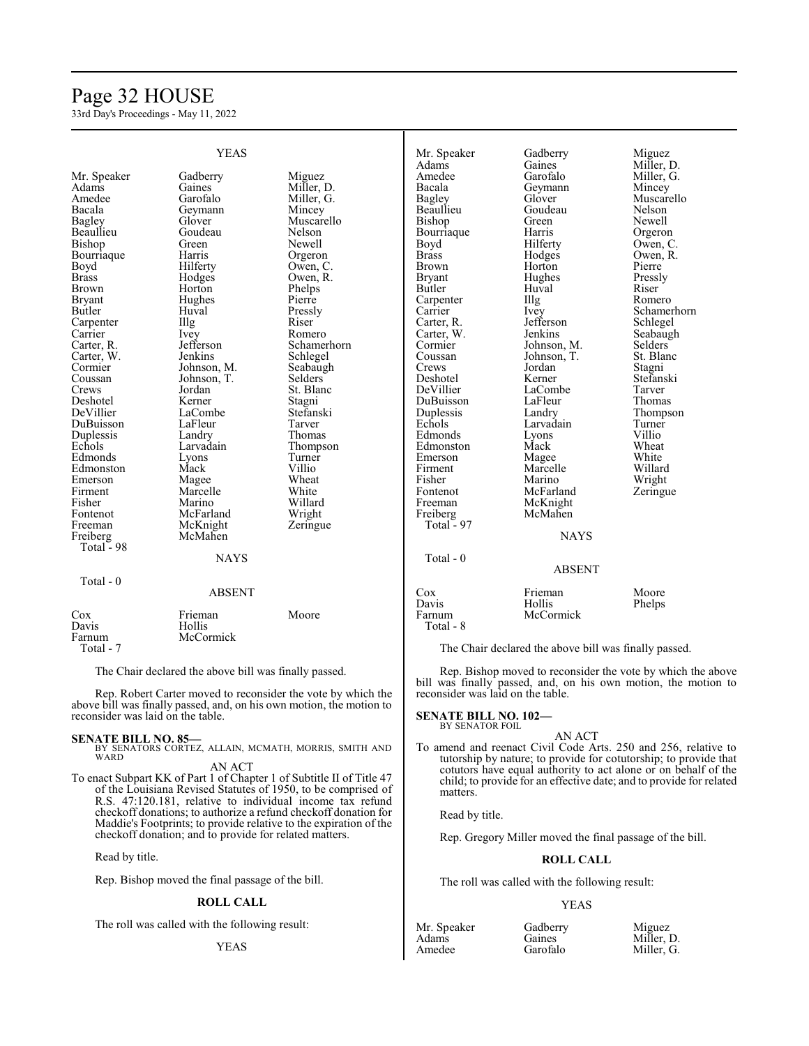YEAS

| | | |
|---|---|---|
| Mr. Speaker | Gadberry | Miguez |
| Adams | Gaines | Miller, D. |
| Amedee | Garofalo | Miller, G. |
| Bacala | Geymann | Mincey |
| Bagley | Glover | Muscarello |
| Beaullieu | Goudeau | Nelson |
| Bishop | Green | Newell |
| Bourriaque | Harris | Orgeron |
| Boyd | Hilferty | Owen, C. |
| Brass | Hodges | Owen, R. |
| Brown | Horton | Phelps |
| Bryant | Hughes | Pierre |
| Butler | Huval | Pressly |
| Carpenter | Illg | Riser |
| Carrier | Ivey | Romero |
| Carter, R. | Jefferson | Schamerhorn |
| Carter, W. | Jenkins | Schlegel |
| Cormier | Johnson, M. | Seabaugh |
| Coussan | Johnson, T. | Selders |
| Crews | Jordan | St. Blanc |
| Deshotel | Kerner | Stagni |
| DeVillier | LaCombe | Stefanski |
| DuBuisson | LaFleur | Tarver |
| Duplessis | Landry | Thomas |
| Echols | Larvadain | Thompson |
| Edmonds | Lyons | Turner |
| Edmonston | Mack | Villio |
| Emerson | Magee | Wheat |
| Firment | Marcelle | White |
| Fisher | Marino | Willard |
| Fontenot | McFarland | Wright |
| Freeman | McKnight | Zeringue |
| Freiberg | McMahen | |

Total - 98

NAYS

Total - 0

ABSENT

| | | |
|---|---|---|
| Cox | Frieman | Moore |
| Davis | Hollis | |
| Farnum | McCormick | |

Total - 7

The Chair declared the above bill was finally passed.

Rep. Robert Carter moved to reconsider the vote by which the above bill was finally passed, and, on his own motion, the motion to reconsider was laid on the table.

**SENATE BILL NO. 85—**
BY SENATORS CORTEZ, ALLAIN, MCMATH, MORRIS, SMITH AND WARD

AN ACT

To enact Subpart KK of Part 1 of Chapter 1 of Subtitle II of Title 47 of the Louisiana Revised Statutes of 1950, to be comprised of R.S. 47:120.181, relative to individual income tax refund checkoff donations; to authorize a refund checkoff donation for Maddie's Footprints; to provide relative to the expiration of the checkoff donation; and to provide for related matters.

Read by title.

Rep. Bishop moved the final passage of the bill.

**ROLL CALL**

The roll was called with the following result:

YEAS

| | | |
|---|---|---|
| Mr. Speaker | Gadberry | Miguez |
| Adams | Gaines | Miller, D. |
| Amedee | Garofalo | Miller, G. |
| Bacala | Geymann | Mincey |
| Bagley | Glover | Muscarello |
| Beaullieu | Goudeau | Nelson |
| Bishop | Green | Newell |
| Bourriaque | Harris | Orgeron |
| Boyd | Hilferty | Owen, C. |
| Brass | Hodges | Owen, R. |
| Brown | Horton | Pierre |
| Bryant | Hughes | Pressly |
| Butler | Huval | Riser |
| Carpenter | Illg | Romero |
| Carrier | Ivey | Schamerhorn |
| Carter, R. | Jefferson | Schlegel |
| Carter, W. | Jenkins | Seabaugh |
| Cormier | Johnson, M. | Selders |
| Coussan | Johnson, T. | St. Blanc |
| Crews | Jordan | Stagni |
| Deshotel | Kerner | Stefanski |
| DeVillier | LaCombe | Tarver |
| DuBuisson | LaFleur | Thomas |
| Duplessis | Landry | Thompson |
| Echols | Larvadain | Turner |
| Edmonds | Lyons | Villio |
| Edmonston | Mack | Wheat |
| Emerson | Magee | White |
| Firment | Marcelle | Willard |
| Fisher | Marino | Wright |
| Fontenot | McFarland | Zeringue |
| Freeman | McKnight | |
| Freiberg | McMahen | |

Total - 97

NAYS

Total - 0

ABSENT

| | | |
|---|---|---|
| Cox | Frieman | Moore |
| Davis | Hollis | Phelps |
| Farnum | McCormick | |

Total - 8

The Chair declared the above bill was finally passed.

Rep. Bishop moved to reconsider the vote by which the above bill was finally passed, and, on his own motion, the motion to reconsider was laid on the table.

**SENATE BILL NO. 102—**
BY SENATOR FOIL

AN ACT

To amend and reenact Civil Code Arts. 250 and 256, relative to tutorship by nature; to provide for cotutorship; to provide that cotutors have equal authority to act alone or on behalf of the child; to provide for an effective date; and to provide for related matters.

Read by title.

Rep. Gregory Miller moved the final passage of the bill.

**ROLL CALL**

The roll was called with the following result:

YEAS

| | | |
|---|---|---|
| Mr. Speaker | Gadberry | Miguez |
| Adams | Gaines | Miller, D. |
| Amedee | Garofalo | Miller, G. |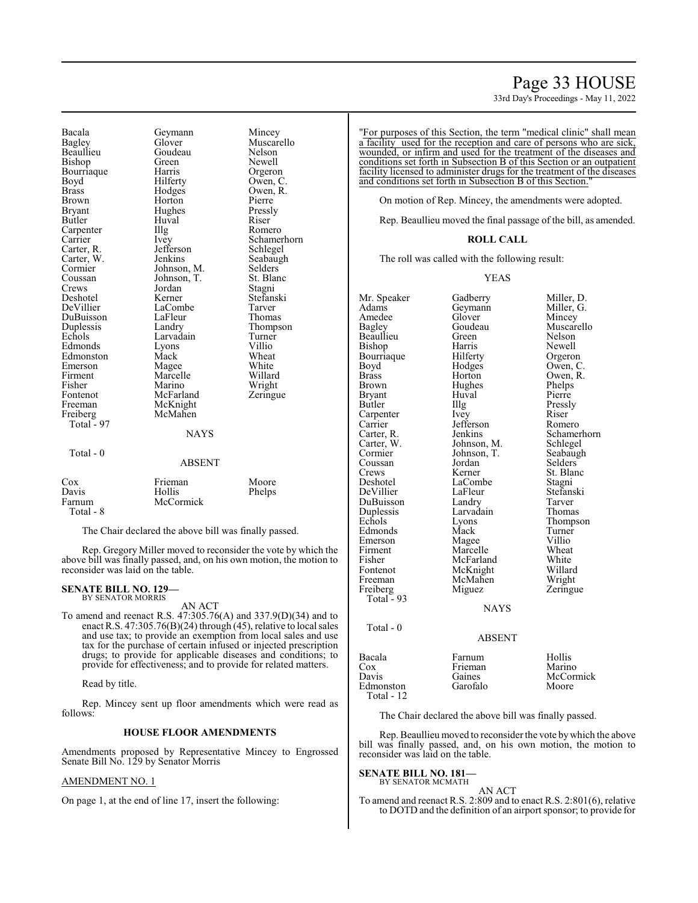| | | |
|---|---|---|
| Bacala | Geymann | Mincey |
| Bagley | Glover | Muscarello |
| Beaullieu | Goudeau | Nelson |
| Bishop | Green | Newell |
| Bourriaque | Harris | Orgeron |
| Boyd | Hilferty | Owen, C. |
| Brass | Hodges | Owen, R. |
| Brown | Horton | Pierre |
| Bryant | Hughes | Pressly |
| Butler | Huval | Riser |
| Carpenter | Illg | Romero |
| Carrier | Ivey | Schamerhorn |
| Carter, R. | Jefferson | Schlegel |
| Carter, W. | Jenkins | Seabaugh |
| Cormier | Johnson, M. | Selders |
| Coussan | Johnson, T. | St. Blanc |
| Crews | Jordan | Stagni |
| Deshotel | Kerner | Stefanski |
| DeVillier | LaCombe | Tarver |
| DuBuisson | LaFleur | Thomas |
| Duplessis | Landry | Thompson |
| Echols | Larvadain | Turner |
| Edmonds | Lyons | Villio |
| Edmonston | Mack | Wheat |
| Emerson | Magee | White |
| Firment | Marcelle | Willard |
| Fisher | Marino | Wright |
| Fontenot | McFarland | Zeringue |
| Freeman | McKnight | |
| Freiberg | McMahen | |
| Total - 97 | | |

NAYS

Total - 0

ABSENT

| | | |
|---|---|---|
| Cox | Frieman | Moore |
| Davis | Hollis | Phelps |
| Farnum | McCormick | |
| Total - 8 | | |

The Chair declared the above bill was finally passed.

Rep. Gregory Miller moved to reconsider the vote by which the above bill was finally passed, and, on his own motion, the motion to reconsider was laid on the table.

**SENATE BILL NO. 129—**
BY SENATOR MORRIS

AN ACT

To amend and reenact R.S. 47:305.76(A) and 337.9(D)(34) and to enact R.S. 47:305.76(B)(24) through (45), relative to local sales and use tax; to provide an exemption from local sales and use tax for the purchase of certain infused or injected prescription drugs; to provide for applicable diseases and conditions; to provide for effectiveness; and to provide for related matters.

Read by title.

Rep. Mincey sent up floor amendments which were read as follows:

**HOUSE FLOOR AMENDMENTS**

Amendments proposed by Representative Mincey to Engrossed Senate Bill No. 129 by Senator Morris

AMENDMENT NO. 1

On page 1, at the end of line 17, insert the following:

"For purposes of this Section, the term "medical clinic" shall mean a facility used for the reception and care of persons who are sick, wounded, or infirm and used for the treatment of the diseases and conditions set forth in Subsection B of this Section or an outpatient facility licensed to administer drugs for the treatment of the diseases and conditions set forth in Subsection B of this Section."

On motion of Rep. Mincey, the amendments were adopted.

Rep. Beaullieu moved the final passage of the bill, as amended.

**ROLL CALL**

The roll was called with the following result:

YEAS

| | | |
|---|---|---|
| Mr. Speaker | Gadberry | Miller, D. |
| Adams | Geymann | Miller, G. |
| Amedee | Glover | Mincey |
| Bagley | Goudeau | Muscarello |
| Beaullieu | Green | Nelson |
| Bishop | Harris | Newell |
| Bourriaque | Hilferty | Orgeron |
| Boyd | Hodges | Owen, C. |
| Brass | Horton | Owen, R. |
| Brown | Hughes | Phelps |
| Bryant | Huval | Pierre |
| Butler | Illg | Pressly |
| Carpenter | Ivey | Riser |
| Carrier | Jefferson | Romero |
| Carter, R. | Jenkins | Schamerhorn |
| Carter, W. | Johnson, M. | Schlegel |
| Cormier | Johnson, T. | Seabaugh |
| Coussan | Jordan | Selders |
| Crews | Kerner | St. Blanc |
| Deshotel | LaCombe | Stagni |
| DeVillier | LaFleur | Stefanski |
| DuBuisson | Landry | Tarver |
| Duplessis | Larvadain | Thomas |
| Echols | Lyons | Thompson |
| Edmonds | Mack | Turner |
| Emerson | Magee | Villio |
| Firment | Marcelle | Wheat |
| Fisher | McFarland | White |
| Fontenot | McKnight | Willard |
| Freeman | McMahen | Wright |
| Freiberg | Miguez | Zeringue |
| Total - 93 | | |

NAYS

Total - 0

ABSENT

| | | |
|---|---|---|
| Bacala | Farnum | Hollis |
| Cox | Frieman | Marino |
| Davis | Gaines | McCormick |
| Edmonston | Garofalo | Moore |
| Total - 12 | | |

The Chair declared the above bill was finally passed.

Rep. Beaullieu moved to reconsider the vote by which the above bill was finally passed, and, on his own motion, the motion to reconsider was laid on the table.

**SENATE BILL NO. 181—**
BY SENATOR MCMATH

AN ACT

To amend and reenact R.S. 2:809 and to enact R.S. 2:801(6), relative to DOTD and the definition of an airport sponsor; to provide for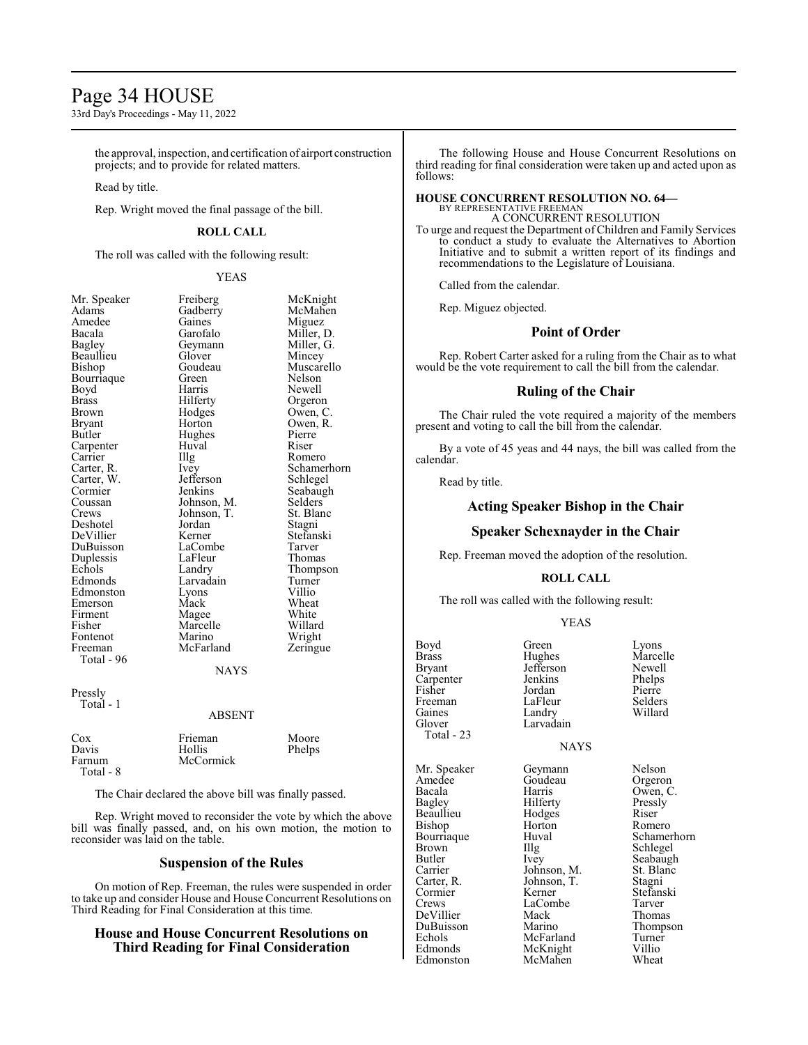the approval, inspection, and certification of airport construction projects; and to provide for related matters.

Read by title.

Rep. Wright moved the final passage of the bill.

### ROLL CALL

The roll was called with the following result:

YEAS

| | | |
|---|---|---|
| Mr. Speaker | Freiberg | McKnight |
| Adams | Gadberry | McMahen |
| Amedee | Gaines | Miguez |
| Bacala | Garofalo | Miller, D. |
| Bagley | Geymann | Miller, G. |
| Beaullieu | Glover | Mincey |
| Bishop | Goudeau | Muscarello |
| Bourriaque | Green | Nelson |
| Boyd | Harris | Newell |
| Brass | Hilferty | Orgeron |
| Brown | Hodges | Owen, C. |
| Bryant | Horton | Owen, R. |
| Butler | Hughes | Pierre |
| Carpenter | Huval | Riser |
| Carrier | Illg | Romero |
| Carter, R. | Ivey | Schamerhorn |
| Carter, W. | Jefferson | Schlegel |
| Cormier | Jenkins | Seabaugh |
| Coussan | Johnson, M. | Selders |
| Crews | Johnson, T. | St. Blanc |
| Deshotel | Jordan | Stagni |
| DeVillier | Kerner | Stefanski |
| DuBuisson | LaCombe | Tarver |
| Duplessis | LaFleur | Thomas |
| Echols | Landry | Thompson |
| Edmonds | Larvadain | Turner |
| Edmonston | Lyons | Villio |
| Emerson | Mack | Wheat |
| Firment | Magee | White |
| Fisher | Marcelle | Willard |
| Fontenot | Marino | Wright |
| Freeman | McFarland | Zeringue |

Total - 96

NAYS

Pressly

Total - 1

ABSENT

| | | |
|---|---|---|
| Cox | Frieman | Moore |
| Davis | Hollis | Phelps |
| Farnum | McCormick | |

Total - 8

The Chair declared the above bill was finally passed.

Rep. Wright moved to reconsider the vote by which the above bill was finally passed, and, on his own motion, the motion to reconsider was laid on the table.

## Suspension of the Rules

On motion of Rep. Freeman, the rules were suspended in order to take up and consider House and House Concurrent Resolutions on Third Reading for Final Consideration at this time.

## House and House Concurrent Resolutions on Third Reading for Final Consideration

The following House and House Concurrent Resolutions on third reading for final consideration were taken up and acted upon as follows:

**HOUSE CONCURRENT RESOLUTION NO. 64—**
BY REPRESENTATIVE FREEMAN
A CONCURRENT RESOLUTION

To urge and request the Department of Children and Family Services to conduct a study to evaluate the Alternatives to Abortion Initiative and to submit a written report of its findings and recommendations to the Legislature of Louisiana.

Called from the calendar.

Rep. Miguez objected.

## Point of Order

Rep. Robert Carter asked for a ruling from the Chair as to what would be the vote requirement to call the bill from the calendar.

## Ruling of the Chair

The Chair ruled the vote required a majority of the members present and voting to call the bill from the calendar.

By a vote of 45 yeas and 44 nays, the bill was called from the calendar.

Read by title.

## Acting Speaker Bishop in the Chair

## Speaker Schexnayder in the Chair

Rep. Freeman moved the adoption of the resolution.

### ROLL CALL

The roll was called with the following result:

YEAS

| | | |
|---|---|---|
| Boyd | Green | Lyons |
| Brass | Hughes | Marcelle |
| Bryant | Jefferson | Newell |
| Carpenter | Jenkins | Phelps |
| Fisher | Jordan | Pierre |
| Freeman | LaFleur | Selders |
| Gaines | Landry | Willard |
| Glover | Larvadain | |

Total - 23

NAYS

| | | |
|---|---|---|
| Mr. Speaker | Geymann | Nelson |
| Amedee | Goudeau | Orgeron |
| Bacala | Harris | Owen, C. |
| Bagley | Hilferty | Pressly |
| Beaullieu | Hodges | Riser |
| Bishop | Horton | Romero |
| Bourriaque | Huval | Schamerhorn |
| Brown | Illg | Schlegel |
| Butler | Ivey | Seabaugh |
| Carrier | Johnson, M. | St. Blanc |
| Carter, R. | Johnson, T. | Stagni |
| Cormier | Kerner | Stefanski |
| Crews | LaCombe | Tarver |
| DeVillier | Mack | Thomas |
| DuBuisson | Marino | Thompson |
| Echols | McFarland | Turner |
| Edmonds | McKnight | Villio |
| Edmonston | McMahen | Wheat |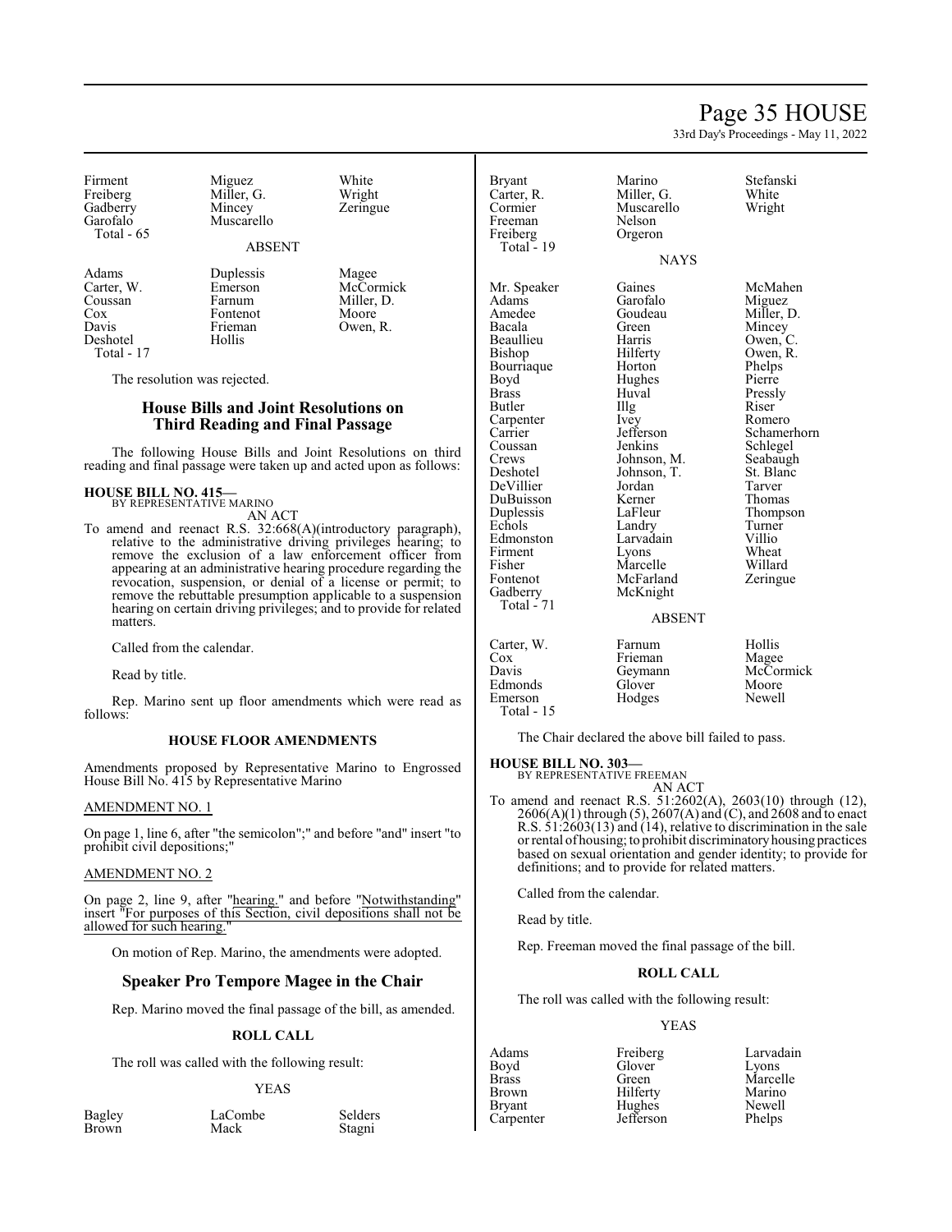| | | |
|---|---|---|
| Firment | Miguez | White |
| Freiberg | Miller, G. | Wright |
| Gadberry | Mincey | Zeringue |
| Garofalo | Muscarello | |
| Total - 65 | | |

ABSENT

| | | |
|---|---|---|
| Adams | Duplessis | Magee |
| Carter, W. | Emerson | McCormick |
| Coussan | Farnum | Miller, D. |
| Cox | Fontenot | Moore |
| Davis | Frieman | Owen, R. |
| Deshotel | Hollis | |
| Total - 17 | | |

The resolution was rejected.

## House Bills and Joint Resolutions on Third Reading and Final Passage

The following House Bills and Joint Resolutions on third reading and final passage were taken up and acted upon as follows:

**HOUSE BILL NO. 415—**
BY REPRESENTATIVE MARINO
AN ACT

To amend and reenact R.S. 32:668(A)(introductory paragraph), relative to the administrative driving privileges hearing; to remove the exclusion of a law enforcement officer from appearing at an administrative hearing procedure regarding the revocation, suspension, or denial of a license or permit; to remove the rebuttable presumption applicable to a suspension hearing on certain driving privileges; and to provide for related matters.

Called from the calendar.

Read by title.

Rep. Marino sent up floor amendments which were read as follows:

**HOUSE FLOOR AMENDMENTS**

Amendments proposed by Representative Marino to Engrossed House Bill No. 415 by Representative Marino

AMENDMENT NO. 1

On page 1, line 6, after "the semicolon";" and before "and" insert "to prohibit civil depositions;"

AMENDMENT NO. 2

On page 2, line 9, after "hearing." and before "Notwithstanding" insert "For purposes of this Section, civil depositions shall not be allowed for such hearing."

On motion of Rep. Marino, the amendments were adopted.

## Speaker Pro Tempore Magee in the Chair

Rep. Marino moved the final passage of the bill, as amended.

**ROLL CALL**

The roll was called with the following result:

YEAS

| | | |
|---|---|---|
| Bagley | LaCombe | Selders |
| Brown | Mack | Stagni |
| Bryant | Marino | Stefanski |
| Carter, R. | Miller, G. | White |
| Cormier | Muscarello | Wright |
| Freeman | Nelson | |
| Freiberg | Orgeron | |
| Total - 19 | | |

NAYS

| | | |
|---|---|---|
| Mr. Speaker | Gaines | McMahen |
| Adams | Garofalo | Miguez |
| Amedee | Goudeau | Miller, D. |
| Bacala | Green | Mincey |
| Beaullieu | Harris | Owen, C. |
| Bishop | Hilferty | Owen, R. |
| Bourriaque | Horton | Phelps |
| Boyd | Hughes | Pierre |
| Brass | Huval | Pressly |
| Butler | Illg | Riser |
| Carpenter | Ivey | Romero |
| Carrier | Jefferson | Schamerhorn |
| Coussan | Jenkins | Schlegel |
| Crews | Johnson, M. | Seabaugh |
| Deshotel | Johnson, T. | St. Blanc |
| DeVillier | Jordan | Tarver |
| DuBuisson | Kerner | Thomas |
| Duplessis | LaFleur | Thompson |
| Echols | Landry | Turner |
| Edmonston | Larvadain | Villio |
| Firment | Lyons | Wheat |
| Fisher | Marcelle | Willard |
| Fontenot | McFarland | Zeringue |
| Gadberry | McKnight | |
| Total - 71 | | |

ABSENT

| | | |
|---|---|---|
| Carter, W. | Farnum | Hollis |
| Cox | Frieman | Magee |
| Davis | Geymann | McCormick |
| Edmonds | Glover | Moore |
| Emerson | Hodges | Newell |
| Total - 15 | | |

The Chair declared the above bill failed to pass.

**HOUSE BILL NO. 303—**
BY REPRESENTATIVE FREEMAN
AN ACT

To amend and reenact R.S. 51:2602(A), 2603(10) through (12), 2606(A)(1) through (5), 2607(A) and (C), and 2608 and to enact R.S. 51:2603(13) and (14), relative to discrimination in the sale or rental of housing; to prohibit discriminatory housing practices based on sexual orientation and gender identity; to provide for definitions; and to provide for related matters.

Called from the calendar.

Read by title.

Rep. Freeman moved the final passage of the bill.

**ROLL CALL**

The roll was called with the following result:

YEAS

| | | |
|---|---|---|
| Adams | Freiberg | Larvadain |
| Boyd | Glover | Lyons |
| Brass | Green | Marcelle |
| Brown | Hilferty | Marino |
| Bryant | Hughes | Newell |
| Carpenter | Jefferson | Phelps |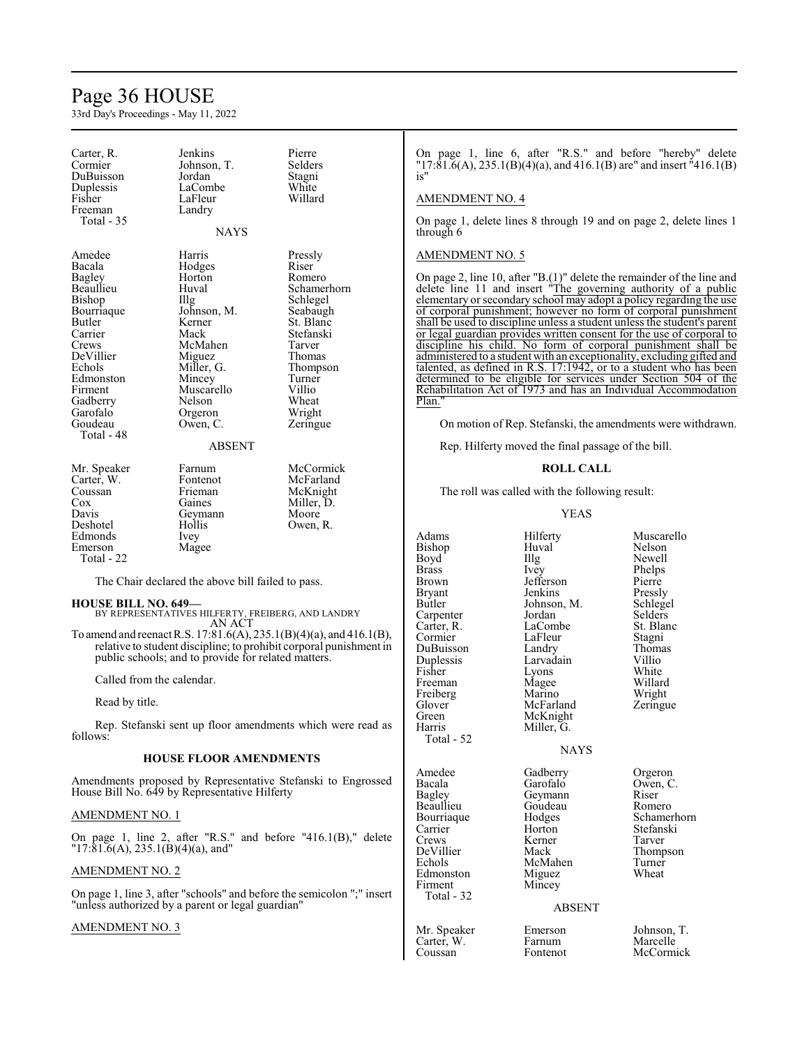| | | |
|---|---|---|
| Carter, R. | Jenkins | Pierre |
| Cormier | Johnson, T. | Selders |
| DuBuisson | Jordan | Stagni |
| Duplessis | LaCombe | White |
| Fisher | LaFleur | Willard |
| Freeman | Landry | |
| Total - 35 | | |

NAYS

| | | |
|---|---|---|
| Amedee | Harris | Pressly |
| Bacala | Hodges | Riser |
| Bagley | Horton | Romero |
| Beaullieu | Huval | Schamerhorn |
| Bishop | Illg | Schlegel |
| Bourriaque | Johnson, M. | Seabaugh |
| Butler | Kerner | St. Blanc |
| Carrier | Mack | Stefanski |
| Crews | McMahen | Tarver |
| DeVillier | Miguez | Thomas |
| Echols | Miller, G. | Thompson |
| Edmonston | Mincey | Turner |
| Firment | Muscarello | Villio |
| Gadberry | Nelson | Wheat |
| Garofalo | Orgeron | Wright |
| Goudeau | Owen, C. | Zeringue |
| Total - 48 | | |

ABSENT

| | | |
|---|---|---|
| Mr. Speaker | Farnum | McCormick |
| Carter, W. | Fontenot | McFarland |
| Coussan | Frieman | McKnight |
| Cox | Gaines | Miller, D. |
| Davis | Geymann | Moore |
| Deshotel | Hollis | Owen, R. |
| Edmonds | Ivey | |
| Emerson | Magee | |
| Total - 22 | | |

The Chair declared the above bill failed to pass.

**HOUSE BILL NO. 649—**
BY REPRESENTATIVES HILFERTY, FREIBERG, AND LANDRY
AN ACT

To amend and reenact R.S. 17:81.6(A), 235.1(B)(4)(a), and 416.1(B), relative to student discipline; to prohibit corporal punishment in public schools; and to provide for related matters.

Called from the calendar.

Read by title.

Rep. Stefanski sent up floor amendments which were read as follows:

### HOUSE FLOOR AMENDMENTS

Amendments proposed by Representative Stefanski to Engrossed House Bill No. 649 by Representative Hilferty

AMENDMENT NO. 1

On page 1, line 2, after "R.S." and before "416.1(B)," delete "17:81.6(A), 235.1(B)(4)(a), and"

AMENDMENT NO. 2

On page 1, line 3, after "schools" and before the semicolon ";" insert "unless authorized by a parent or legal guardian"

AMENDMENT NO. 3

On page 1, line 6, after "R.S." and before "hereby" delete "17:81.6(A), 235.1(B)(4)(a), and 416.1(B) are" and insert "416.1(B) is"

AMENDMENT NO. 4

On page 1, delete lines 8 through 19 and on page 2, delete lines 1 through 6

AMENDMENT NO. 5

On page 2, line 10, after "B.(1)" delete the remainder of the line and delete line 11 and insert "The governing authority of a public elementary or secondary school may adopt a policy regarding the use of corporal punishment; however no form of corporal punishment shall be used to discipline unless a student unless the student's parent or legal guardian provides written consent for the use of corporal to discipline his child. No form of corporal punishment shall be administered to a student with an exceptionality, excluding gifted and talented, as defined in R.S. 17:1942, or to a student who has been determined to be eligible for services under Section 504 of the Rehabilitation Act of 1973 and has an Individual Accommodation Plan."

On motion of Rep. Stefanski, the amendments were withdrawn.

Rep. Hilferty moved the final passage of the bill.

### ROLL CALL

The roll was called with the following result:

YEAS

| | | |
|---|---|---|
| Adams | Hilferty | Muscarello |
| Bishop | Huval | Nelson |
| Boyd | Illg | Newell |
| Brass | Ivey | Phelps |
| Brown | Jefferson | Pierre |
| Bryant | Jenkins | Pressly |
| Butler | Johnson, M. | Schlegel |
| Carpenter | Jordan | Selders |
| Carter, R. | LaCombe | St. Blanc |
| Cormier | LaFleur | Stagni |
| DuBuisson | Landry | Thomas |
| Duplessis | Larvadain | Villio |
| Fisher | Lyons | White |
| Freeman | Magee | Willard |
| Freiberg | Marino | Wright |
| Glover | McFarland | Zeringue |
| Green | McKnight | |
| Harris | Miller, G. | |
| Total - 52 | | |

NAYS

| | | |
|---|---|---|
| Amedee | Gadberry | Orgeron |
| Bacala | Garofalo | Owen, C. |
| Bagley | Geymann | Riser |
| Beaullieu | Goudeau | Romero |
| Bourriaque | Hodges | Schamerhorn |
| Carrier | Horton | Stefanski |
| Crews | Kerner | Tarver |
| DeVillier | Mack | Thompson |
| Echols | McMahen | Turner |
| Edmonston | Miguez | Wheat |
| Firment | Mincey | |
| Total - 32 | | |

ABSENT

| | | |
|---|---|---|
| Mr. Speaker | Emerson | Johnson, T. |
| Carter, W. | Farnum | Marcelle |
| Coussan | Fontenot | McCormick |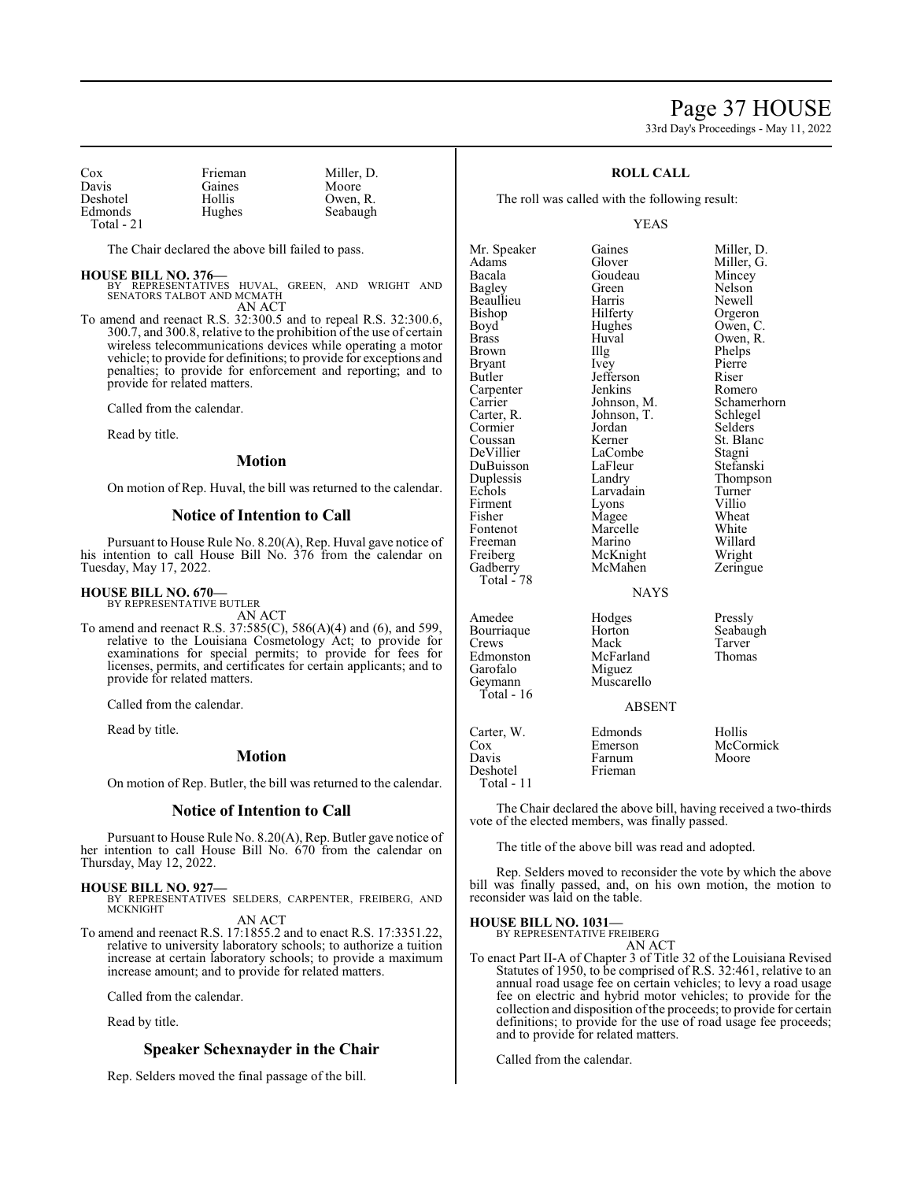| | | |
|---|---|---|
| Cox | Frieman | Miller, D. |
| Davis | Gaines | Moore |
| Deshotel | Hollis | Owen, R. |
| Edmonds | Hughes | Seabaugh |
| Total - 21 | | |

The Chair declared the above bill failed to pass.

**HOUSE BILL NO. 376—**
BY REPRESENTATIVES HUVAL, GREEN, AND WRIGHT AND SENATORS TALBOT AND MCMATH
AN ACT

To amend and reenact R.S. 32:300.5 and to repeal R.S. 32:300.6, 300.7, and 300.8, relative to the prohibition of the use of certain wireless telecommunications devices while operating a motor vehicle; to provide for definitions; to provide for exceptions and penalties; to provide for enforcement and reporting; and to provide for related matters.

Called from the calendar.

Read by title.

## Motion

On motion of Rep. Huval, the bill was returned to the calendar.

## Notice of Intention to Call

Pursuant to House Rule No. 8.20(A), Rep. Huval gave notice of his intention to call House Bill No. 376 from the calendar on Tuesday, May 17, 2022.

**HOUSE BILL NO. 670—**
BY REPRESENTATIVE BUTLER
AN ACT

To amend and reenact R.S. 37:585(C), 586(A)(4) and (6), and 599, relative to the Louisiana Cosmetology Act; to provide for examinations for special permits; to provide for fees for licenses, permits, and certificates for certain applicants; and to provide for related matters.

Called from the calendar.

Read by title.

## Motion

On motion of Rep. Butler, the bill was returned to the calendar.

## Notice of Intention to Call

Pursuant to House Rule No. 8.20(A), Rep. Butler gave notice of her intention to call House Bill No. 670 from the calendar on Thursday, May 12, 2022.

**HOUSE BILL NO. 927—**
BY REPRESENTATIVES SELDERS, CARPENTER, FREIBERG, AND MCKNIGHT
AN ACT

To amend and reenact R.S. 17:1855.2 and to enact R.S. 17:3351.22, relative to university laboratory schools; to authorize a tuition increase at certain laboratory schools; to provide a maximum increase amount; and to provide for related matters.

Called from the calendar.

Read by title.

## Speaker Schexnayder in the Chair

Rep. Selders moved the final passage of the bill.

## ROLL CALL

The roll was called with the following result:

YEAS

| | | |
|---|---|---|
| Mr. Speaker | Gaines | Miller, D. |
| Adams | Glover | Miller, G. |
| Bacala | Goudeau | Mincey |
| Bagley | Green | Nelson |
| Beaullieu | Harris | Newell |
| Bishop | Hilferty | Orgeron |
| Boyd | Hughes | Owen, C. |
| Brass | Huval | Owen, R. |
| Brown | Illg | Phelps |
| Bryant | Ivey | Pierre |
| Butler | Jefferson | Riser |
| Carpenter | Jenkins | Romero |
| Carrier | Johnson, M. | Schamerhorn |
| Carter, R. | Johnson, T. | Schlegel |
| Cormier | Jordan | Selders |
| Coussan | Kerner | St. Blanc |
| DeVillier | LaCombe | Stagni |
| DuBuisson | LaFleur | Stefanski |
| Duplessis | Landry | Thompson |
| Echols | Larvadain | Turner |
| Firment | Lyons | Villio |
| Fisher | Magee | Wheat |
| Fontenot | Marcelle | White |
| Freeman | Marino | Willard |
| Freiberg | McKnight | Wright |
| Gadberry | McMahen | Zeringue |
| Total - 78 | | |

NAYS

| | | |
|---|---|---|
| Amedee | Hodges | Pressly |
| Bourriaque | Horton | Seabaugh |
| Crews | Mack | Tarver |
| Edmonston | McFarland | Thomas |
| Garofalo | Miguez | |
| Geymann | Muscarello | |
| Total - 16 | | |

ABSENT

| | | |
|---|---|---|
| Carter, W. | Edmonds | Hollis |
| Cox | Emerson | McCormick |
| Davis | Farnum | Moore |
| Deshotel | Frieman | |
| Total - 11 | | |

The Chair declared the above bill, having received a two-thirds vote of the elected members, was finally passed.

The title of the above bill was read and adopted.

Rep. Selders moved to reconsider the vote by which the above bill was finally passed, and, on his own motion, the motion to reconsider was laid on the table.

**HOUSE BILL NO. 1031—**
BY REPRESENTATIVE FREIBERG
AN ACT

To enact Part II-A of Chapter 3 of Title 32 of the Louisiana Revised Statutes of 1950, to be comprised of R.S. 32:461, relative to an annual road usage fee on certain vehicles; to levy a road usage fee on electric and hybrid motor vehicles; to provide for the collection and disposition of the proceeds; to provide for certain definitions; to provide for the use of road usage fee proceeds; and to provide for related matters.

Called from the calendar.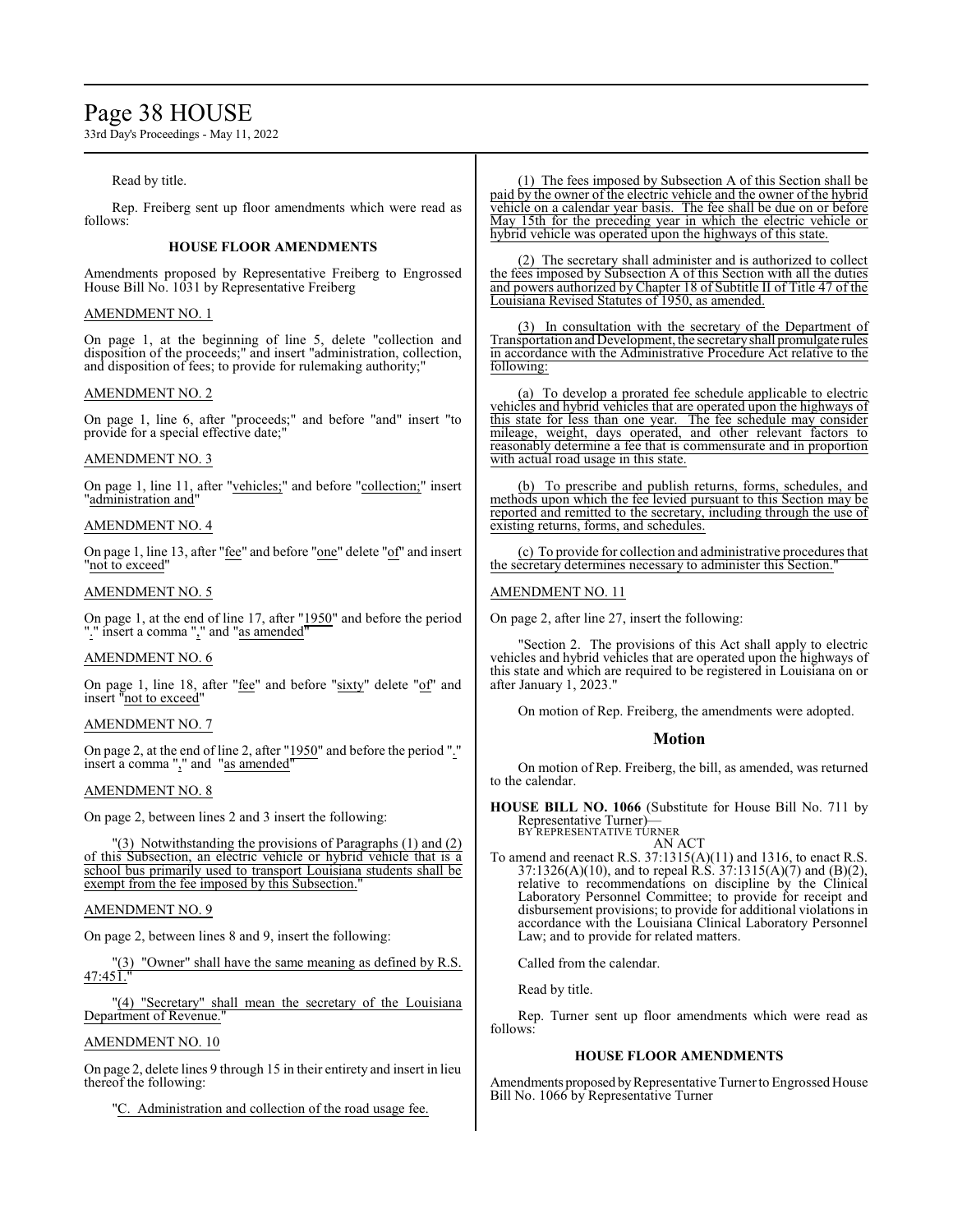Read by title.

Rep. Freiberg sent up floor amendments which were read as follows:

### HOUSE FLOOR AMENDMENTS

Amendments proposed by Representative Freiberg to Engrossed House Bill No. 1031 by Representative Freiberg

AMENDMENT NO. 1

On page 1, at the beginning of line 5, delete "collection and disposition of the proceeds;" and insert "administration, collection, and disposition of fees; to provide for rulemaking authority;"

AMENDMENT NO. 2

On page 1, line 6, after "proceeds;" and before "and" insert "to provide for a special effective date;"

AMENDMENT NO. 3

On page 1, line 11, after "vehicles;" and before "collection;" insert "administration and"

AMENDMENT NO. 4

On page 1, line 13, after "fee" and before "one" delete "of" and insert "not to exceed"

AMENDMENT NO. 5

On page 1, at the end of line 17, after "1950" and before the period "." insert a comma "," and "as amended"

AMENDMENT NO. 6

On page 1, line 18, after "fee" and before "sixty" delete "of" and insert "not to exceed"

AMENDMENT NO. 7

On page 2, at the end of line 2, after "1950" and before the period "." insert a comma "," and "as amended"

AMENDMENT NO. 8

On page 2, between lines 2 and 3 insert the following:

"(3) Notwithstanding the provisions of Paragraphs (1) and (2) of this Subsection, an electric vehicle or hybrid vehicle that is a school bus primarily used to transport Louisiana students shall be exempt from the fee imposed by this Subsection."

AMENDMENT NO. 9

On page 2, between lines 8 and 9, insert the following:

"(3) "Owner" shall have the same meaning as defined by R.S. 47:451."

"(4) "Secretary" shall mean the secretary of the Louisiana Department of Revenue."

AMENDMENT NO. 10

On page 2, delete lines 9 through 15 in their entirety and insert in lieu thereof the following:

"C. Administration and collection of the road usage fee.

(1) The fees imposed by Subsection A of this Section shall be paid by the owner of the electric vehicle and the owner of the hybrid vehicle on a calendar year basis. The fee shall be due on or before May 15th for the preceding year in which the electric vehicle or hybrid vehicle was operated upon the highways of this state.

(2) The secretary shall administer and is authorized to collect the fees imposed by Subsection A of this Section with all the duties and powers authorized by Chapter 18 of Subtitle II of Title 47 of the Louisiana Revised Statutes of 1950, as amended.

(3) In consultation with the secretary of the Department of Transportation and Development, the secretary shall promulgate rules in accordance with the Administrative Procedure Act relative to the following:

(a) To develop a prorated fee schedule applicable to electric vehicles and hybrid vehicles that are operated upon the highways of this state for less than one year. The fee schedule may consider mileage, weight, days operated, and other relevant factors to reasonably determine a fee that is commensurate and in proportion with actual road usage in this state.

(b) To prescribe and publish returns, forms, schedules, and methods upon which the fee levied pursuant to this Section may be reported and remitted to the secretary, including through the use of existing returns, forms, and schedules.

(c) To provide for collection and administrative procedures that the secretary determines necessary to administer this Section."

AMENDMENT NO. 11

On page 2, after line 27, insert the following:

"Section 2. The provisions of this Act shall apply to electric vehicles and hybrid vehicles that are operated upon the highways of this state and which are required to be registered in Louisiana on or after January 1, 2023."

On motion of Rep. Freiberg, the amendments were adopted.

## Motion

On motion of Rep. Freiberg, the bill, as amended, was returned to the calendar.

**HOUSE BILL NO. 1066** (Substitute for House Bill No. 711 by Representative Turner)—
BY REPRESENTATIVE TURNER
AN ACT

To amend and reenact R.S. 37:1315(A)(11) and 1316, to enact R.S. 37:1326(A)(10), and to repeal R.S. 37:1315(A)(7) and (B)(2), relative to recommendations on discipline by the Clinical Laboratory Personnel Committee; to provide for receipt and disbursement provisions; to provide for additional violations in accordance with the Louisiana Clinical Laboratory Personnel Law; and to provide for related matters.

Called from the calendar.

Read by title.

Rep. Turner sent up floor amendments which were read as follows:

### HOUSE FLOOR AMENDMENTS

Amendments proposed by Representative Turner to Engrossed House Bill No. 1066 by Representative Turner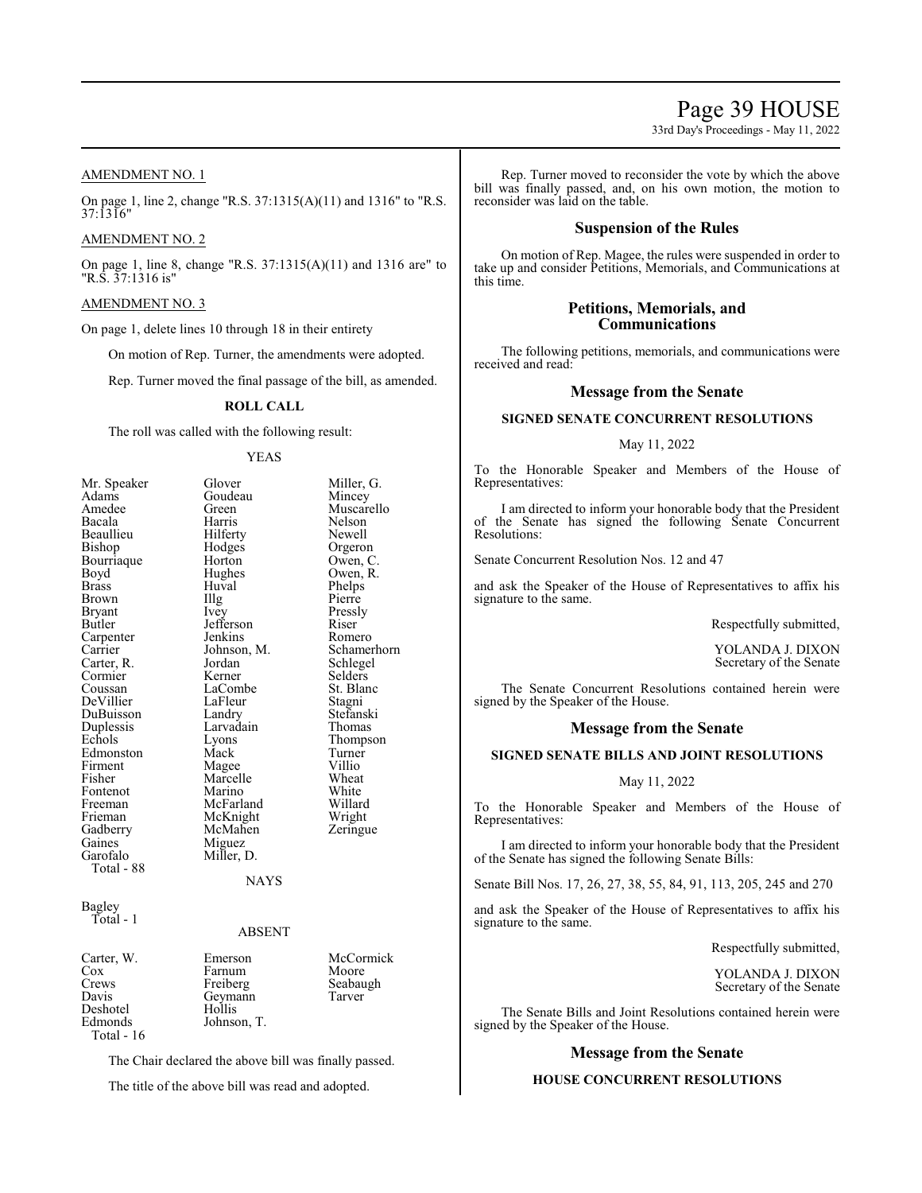AMENDMENT NO. 1

On page 1, line 2, change "R.S. 37:1315(A)(11) and 1316" to "R.S. 37:1316"

AMENDMENT NO. 2

On page 1, line 8, change "R.S. 37:1315(A)(11) and 1316 are" to "R.S. 37:1316 is"

AMENDMENT NO. 3

On page 1, delete lines 10 through 18 in their entirety

On motion of Rep. Turner, the amendments were adopted.

Rep. Turner moved the final passage of the bill, as amended.

**ROLL CALL**

The roll was called with the following result:

YEAS

| | | |
|---|---|---|
| Mr. Speaker | Glover | Miller, G. |
| Adams | Goudeau | Mincey |
| Amedee | Green | Muscarello |
| Bacala | Harris | Nelson |
| Beaullieu | Hilferty | Newell |
| Bishop | Hodges | Orgeron |
| Bourriaque | Horton | Owen, C. |
| Boyd | Hughes | Owen, R. |
| Brass | Huval | Phelps |
| Brown | Illg | Pierre |
| Bryant | Ivey | Pressly |
| Butler | Jefferson | Riser |
| Carpenter | Jenkins | Romero |
| Carrier | Johnson, M. | Schamerhorn |
| Carter, R. | Jordan | Schlegel |
| Cormier | Kerner | Selders |
| Coussan | LaCombe | St. Blanc |
| DeVillier | LaFleur | Stagni |
| DuBuisson | Landry | Stefanski |
| Duplessis | Larvadain | Thomas |
| Echols | Lyons | Thompson |
| Edmonston | Mack | Turner |
| Firment | Magee | Villio |
| Fisher | Marcelle | Wheat |
| Fontenot | Marino | White |
| Freeman | McFarland | Willard |
| Frieman | McKnight | Wright |
| Gadberry | McMahen | Zeringue |
| Gaines | Miguez | |
| Garofalo | Miller, D. | |

Total - 88

NAYS

Bagley

Total - 1

ABSENT

| | | |
|---|---|---|
| Carter, W. | Emerson | McCormick |
| Cox | Farnum | Moore |
| Crews | Freiberg | Seabaugh |
| Davis | Geymann | Tarver |
| Deshotel | Hollis | |
| Edmonds | Johnson, T. | |

Total - 16

The Chair declared the above bill was finally passed.

The title of the above bill was read and adopted.

Rep. Turner moved to reconsider the vote by which the above bill was finally passed, and, on his own motion, the motion to reconsider was laid on the table.

## Suspension of the Rules

On motion of Rep. Magee, the rules were suspended in order to take up and consider Petitions, Memorials, and Communications at this time.

## Petitions, Memorials, and Communications

The following petitions, memorials, and communications were received and read:

## Message from the Senate

**SIGNED SENATE CONCURRENT RESOLUTIONS**

May 11, 2022

To the Honorable Speaker and Members of the House of Representatives:

I am directed to inform your honorable body that the President of the Senate has signed the following Senate Concurrent Resolutions:

Senate Concurrent Resolution Nos. 12 and 47

and ask the Speaker of the House of Representatives to affix his signature to the same.

Respectfully submitted,

YOLANDA J. DIXON
Secretary of the Senate

The Senate Concurrent Resolutions contained herein were signed by the Speaker of the House.

## Message from the Senate

**SIGNED SENATE BILLS AND JOINT RESOLUTIONS**

May 11, 2022

To the Honorable Speaker and Members of the House of Representatives:

I am directed to inform your honorable body that the President of the Senate has signed the following Senate Bills:

Senate Bill Nos. 17, 26, 27, 38, 55, 84, 91, 113, 205, 245 and 270

and ask the Speaker of the House of Representatives to affix his signature to the same.

Respectfully submitted,

YOLANDA J. DIXON
Secretary of the Senate

The Senate Bills and Joint Resolutions contained herein were signed by the Speaker of the House.

## Message from the Senate

**HOUSE CONCURRENT RESOLUTIONS**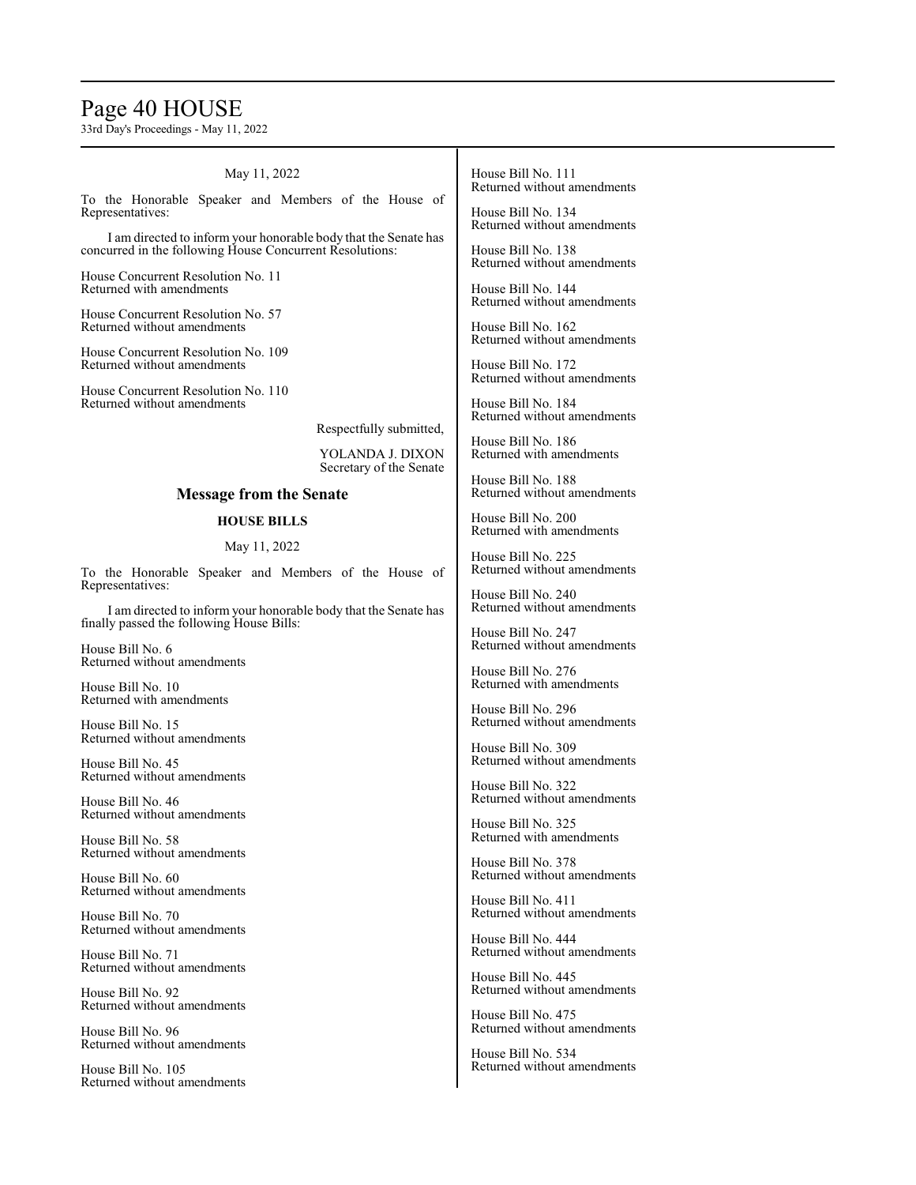May 11, 2022

To the Honorable Speaker and Members of the House of Representatives:

I am directed to inform your honorable body that the Senate has concurred in the following House Concurrent Resolutions:

House Concurrent Resolution No. 11
Returned with amendments

House Concurrent Resolution No. 57
Returned without amendments

House Concurrent Resolution No. 109
Returned without amendments

House Concurrent Resolution No. 110
Returned without amendments

Respectfully submitted,

YOLANDA J. DIXON
Secretary of the Senate

## Message from the Senate

### HOUSE BILLS

May 11, 2022

To the Honorable Speaker and Members of the House of Representatives:

I am directed to inform your honorable body that the Senate has finally passed the following House Bills:

House Bill No. 6
Returned without amendments

House Bill No. 10
Returned with amendments

House Bill No. 15
Returned without amendments

House Bill No. 45
Returned without amendments

House Bill No. 46
Returned without amendments

House Bill No. 58
Returned without amendments

House Bill No. 60
Returned without amendments

House Bill No. 70
Returned without amendments

House Bill No. 71
Returned without amendments

House Bill No. 92
Returned without amendments

House Bill No. 96
Returned without amendments

House Bill No. 105
Returned without amendments

House Bill No. 111
Returned without amendments

House Bill No. 134
Returned without amendments

House Bill No. 138
Returned without amendments

House Bill No. 144
Returned without amendments

House Bill No. 162
Returned without amendments

House Bill No. 172
Returned without amendments

House Bill No. 184
Returned without amendments

House Bill No. 186
Returned with amendments

House Bill No. 188
Returned without amendments

House Bill No. 200
Returned with amendments

House Bill No. 225
Returned without amendments

House Bill No. 240
Returned without amendments

House Bill No. 247
Returned without amendments

House Bill No. 276
Returned with amendments

House Bill No. 296
Returned without amendments

House Bill No. 309
Returned without amendments

House Bill No. 322
Returned without amendments

House Bill No. 325
Returned with amendments

House Bill No. 378
Returned without amendments

House Bill No. 411
Returned without amendments

House Bill No. 444
Returned without amendments

House Bill No. 445
Returned without amendments

House Bill No. 475
Returned without amendments

House Bill No. 534
Returned without amendments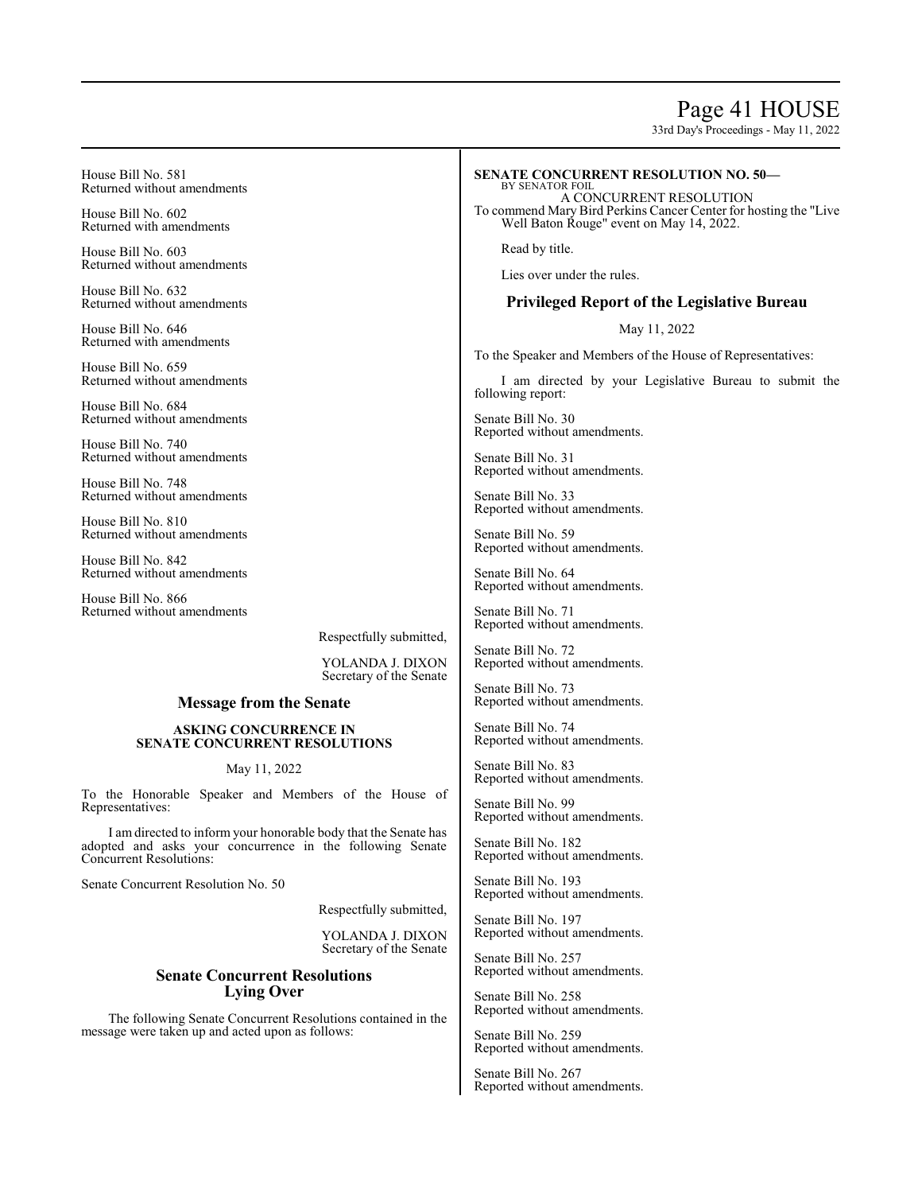House Bill No. 581
Returned without amendments

House Bill No. 602
Returned with amendments

House Bill No. 603
Returned without amendments

House Bill No. 632
Returned without amendments

House Bill No. 646
Returned with amendments

House Bill No. 659
Returned without amendments

House Bill No. 684
Returned without amendments

House Bill No. 740
Returned without amendments

House Bill No. 748
Returned without amendments

House Bill No. 810
Returned without amendments

House Bill No. 842
Returned without amendments

House Bill No. 866
Returned without amendments

Respectfully submitted,

YOLANDA J. DIXON
Secretary of the Senate

## Message from the Senate

**ASKING CONCURRENCE IN SENATE CONCURRENT RESOLUTIONS**

May 11, 2022

To the Honorable Speaker and Members of the House of Representatives:

I am directed to inform your honorable body that the Senate has adopted and asks your concurrence in the following Senate Concurrent Resolutions:

Senate Concurrent Resolution No. 50

Respectfully submitted,

YOLANDA J. DIXON
Secretary of the Senate

## Senate Concurrent Resolutions Lying Over

The following Senate Concurrent Resolutions contained in the message were taken up and acted upon as follows:

**SENATE CONCURRENT RESOLUTION NO. 50—**
BY SENATOR FOIL
A CONCURRENT RESOLUTION
To commend Mary Bird Perkins Cancer Center for hosting the "Live Well Baton Rouge" event on May 14, 2022.

Read by title.

Lies over under the rules.

## Privileged Report of the Legislative Bureau

May 11, 2022

To the Speaker and Members of the House of Representatives:

I am directed by your Legislative Bureau to submit the following report:

Senate Bill No. 30
Reported without amendments.

Senate Bill No. 31
Reported without amendments.

Senate Bill No. 33
Reported without amendments.

Senate Bill No. 59
Reported without amendments.

Senate Bill No. 64
Reported without amendments.

Senate Bill No. 71
Reported without amendments.

Senate Bill No. 72
Reported without amendments.

Senate Bill No. 73
Reported without amendments.

Senate Bill No. 74
Reported without amendments.

Senate Bill No. 83
Reported without amendments.

Senate Bill No. 99
Reported without amendments.

Senate Bill No. 182
Reported without amendments.

Senate Bill No. 193
Reported without amendments.

Senate Bill No. 197
Reported without amendments.

Senate Bill No. 257
Reported without amendments.

Senate Bill No. 258
Reported without amendments.

Senate Bill No. 259
Reported without amendments.

Senate Bill No. 267
Reported without amendments.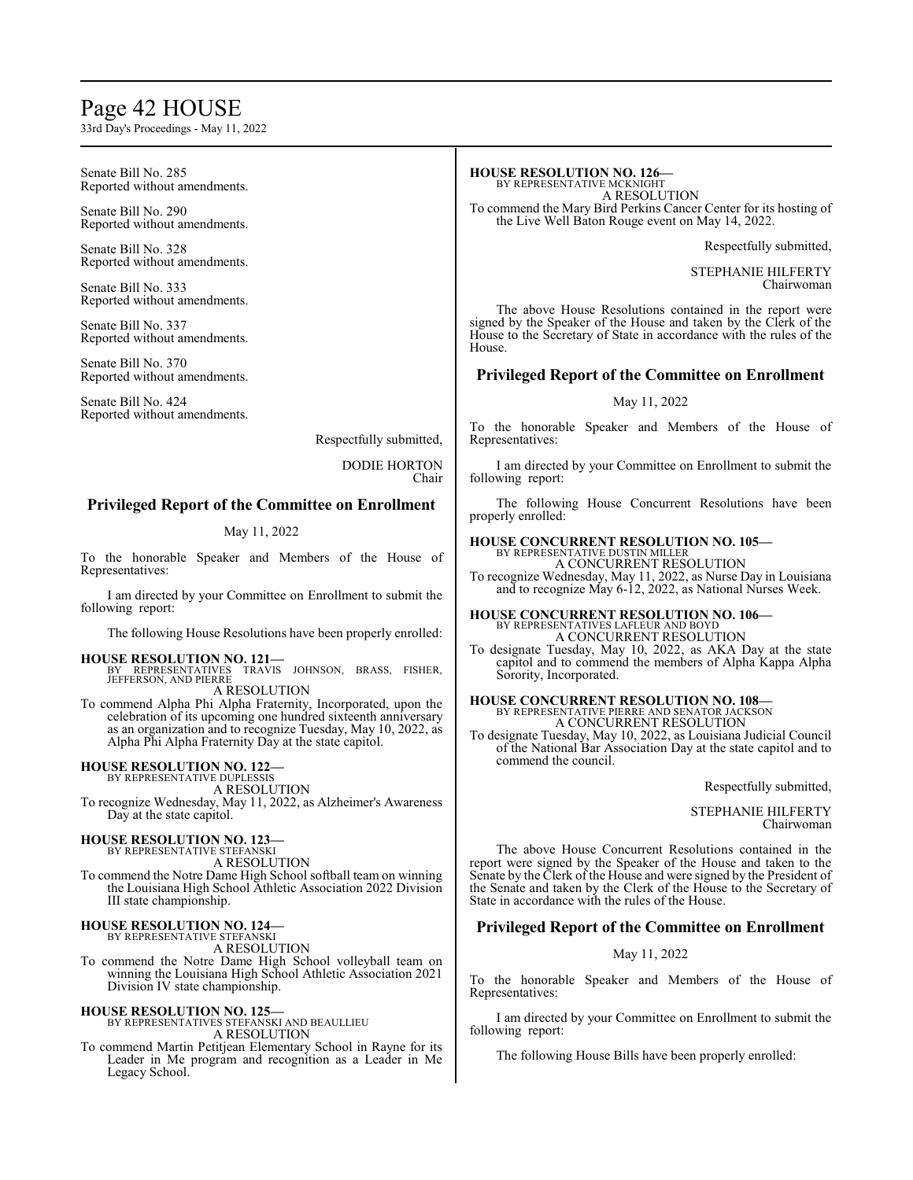Senate Bill No. 285
Reported without amendments.

Senate Bill No. 290
Reported without amendments.

Senate Bill No. 328
Reported without amendments.

Senate Bill No. 333
Reported without amendments.

Senate Bill No. 337
Reported without amendments.

Senate Bill No. 370
Reported without amendments.

Senate Bill No. 424
Reported without amendments.

Respectfully submitted,

DODIE HORTON
Chair

## Privileged Report of the Committee on Enrollment

May 11, 2022

To the honorable Speaker and Members of the House of Representatives:

I am directed by your Committee on Enrollment to submit the following report:

The following House Resolutions have been properly enrolled:

**HOUSE RESOLUTION NO. 121—**
BY REPRESENTATIVES TRAVIS JOHNSON, BRASS, FISHER, JEFFERSON, AND PIERRE
A RESOLUTION
To commend Alpha Phi Alpha Fraternity, Incorporated, upon the celebration of its upcoming one hundred sixteenth anniversary as an organization and to recognize Tuesday, May 10, 2022, as Alpha Phi Alpha Fraternity Day at the state capitol.

**HOUSE RESOLUTION NO. 122—**
BY REPRESENTATIVE DUPLESSIS
A RESOLUTION
To recognize Wednesday, May 11, 2022, as Alzheimer's Awareness Day at the state capitol.

**HOUSE RESOLUTION NO. 123—**
BY REPRESENTATIVE STEFANSKI
A RESOLUTION
To commend the Notre Dame High School softball team on winning the Louisiana High School Athletic Association 2022 Division III state championship.

**HOUSE RESOLUTION NO. 124—**
BY REPRESENTATIVE STEFANSKI
A RESOLUTION
To commend the Notre Dame High School volleyball team on winning the Louisiana High School Athletic Association 2021 Division IV state championship.

**HOUSE RESOLUTION NO. 125—**
BY REPRESENTATIVES STEFANSKI AND BEAULLIEU
A RESOLUTION
To commend Martin Petitjean Elementary School in Rayne for its Leader in Me program and recognition as a Leader in Me Legacy School.

**HOUSE RESOLUTION NO. 126—**
BY REPRESENTATIVE MCKNIGHT
A RESOLUTION
To commend the Mary Bird Perkins Cancer Center for its hosting of the Live Well Baton Rouge event on May 14, 2022.

Respectfully submitted,

STEPHANIE HILFERTY
Chairwoman

The above House Resolutions contained in the report were signed by the Speaker of the House and taken by the Clerk of the House to the Secretary of State in accordance with the rules of the House.

## Privileged Report of the Committee on Enrollment

May 11, 2022

To the honorable Speaker and Members of the House of Representatives:

I am directed by your Committee on Enrollment to submit the following report:

The following House Concurrent Resolutions have been properly enrolled:

**HOUSE CONCURRENT RESOLUTION NO. 105—**
BY REPRESENTATIVE DUSTIN MILLER
A CONCURRENT RESOLUTION
To recognize Wednesday, May 11, 2022, as Nurse Day in Louisiana and to recognize May 6-12, 2022, as National Nurses Week.

**HOUSE CONCURRENT RESOLUTION NO. 106—**
BY REPRESENTATIVES LAFLEUR AND BOYD
A CONCURRENT RESOLUTION
To designate Tuesday, May 10, 2022, as AKA Day at the state capitol and to commend the members of Alpha Kappa Alpha Sorority, Incorporated.

**HOUSE CONCURRENT RESOLUTION NO. 108—**
BY REPRESENTATIVE PIERRE AND SENATOR JACKSON
A CONCURRENT RESOLUTION
To designate Tuesday, May 10, 2022, as Louisiana Judicial Council of the National Bar Association Day at the state capitol and to commend the council.

Respectfully submitted,

STEPHANIE HILFERTY
Chairwoman

The above House Concurrent Resolutions contained in the report were signed by the Speaker of the House and taken to the Senate by the Clerk of the House and were signed by the President of the Senate and taken by the Clerk of the House to the Secretary of State in accordance with the rules of the House.

## Privileged Report of the Committee on Enrollment

May 11, 2022

To the honorable Speaker and Members of the House of Representatives:

I am directed by your Committee on Enrollment to submit the following report:

The following House Bills have been properly enrolled: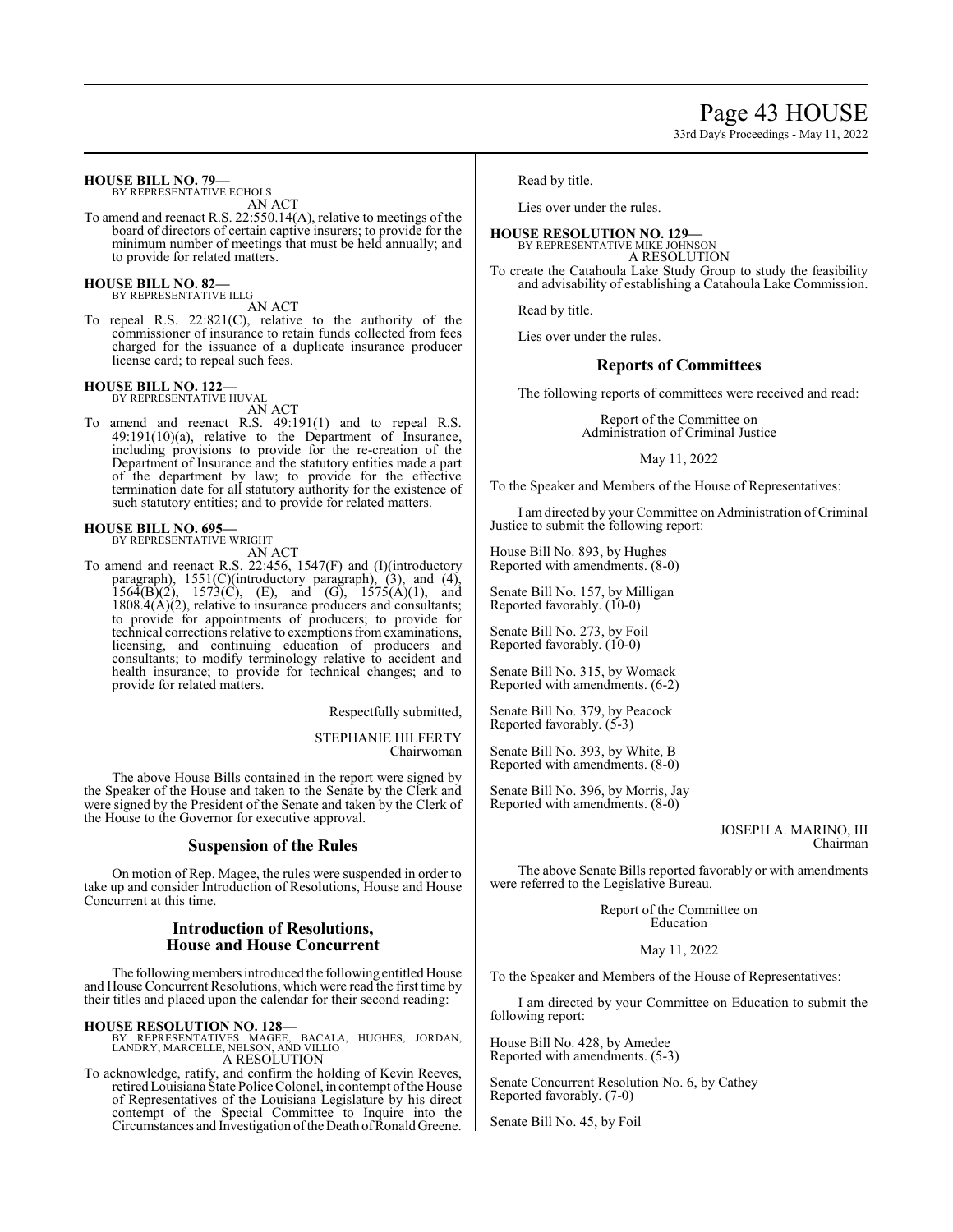**HOUSE BILL NO. 79—**
BY REPRESENTATIVE ECHOLS
AN ACT

To amend and reenact R.S. 22:550.14(A), relative to meetings of the board of directors of certain captive insurers; to provide for the minimum number of meetings that must be held annually; and to provide for related matters.

**HOUSE BILL NO. 82—**
BY REPRESENTATIVE ILLG
AN ACT

To repeal R.S. 22:821(C), relative to the authority of the commissioner of insurance to retain funds collected from fees charged for the issuance of a duplicate insurance producer license card; to repeal such fees.

**HOUSE BILL NO. 122—**
BY REPRESENTATIVE HUVAL
AN ACT

To amend and reenact R.S. 49:191(1) and to repeal R.S. 49:191(10)(a), relative to the Department of Insurance, including provisions to provide for the re-creation of the Department of Insurance and the statutory entities made a part of the department by law; to provide for the effective termination date for all statutory authority for the existence of such statutory entities; and to provide for related matters.

**HOUSE BILL NO. 695—**
BY REPRESENTATIVE WRIGHT
AN ACT

To amend and reenact R.S. 22:456, 1547(F) and (I)(introductory paragraph), 1551(C)(introductory paragraph), (3), and (4), 1564(B)(2), 1573(C), (E), and (G), 1575(A)(1), and 1808.4(A)(2), relative to insurance producers and consultants; to provide for appointments of producers; to provide for technical corrections relative to exemptions from examinations, licensing, and continuing education of producers and consultants; to modify terminology relative to accident and health insurance; to provide for technical changes; and to provide for related matters.

Respectfully submitted,

STEPHANIE HILFERTY
Chairwoman

The above House Bills contained in the report were signed by the Speaker of the House and taken to the Senate by the Clerk and were signed by the President of the Senate and taken by the Clerk of the House to the Governor for executive approval.

## Suspension of the Rules

On motion of Rep. Magee, the rules were suspended in order to take up and consider Introduction of Resolutions, House and House Concurrent at this time.

## Introduction of Resolutions, House and House Concurrent

The following members introduced the following entitled House and House Concurrent Resolutions, which were read the first time by their titles and placed upon the calendar for their second reading:

**HOUSE RESOLUTION NO. 128—**
BY REPRESENTATIVES MAGEE, BACALA, HUGHES, JORDAN, LANDRY, MARCELLE, NELSON, AND VILLIO
A RESOLUTION

To acknowledge, ratify, and confirm the holding of Kevin Reeves, retired Louisiana State Police Colonel, in contempt of the House of Representatives of the Louisiana Legislature by his direct contempt of the Special Committee to Inquire into the Circumstances and Investigation of the Death of Ronald Greene.

Read by title.

Lies over under the rules.

**HOUSE RESOLUTION NO. 129—**
BY REPRESENTATIVE MIKE JOHNSON
A RESOLUTION

To create the Catahoula Lake Study Group to study the feasibility and advisability of establishing a Catahoula Lake Commission.

Read by title.

Lies over under the rules.

## Reports of Committees

The following reports of committees were received and read:

Report of the Committee on
Administration of Criminal Justice

May 11, 2022

To the Speaker and Members of the House of Representatives:

I am directed by your Committee on Administration of Criminal Justice to submit the following report:

House Bill No. 893, by Hughes
Reported with amendments. (8-0)

Senate Bill No. 157, by Milligan
Reported favorably. (10-0)

Senate Bill No. 273, by Foil
Reported favorably. (10-0)

Senate Bill No. 315, by Womack
Reported with amendments. (6-2)

Senate Bill No. 379, by Peacock
Reported favorably. (5-3)

Senate Bill No. 393, by White, B
Reported with amendments. (8-0)

Senate Bill No. 396, by Morris, Jay
Reported with amendments. (8-0)

JOSEPH A. MARINO, III
Chairman

The above Senate Bills reported favorably or with amendments were referred to the Legislative Bureau.

Report of the Committee on
Education

May 11, 2022

To the Speaker and Members of the House of Representatives:

I am directed by your Committee on Education to submit the following report:

House Bill No. 428, by Amedee
Reported with amendments. (5-3)

Senate Concurrent Resolution No. 6, by Cathey
Reported favorably. (7-0)

Senate Bill No. 45, by Foil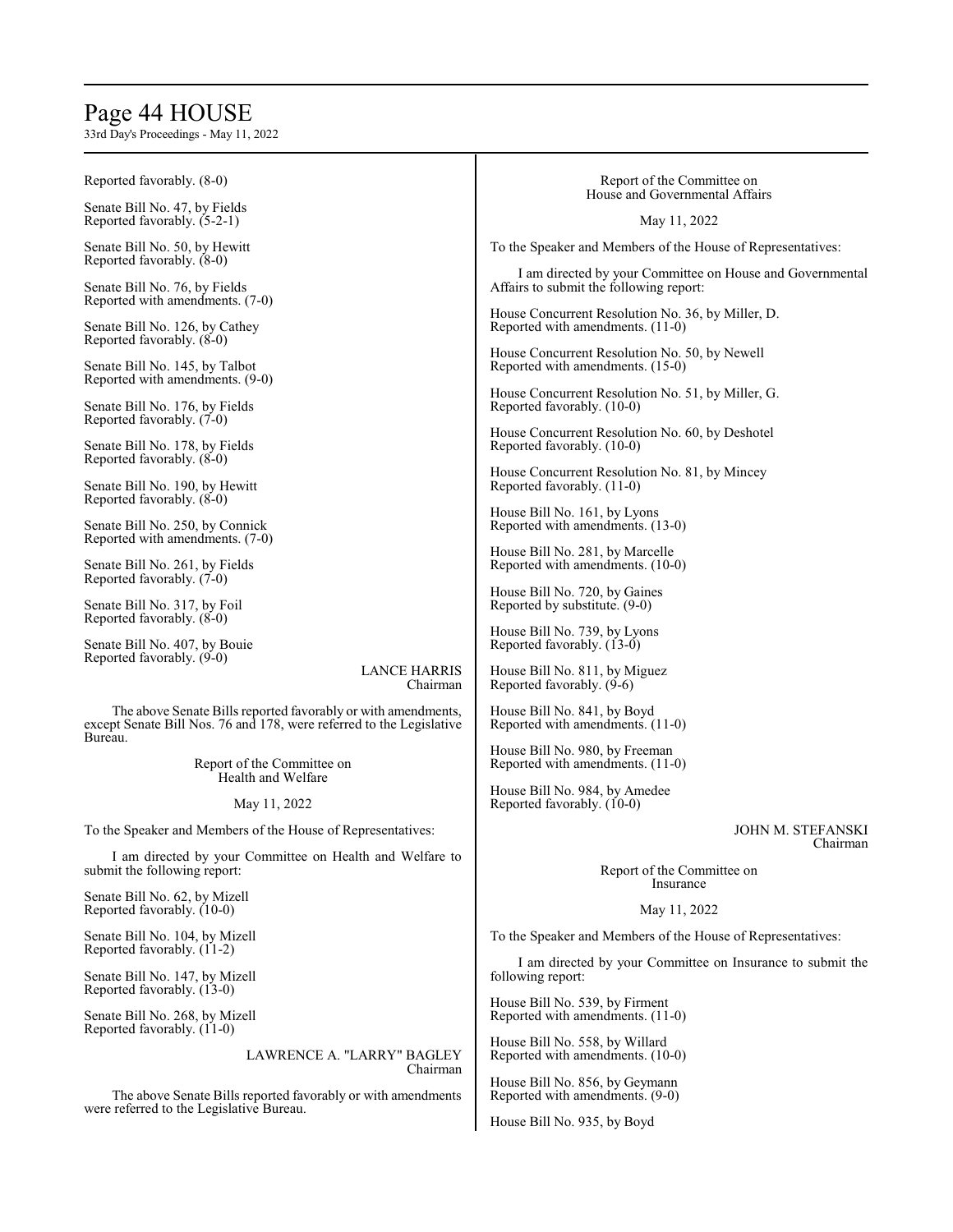Reported favorably. (8-0)

Senate Bill No. 47, by Fields
Reported favorably. (5-2-1)

Senate Bill No. 50, by Hewitt
Reported favorably. (8-0)

Senate Bill No. 76, by Fields
Reported with amendments. (7-0)

Senate Bill No. 126, by Cathey
Reported favorably. (8-0)

Senate Bill No. 145, by Talbot
Reported with amendments. (9-0)

Senate Bill No. 176, by Fields
Reported favorably. (7-0)

Senate Bill No. 178, by Fields
Reported favorably. (8-0)

Senate Bill No. 190, by Hewitt
Reported favorably. (8-0)

Senate Bill No. 250, by Connick
Reported with amendments. (7-0)

Senate Bill No. 261, by Fields
Reported favorably. (7-0)

Senate Bill No. 317, by Foil
Reported favorably. (8-0)

Senate Bill No. 407, by Bouie
Reported favorably. (9-0)

LANCE HARRIS
Chairman

The above Senate Bills reported favorably or with amendments, except Senate Bill Nos. 76 and 178, were referred to the Legislative Bureau.

Report of the Committee on
Health and Welfare

May 11, 2022

To the Speaker and Members of the House of Representatives:

I am directed by your Committee on Health and Welfare to submit the following report:

Senate Bill No. 62, by Mizell
Reported favorably. (10-0)

Senate Bill No. 104, by Mizell
Reported favorably. (11-2)

Senate Bill No. 147, by Mizell
Reported favorably. (13-0)

Senate Bill No. 268, by Mizell
Reported favorably. (11-0)

LAWRENCE A. "LARRY" BAGLEY
Chairman

The above Senate Bills reported favorably or with amendments were referred to the Legislative Bureau.

Report of the Committee on
House and Governmental Affairs

May 11, 2022

To the Speaker and Members of the House of Representatives:

I am directed by your Committee on House and Governmental Affairs to submit the following report:

House Concurrent Resolution No. 36, by Miller, D.
Reported with amendments. (11-0)

House Concurrent Resolution No. 50, by Newell
Reported with amendments. (15-0)

House Concurrent Resolution No. 51, by Miller, G.
Reported favorably. (10-0)

House Concurrent Resolution No. 60, by Deshotel
Reported favorably. (10-0)

House Concurrent Resolution No. 81, by Mincey
Reported favorably. (11-0)

House Bill No. 161, by Lyons
Reported with amendments. (13-0)

House Bill No. 281, by Marcelle
Reported with amendments. (10-0)

House Bill No. 720, by Gaines
Reported by substitute. (9-0)

House Bill No. 739, by Lyons
Reported favorably. (13-0)

House Bill No. 811, by Miguez
Reported favorably. (9-6)

House Bill No. 841, by Boyd
Reported with amendments. (11-0)

House Bill No. 980, by Freeman
Reported with amendments. (11-0)

House Bill No. 984, by Amedee
Reported favorably. (10-0)

JOHN M. STEFANSKI
Chairman

Report of the Committee on
Insurance

May 11, 2022

To the Speaker and Members of the House of Representatives:

I am directed by your Committee on Insurance to submit the following report:

House Bill No. 539, by Firment
Reported with amendments. (11-0)

House Bill No. 558, by Willard
Reported with amendments. (10-0)

House Bill No. 856, by Geymann
Reported with amendments. (9-0)

House Bill No. 935, by Boyd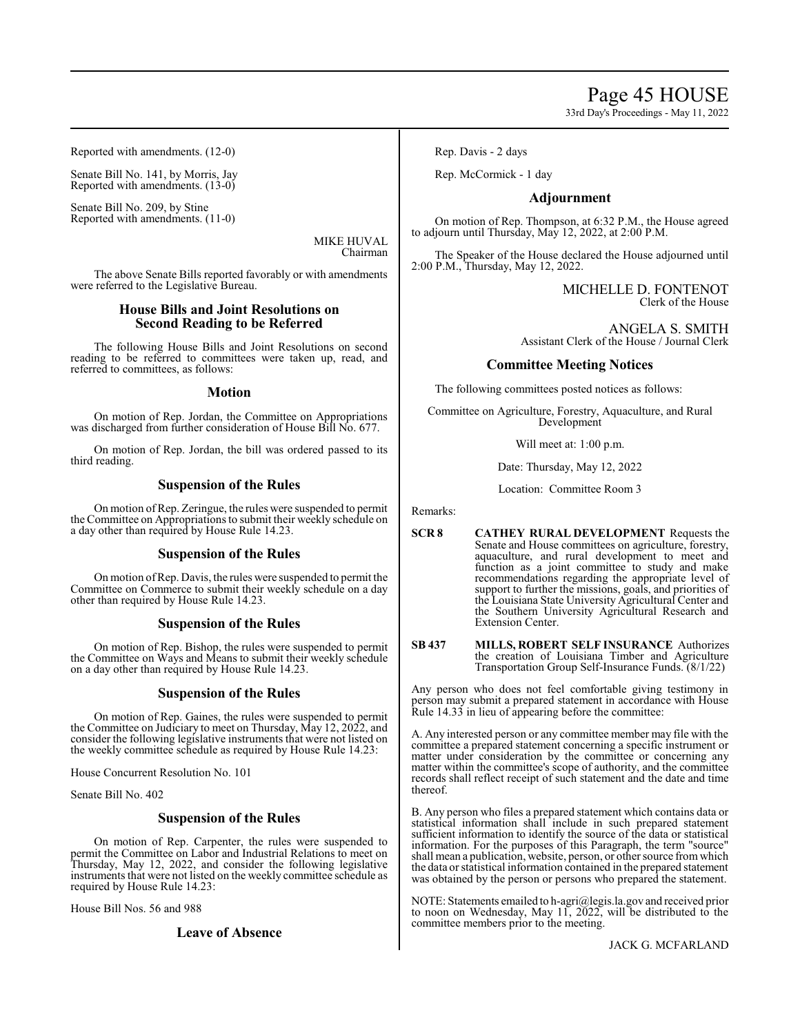Reported with amendments. (12-0)

Senate Bill No. 141, by Morris, Jay
Reported with amendments. (13-0)

Senate Bill No. 209, by Stine
Reported with amendments. (11-0)

MIKE HUVAL
Chairman

The above Senate Bills reported favorably or with amendments were referred to the Legislative Bureau.

## House Bills and Joint Resolutions on Second Reading to be Referred

The following House Bills and Joint Resolutions on second reading to be referred to committees were taken up, read, and referred to committees, as follows:

## Motion

On motion of Rep. Jordan, the Committee on Appropriations was discharged from further consideration of House Bill No. 677.

On motion of Rep. Jordan, the bill was ordered passed to its third reading.

## Suspension of the Rules

On motion of Rep. Zeringue, the rules were suspended to permit the Committee on Appropriations to submit their weekly schedule on a day other than required by House Rule 14.23.

## Suspension of the Rules

On motion of Rep. Davis, the rules were suspended to permit the Committee on Commerce to submit their weekly schedule on a day other than required by House Rule 14.23.

## Suspension of the Rules

On motion of Rep. Bishop, the rules were suspended to permit the Committee on Ways and Means to submit their weekly schedule on a day other than required by House Rule 14.23.

## Suspension of the Rules

On motion of Rep. Gaines, the rules were suspended to permit the Committee on Judiciary to meet on Thursday, May 12, 2022, and consider the following legislative instruments that were not listed on the weekly committee schedule as required by House Rule 14.23:

House Concurrent Resolution No. 101

Senate Bill No. 402

## Suspension of the Rules

On motion of Rep. Carpenter, the rules were suspended to permit the Committee on Labor and Industrial Relations to meet on Thursday, May 12, 2022, and consider the following legislative instruments that were not listed on the weekly committee schedule as required by House Rule 14.23:

House Bill Nos. 56 and 988

## Leave of Absence

Rep. Davis - 2 days

Rep. McCormick - 1 day

## Adjournment

On motion of Rep. Thompson, at 6:32 P.M., the House agreed to adjourn until Thursday, May 12, 2022, at 2:00 P.M.

The Speaker of the House declared the House adjourned until 2:00 P.M., Thursday, May 12, 2022.

MICHELLE D. FONTENOT
Clerk of the House

ANGELA S. SMITH
Assistant Clerk of the House / Journal Clerk

## Committee Meeting Notices

The following committees posted notices as follows:

Committee on Agriculture, Forestry, Aquaculture, and Rural Development

Will meet at: 1:00 p.m.

Date: Thursday, May 12, 2022

Location: Committee Room 3

Remarks:

**SCR 8** **CATHEY RURAL DEVELOPMENT** Requests the Senate and House committees on agriculture, forestry, aquaculture, and rural development to meet and function as a joint committee to study and make recommendations regarding the appropriate level of support to further the missions, goals, and priorities of the Louisiana State University Agricultural Center and the Southern University Agricultural Research and Extension Center.

**SB 437** **MILLS, ROBERT SELF INSURANCE** Authorizes the creation of Louisiana Timber and Agriculture Transportation Group Self-Insurance Funds. (8/1/22)

Any person who does not feel comfortable giving testimony in person may submit a prepared statement in accordance with House Rule 14.33 in lieu of appearing before the committee:

A. Any interested person or any committee member may file with the committee a prepared statement concerning a specific instrument or matter under consideration by the committee or concerning any matter within the committee's scope of authority, and the committee records shall reflect receipt of such statement and the date and time thereof.

B. Any person who files a prepared statement which contains data or statistical information shall include in such prepared statement sufficient information to identify the source of the data or statistical information. For the purposes of this Paragraph, the term "source" shall mean a publication, website, person, or other source from which the data or statistical information contained in the prepared statement was obtained by the person or persons who prepared the statement.

NOTE: Statements emailed to h-agri@legis.la.gov and received prior to noon on Wednesday, May 11, 2022, will be distributed to the committee members prior to the meeting.

JACK G. MCFARLAND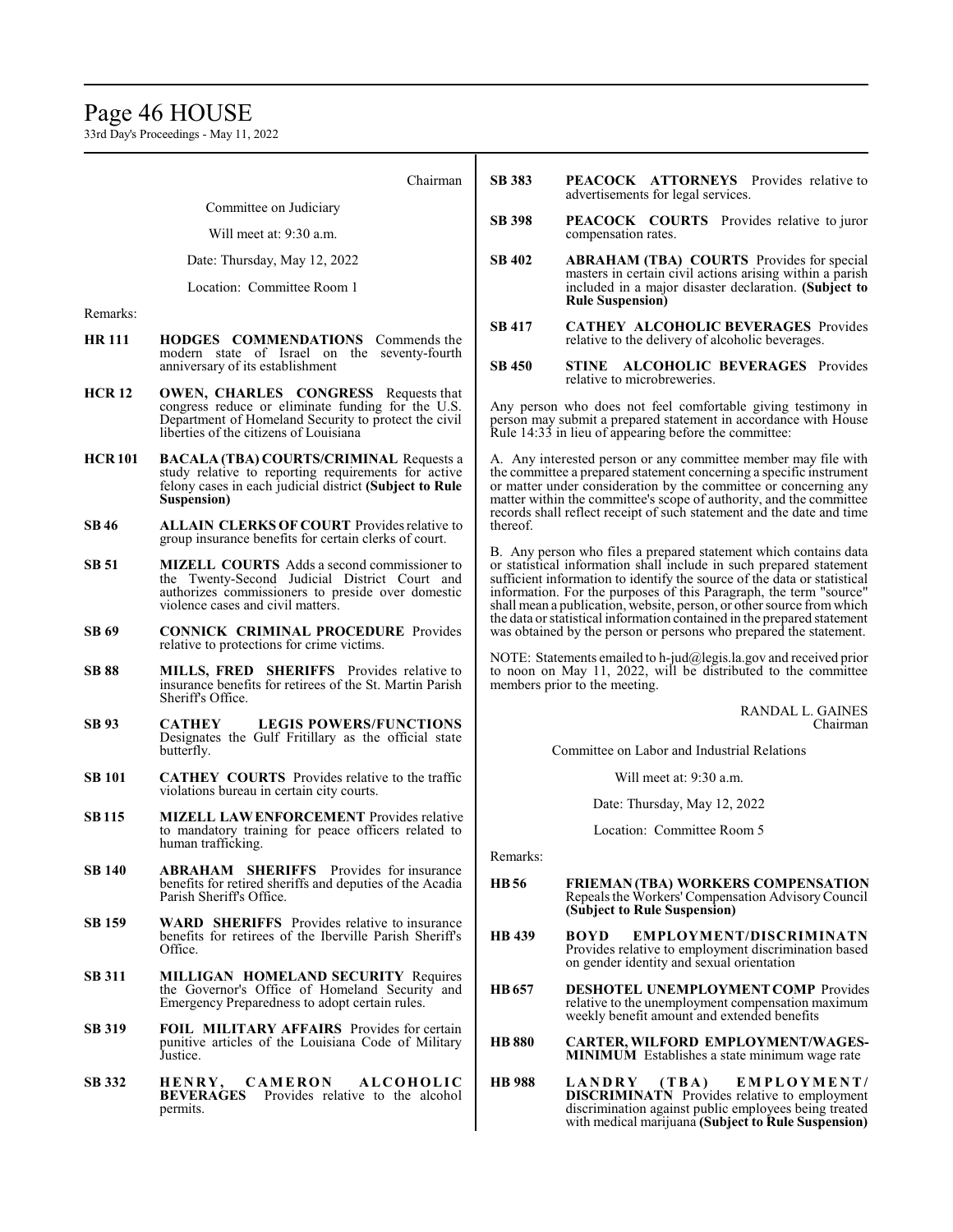Chairman

Committee on Judiciary

Will meet at: 9:30 a.m.

Date: Thursday, May 12, 2022

Location: Committee Room 1

Remarks:

**HR 111** **HODGES COMMENDATIONS** Commends the modern state of Israel on the seventy-fourth anniversary of its establishment

**HCR 12** **OWEN, CHARLES CONGRESS** Requests that congress reduce or eliminate funding for the U.S. Department of Homeland Security to protect the civil liberties of the citizens of Louisiana

**HCR 101** **BACALA (TBA) COURTS/CRIMINAL** Requests a study relative to reporting requirements for active felony cases in each judicial district **(Subject to Rule Suspension)**

**SB 46** **ALLAIN CLERKS OF COURT** Provides relative to group insurance benefits for certain clerks of court.

**SB 51** **MIZELL COURTS** Adds a second commissioner to the Twenty-Second Judicial District Court and authorizes commissioners to preside over domestic violence cases and civil matters.

**SB 69** **CONNICK CRIMINAL PROCEDURE** Provides relative to protections for crime victims.

**SB 88** **MILLS, FRED SHERIFFS** Provides relative to insurance benefits for retirees of the St. Martin Parish Sheriff's Office.

**SB 93** **CATHEY LEGIS POWERS/FUNCTIONS** Designates the Gulf Fritillary as the official state butterfly.

**SB 101** **CATHEY COURTS** Provides relative to the traffic violations bureau in certain city courts.

**SB 115** **MIZELL LAW ENFORCEMENT** Provides relative to mandatory training for peace officers related to human trafficking.

**SB 140** **ABRAHAM SHERIFFS** Provides for insurance benefits for retired sheriffs and deputies of the Acadia Parish Sheriff's Office.

**SB 159** **WARD SHERIFFS** Provides relative to insurance benefits for retirees of the Iberville Parish Sheriff's Office.

**SB 311** **MILLIGAN HOMELAND SECURITY** Requires the Governor's Office of Homeland Security and Emergency Preparedness to adopt certain rules.

**SB 319** **FOIL MILITARY AFFAIRS** Provides for certain punitive articles of the Louisiana Code of Military Justice.

**SB 332** **HENRY, CAMERON ALCOHOLIC BEVERAGES** Provides relative to the alcohol permits.

**SB 383** **PEACOCK ATTORNEYS** Provides relative to advertisements for legal services.

**SB 398** **PEACOCK COURTS** Provides relative to juror compensation rates.

**SB 402** **ABRAHAM (TBA) COURTS** Provides for special masters in certain civil actions arising within a parish included in a major disaster declaration. **(Subject to Rule Suspension)**

**SB 417** **CATHEY ALCOHOLIC BEVERAGES** Provides relative to the delivery of alcoholic beverages.

**SB 450** **STINE ALCOHOLIC BEVERAGES** Provides relative to microbreweries.

Any person who does not feel comfortable giving testimony in person may submit a prepared statement in accordance with House Rule 14:33 in lieu of appearing before the committee:

A. Any interested person or any committee member may file with the committee a prepared statement concerning a specific instrument or matter under consideration by the committee or concerning any matter within the committee's scope of authority, and the committee records shall reflect receipt of such statement and the date and time thereof.

B. Any person who files a prepared statement which contains data or statistical information shall include in such prepared statement sufficient information to identify the source of the data or statistical information. For the purposes of this Paragraph, the term "source" shall mean a publication, website, person, or other source from which the data or statistical information contained in the prepared statement was obtained by the person or persons who prepared the statement.

NOTE: Statements emailed to h-jud@legis.la.gov and received prior to noon on May 11, 2022, will be distributed to the committee members prior to the meeting.

RANDAL L. GAINES
Chairman

Committee on Labor and Industrial Relations

Will meet at: 9:30 a.m.

Date: Thursday, May 12, 2022

Location: Committee Room 5

Remarks:

**HB 56** **FRIEMAN (TBA) WORKERS COMPENSATION** Repeals the Workers' Compensation Advisory Council **(Subject to Rule Suspension)**

**HB 439** **BOYD EMPLOYMENT/DISCRIMINATN** Provides relative to employment discrimination based on gender identity and sexual orientation

**HB 657** **DESHOTEL UNEMPLOYMENT COMP** Provides relative to the unemployment compensation maximum weekly benefit amount and extended benefits

**HB 880** **CARTER, WILFORD EMPLOYMENT/WAGES-MINIMUM** Establishes a state minimum wage rate

**HB 988** **LANDRY (TBA) EMPLOYMENT/DISCRIMINATN** Provides relative to employment discrimination against public employees being treated with medical marijuana **(Subject to Rule Suspension)**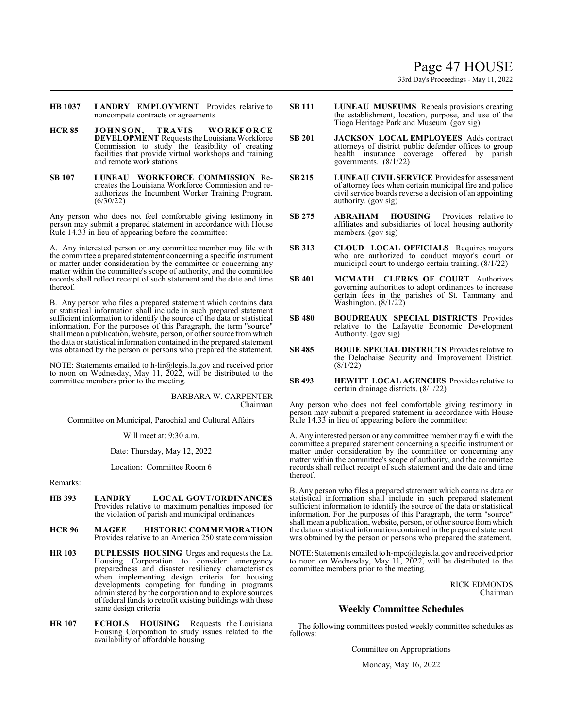**HB 1037** **LANDRY EMPLOYMENT** Provides relative to noncompete contracts or agreements

**HCR 85** **JOHNSON, TRAVIS WORKFORCE DEVELOPMENT** Requests the Louisiana Workforce Commission to study the feasibility of creating facilities that provide virtual workshops and training and remote work stations

**SB 107** **LUNEAU WORKFORCE COMMISSION** Recreates the Louisiana Workforce Commission and reauthorizes the Incumbent Worker Training Program. (6/30/22)

Any person who does not feel comfortable giving testimony in person may submit a prepared statement in accordance with House Rule 14.33 in lieu of appearing before the committee:

A. Any interested person or any committee member may file with the committee a prepared statement concerning a specific instrument or matter under consideration by the committee or concerning any matter within the committee's scope of authority, and the committee records shall reflect receipt of such statement and the date and time thereof.

B. Any person who files a prepared statement which contains data or statistical information shall include in such prepared statement sufficient information to identify the source of the data or statistical information. For the purposes of this Paragraph, the term "source" shall mean a publication, website, person, or other source from which the data or statistical information contained in the prepared statement was obtained by the person or persons who prepared the statement.

NOTE: Statements emailed to h-lir@legis.la.gov and received prior to noon on Wednesday, May 11, 2022, will be distributed to the committee members prior to the meeting.

BARBARA W. CARPENTER
Chairman

Committee on Municipal, Parochial and Cultural Affairs

Will meet at: 9:30 a.m.

Date: Thursday, May 12, 2022

Location: Committee Room 6

Remarks:

**HB 393** **LANDRY LOCAL GOVT/ORDINANCES** Provides relative to maximum penalties imposed for the violation of parish and municipal ordinances

**HCR 96** **MAGEE HISTORIC COMMEMORATION** Provides relative to an America 250 state commission

**HR 103** **DUPLESSIS HOUSING** Urges and requests the La. Housing Corporation to consider emergency preparedness and disaster resiliency characteristics when implementing design criteria for housing developments competing for funding in programs administered by the corporation and to explore sources of federal funds to retrofit existing buildings with these same design criteria

**HR 107** **ECHOLS HOUSING** Requests the Louisiana Housing Corporation to study issues related to the availability of affordable housing

**SB 111** **LUNEAU MUSEUMS** Repeals provisions creating the establishment, location, purpose, and use of the Tioga Heritage Park and Museum. (gov sig)

**SB 201** **JACKSON LOCAL EMPLOYEES** Adds contract attorneys of district public defender offices to group health insurance coverage offered by parish governments. (8/1/22)

**SB 215** **LUNEAU CIVIL SERVICE** Provides for assessment of attorney fees when certain municipal fire and police civil service boards reverse a decision of an appointing authority. (gov sig)

**SB 275** **ABRAHAM HOUSING** Provides relative to affiliates and subsidiaries of local housing authority members. (gov sig)

**SB 313** **CLOUD LOCAL OFFICIALS** Requires mayors who are authorized to conduct mayor's court or municipal court to undergo certain training. (8/1/22)

**SB 401** **MCMATH CLERKS OF COURT** Authorizes governing authorities to adopt ordinances to increase certain fees in the parishes of St. Tammany and Washington. (8/1/22)

**SB 480** **BOUDREAUX SPECIAL DISTRICTS** Provides relative to the Lafayette Economic Development Authority. (gov sig)

**SB 485** **BOUIE SPECIAL DISTRICTS** Provides relative to the Delachaise Security and Improvement District. (8/1/22)

**SB 493** **HEWITT LOCAL AGENCIES** Provides relative to certain drainage districts. (8/1/22)

Any person who does not feel comfortable giving testimony in person may submit a prepared statement in accordance with House Rule 14.33 in lieu of appearing before the committee:

A. Any interested person or any committee member may file with the committee a prepared statement concerning a specific instrument or matter under consideration by the committee or concerning any matter within the committee's scope of authority, and the committee records shall reflect receipt of such statement and the date and time thereof.

B. Any person who files a prepared statement which contains data or statistical information shall include in such prepared statement sufficient information to identify the source of the data or statistical information. For the purposes of this Paragraph, the term "source" shall mean a publication, website, person, or other source from which the data or statistical information contained in the prepared statement was obtained by the person or persons who prepared the statement.

NOTE: Statements emailed to h-mpc@legis.la.gov and received prior to noon on Wednesday, May 11, 2022, will be distributed to the committee members prior to the meeting.

RICK EDMONDS
Chairman

## Weekly Committee Schedules

The following committees posted weekly committee schedules as follows:

Committee on Appropriations

Monday, May 16, 2022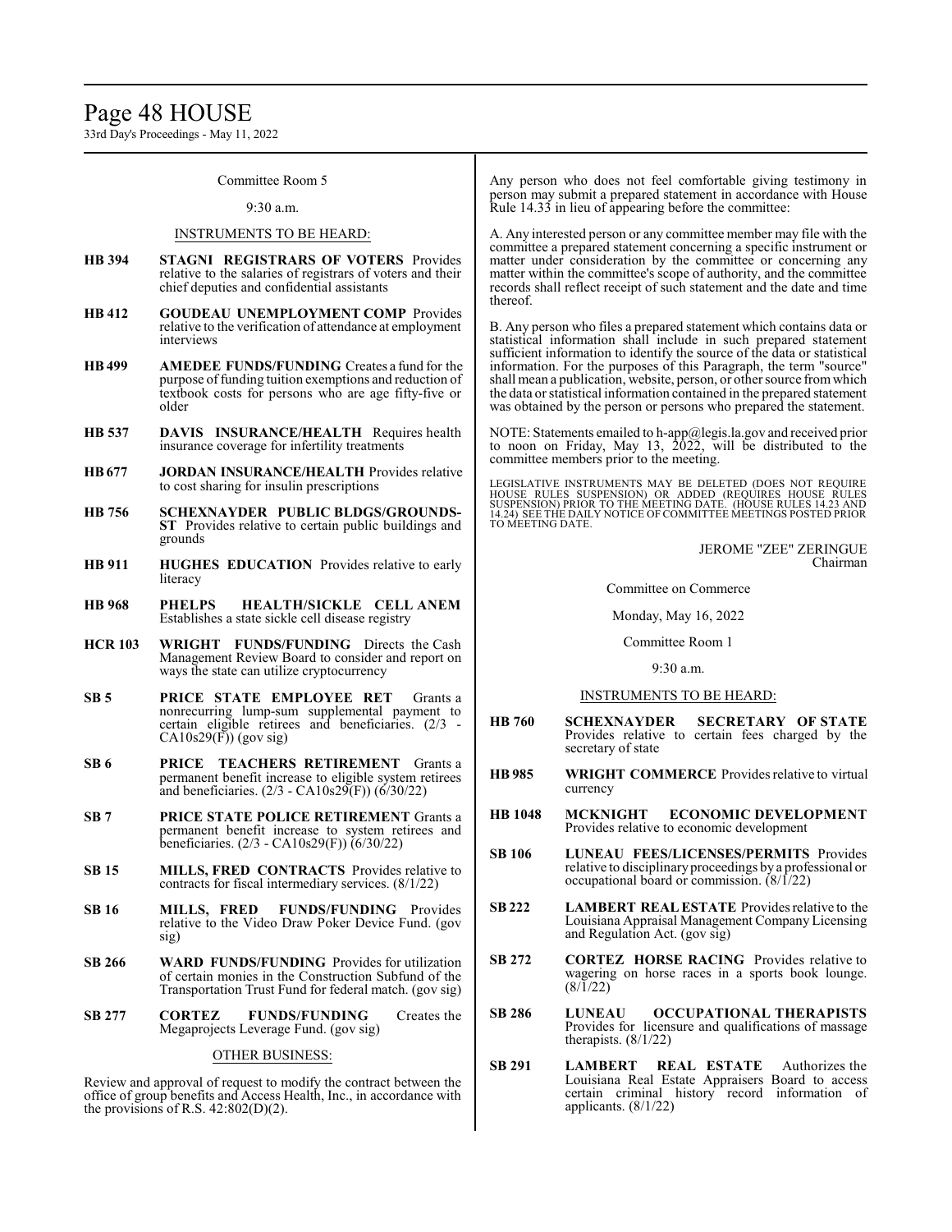Committee Room 5

9:30 a.m.

INSTRUMENTS TO BE HEARD:

**HB 394** **STAGNI REGISTRARS OF VOTERS** Provides relative to the salaries of registrars of voters and their chief deputies and confidential assistants

**HB 412** **GOUDEAU UNEMPLOYMENT COMP** Provides relative to the verification of attendance at employment interviews

**HB 499** **AMEDEE FUNDS/FUNDING** Creates a fund for the purpose of funding tuition exemptions and reduction of textbook costs for persons who are age fifty-five or older

**HB 537** **DAVIS INSURANCE/HEALTH** Requires health insurance coverage for infertility treatments

**HB 677** **JORDAN INSURANCE/HEALTH** Provides relative to cost sharing for insulin prescriptions

**HB 756** **SCHEXNAYDER PUBLIC BLDGS/GROUNDS-ST** Provides relative to certain public buildings and grounds

**HB 911** **HUGHES EDUCATION** Provides relative to early literacy

**HB 968** **PHELPS HEALTH/SICKLE CELL ANEM** Establishes a state sickle cell disease registry

**HCR 103** **WRIGHT FUNDS/FUNDING** Directs the Cash Management Review Board to consider and report on ways the state can utilize cryptocurrency

**SB 5** **PRICE STATE EMPLOYEE RET** Grants a nonrecurring lump-sum supplemental payment to certain eligible retirees and beneficiaries. (2/3 - CA10s29(F)) (gov sig)

**SB 6** **PRICE TEACHERS RETIREMENT** Grants a permanent benefit increase to eligible system retirees and beneficiaries. (2/3 - CA10s29(F)) (6/30/22)

**SB 7** **PRICE STATE POLICE RETIREMENT** Grants a permanent benefit increase to system retirees and beneficiaries. (2/3 - CA10s29(F)) (6/30/22)

**SB 15** **MILLS, FRED CONTRACTS** Provides relative to contracts for fiscal intermediary services. (8/1/22)

**SB 16** **MILLS, FRED FUNDS/FUNDING** Provides relative to the Video Draw Poker Device Fund. (gov sig)

**SB 266** **WARD FUNDS/FUNDING** Provides for utilization of certain monies in the Construction Subfund of the Transportation Trust Fund for federal match. (gov sig)

**SB 277** **CORTEZ FUNDS/FUNDING** Creates the Megaprojects Leverage Fund. (gov sig)

OTHER BUSINESS:

Review and approval of request to modify the contract between the office of group benefits and Access Health, Inc., in accordance with the provisions of R.S. 42:802(D)(2).

Any person who does not feel comfortable giving testimony in person may submit a prepared statement in accordance with House Rule 14.33 in lieu of appearing before the committee:

A. Any interested person or any committee member may file with the committee a prepared statement concerning a specific instrument or matter under consideration by the committee or concerning any matter within the committee's scope of authority, and the committee records shall reflect receipt of such statement and the date and time thereof.

B. Any person who files a prepared statement which contains data or statistical information shall include in such prepared statement sufficient information to identify the source of the data or statistical information. For the purposes of this Paragraph, the term "source" shall mean a publication, website, person, or other source from which the data or statistical information contained in the prepared statement was obtained by the person or persons who prepared the statement.

NOTE: Statements emailed to h-app@legis.la.gov and received prior to noon on Friday, May 13, 2022, will be distributed to the committee members prior to the meeting.

LEGISLATIVE INSTRUMENTS MAY BE DELETED (DOES NOT REQUIRE HOUSE RULES SUSPENSION) OR ADDED (REQUIRES HOUSE RULES SUSPENSION) PRIOR TO THE MEETING DATE. (HOUSE RULES 14.23 AND 14.24) SEE THE DAILY NOTICE OF COMMITTEE MEETINGS POSTED PRIOR TO MEETING DATE.

JEROME "ZEE" ZERINGUE
Chairman

Committee on Commerce

Monday, May 16, 2022

Committee Room 1

9:30 a.m.

INSTRUMENTS TO BE HEARD:

**HB 760** **SCHEXNAYDER SECRETARY OF STATE** Provides relative to certain fees charged by the secretary of state

**HB 985** **WRIGHT COMMERCE** Provides relative to virtual currency

**HB 1048** **MCKNIGHT ECONOMIC DEVELOPMENT** Provides relative to economic development

**SB 106** **LUNEAU FEES/LICENSES/PERMITS** Provides relative to disciplinary proceedings by a professional or occupational board or commission. (8/1/22)

**SB 222** **LAMBERT REAL ESTATE** Provides relative to the Louisiana Appraisal Management Company Licensing and Regulation Act. (gov sig)

**SB 272** **CORTEZ HORSE RACING** Provides relative to wagering on horse races in a sports book lounge. (8/1/22)

**SB 286** **LUNEAU OCCUPATIONAL THERAPISTS** Provides for licensure and qualifications of massage therapists. (8/1/22)

**SB 291** **LAMBERT REAL ESTATE** Authorizes the Louisiana Real Estate Appraisers Board to access certain criminal history record information of applicants. (8/1/22)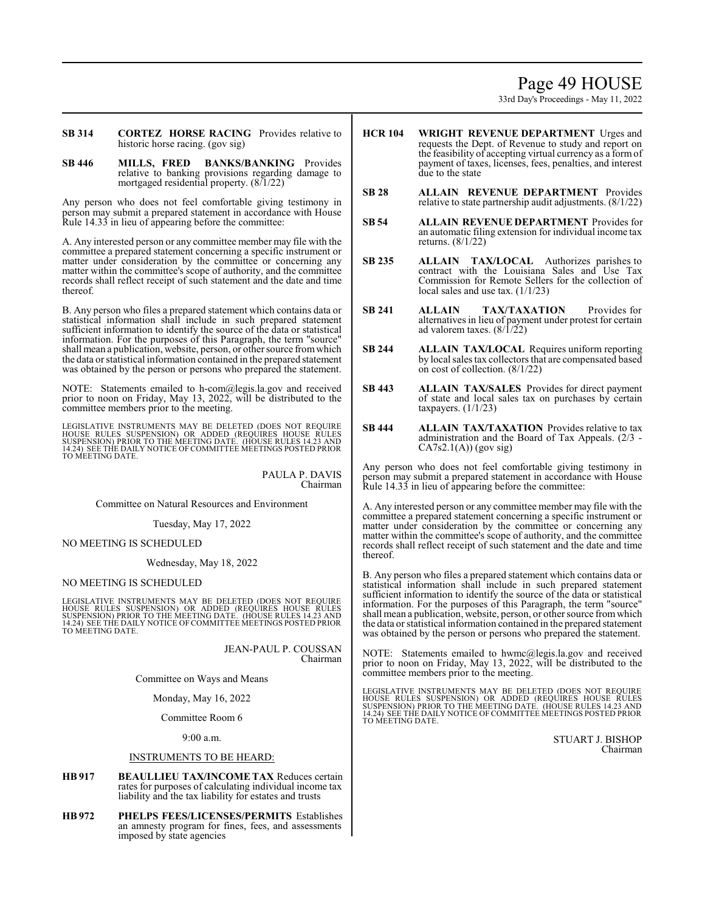**SB 314** **CORTEZ HORSE RACING** Provides relative to historic horse racing. (gov sig)

**SB 446** **MILLS, FRED BANKS/BANKING** Provides relative to banking provisions regarding damage to mortgaged residential property. (8/1/22)

Any person who does not feel comfortable giving testimony in person may submit a prepared statement in accordance with House Rule 14.33 in lieu of appearing before the committee:

A. Any interested person or any committee member may file with the committee a prepared statement concerning a specific instrument or matter under consideration by the committee or concerning any matter within the committee's scope of authority, and the committee records shall reflect receipt of such statement and the date and time thereof.

B. Any person who files a prepared statement which contains data or statistical information shall include in such prepared statement sufficient information to identify the source of the data or statistical information. For the purposes of this Paragraph, the term "source" shall mean a publication, website, person, or other source from which the data or statistical information contained in the prepared statement was obtained by the person or persons who prepared the statement.

NOTE: Statements emailed to h-com@legis.la.gov and received prior to noon on Friday, May 13, 2022, will be distributed to the committee members prior to the meeting.

LEGISLATIVE INSTRUMENTS MAY BE DELETED (DOES NOT REQUIRE HOUSE RULES SUSPENSION) OR ADDED (REQUIRES HOUSE RULES SUSPENSION) PRIOR TO THE MEETING DATE. (HOUSE RULES 14.23 AND 14.24) SEE THE DAILY NOTICE OF COMMITTEE MEETINGS POSTED PRIOR TO MEETING DATE.

PAULA P. DAVIS
Chairman

Committee on Natural Resources and Environment

Tuesday, May 17, 2022

NO MEETING IS SCHEDULED

Wednesday, May 18, 2022

NO MEETING IS SCHEDULED

LEGISLATIVE INSTRUMENTS MAY BE DELETED (DOES NOT REQUIRE HOUSE RULES SUSPENSION) OR ADDED (REQUIRES HOUSE RULES SUSPENSION) PRIOR TO THE MEETING DATE. (HOUSE RULES 14.23 AND 14.24) SEE THE DAILY NOTICE OF COMMITTEE MEETINGS POSTED PRIOR TO MEETING DATE.

JEAN-PAUL P. COUSSAN
Chairman

Committee on Ways and Means

Monday, May 16, 2022

Committee Room 6

9:00 a.m.

INSTRUMENTS TO BE HEARD:

**HB 917** **BEAULLIEU TAX/INCOME TAX** Reduces certain rates for purposes of calculating individual income tax liability and the tax liability for estates and trusts

**HB 972** **PHELPS FEES/LICENSES/PERMITS** Establishes an amnesty program for fines, fees, and assessments imposed by state agencies

**HCR 104** **WRIGHT REVENUE DEPARTMENT** Urges and requests the Dept. of Revenue to study and report on the feasibility of accepting virtual currency as a form of payment of taxes, licenses, fees, penalties, and interest due to the state

**SB 28** **ALLAIN REVENUE DEPARTMENT** Provides relative to state partnership audit adjustments. (8/1/22)

**SB 54** **ALLAIN REVENUE DEPARTMENT** Provides for an automatic filing extension for individual income tax returns. (8/1/22)

**SB 235** **ALLAIN TAX/LOCAL** Authorizes parishes to contract with the Louisiana Sales and Use Tax Commission for Remote Sellers for the collection of local sales and use tax. (1/1/23)

**SB 241** **ALLAIN TAX/TAXATION** Provides for alternatives in lieu of payment under protest for certain ad valorem taxes. (8/1/22)

**SB 244** **ALLAIN TAX/LOCAL** Requires uniform reporting by local sales tax collectors that are compensated based on cost of collection. (8/1/22)

**SB 443** **ALLAIN TAX/SALES** Provides for direct payment of state and local sales tax on purchases by certain taxpayers. (1/1/23)

**SB 444** **ALLAIN TAX/TAXATION** Provides relative to tax administration and the Board of Tax Appeals. (2/3 - CA7s2.1(A)) (gov sig)

Any person who does not feel comfortable giving testimony in person may submit a prepared statement in accordance with House Rule 14.33 in lieu of appearing before the committee:

A. Any interested person or any committee member may file with the committee a prepared statement concerning a specific instrument or matter under consideration by the committee or concerning any matter within the committee's scope of authority, and the committee records shall reflect receipt of such statement and the date and time thereof.

B. Any person who files a prepared statement which contains data or statistical information shall include in such prepared statement sufficient information to identify the source of the data or statistical information. For the purposes of this Paragraph, the term "source" shall mean a publication, website, person, or other source from which the data or statistical information contained in the prepared statement was obtained by the person or persons who prepared the statement.

NOTE: Statements emailed to hwmc@legis.la.gov and received prior to noon on Friday, May 13, 2022, will be distributed to the committee members prior to the meeting.

LEGISLATIVE INSTRUMENTS MAY BE DELETED (DOES NOT REQUIRE HOUSE RULES SUSPENSION) OR ADDED (REQUIRES HOUSE RULES SUSPENSION) PRIOR TO THE MEETING DATE. (HOUSE RULES 14.23 AND 14.24) SEE THE DAILY NOTICE OF COMMITTEE MEETINGS POSTED PRIOR TO MEETING DATE.

STUART J. BISHOP
Chairman